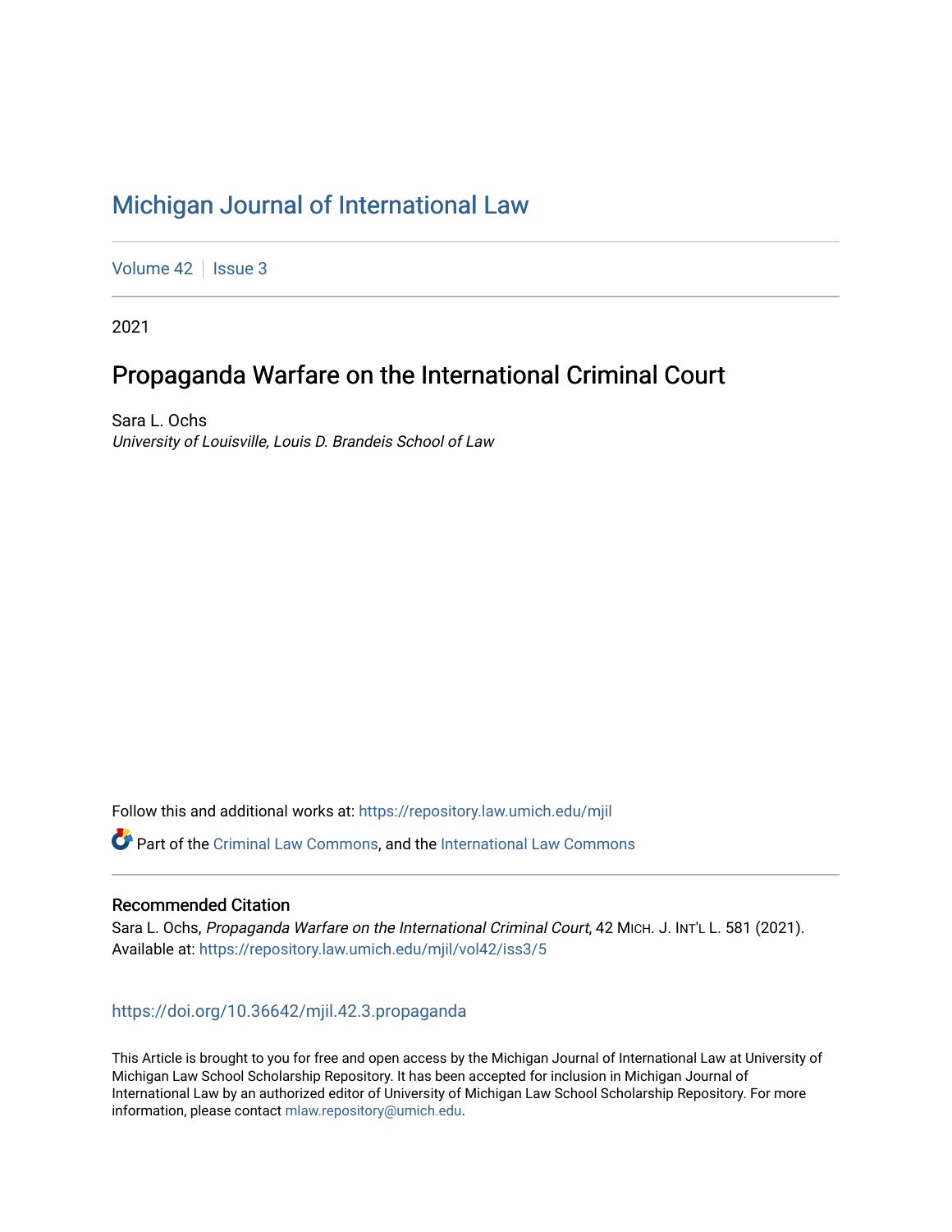# Michigan Journal of International Law

Volume 42 | Issue 3

2021

## Propaganda Warfare on the International Criminal Court

Sara L. Ochs
*University of Louisville, Louis D. Brandeis School of Law*

Follow this and additional works at: https://repository.law.umich.edu/mjil

Part of the Criminal Law Commons, and the International Law Commons

### Recommended Citation

Sara L. Ochs, *Propaganda Warfare on the International Criminal Court*, 42 MICH. J. INT'L L. 581 (2021).
Available at: https://repository.law.umich.edu/mjil/vol42/iss3/5

https://doi.org/10.36642/mjil.42.3.propaganda

This Article is brought to you for free and open access by the Michigan Journal of International Law at University of Michigan Law School Scholarship Repository. It has been accepted for inclusion in Michigan Journal of International Law by an authorized editor of University of Michigan Law School Scholarship Repository. For more information, please contact mlaw.repository@umich.edu.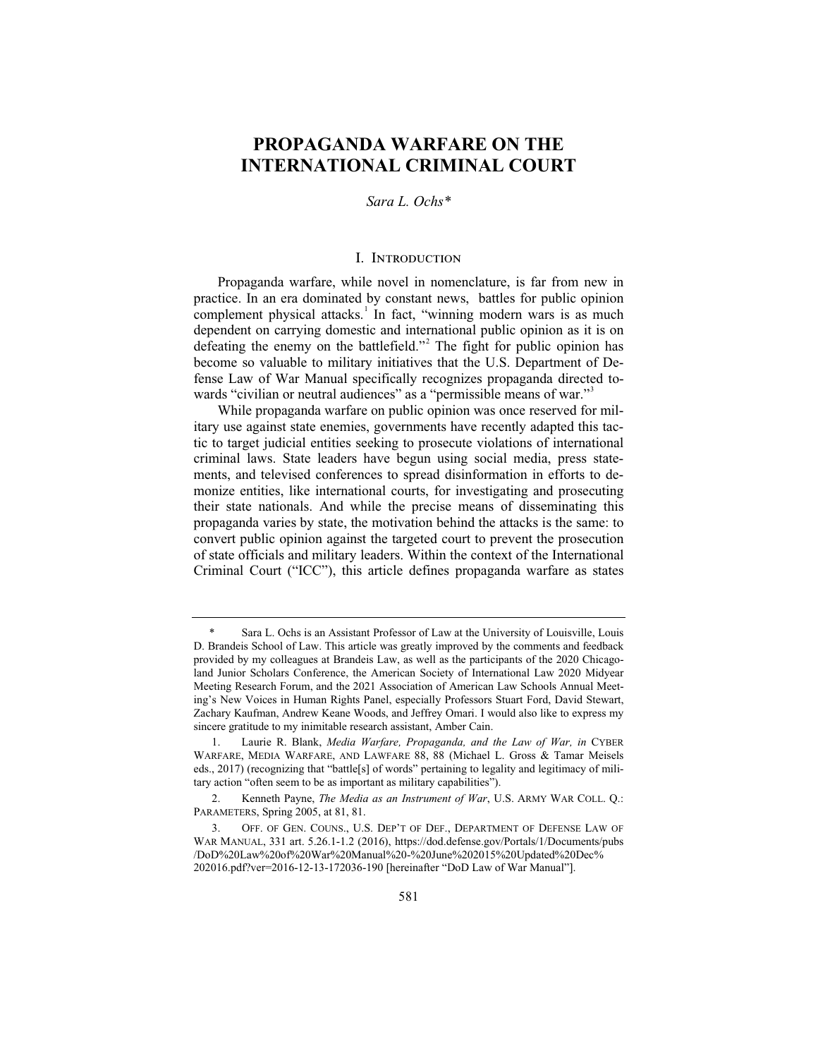# PROPAGANDA WARFARE ON THE INTERNATIONAL CRIMINAL COURT

*Sara L. Ochs\**

## I. Introduction

Propaganda warfare, while novel in nomenclature, is far from new in practice. In an era dominated by constant news, battles for public opinion complement physical attacks.[1] In fact, "winning modern wars is as much dependent on carrying domestic and international public opinion as it is on defeating the enemy on the battlefield."[2] The fight for public opinion has become so valuable to military initiatives that the U.S. Department of Defense Law of War Manual specifically recognizes propaganda directed towards "civilian or neutral audiences" as a "permissible means of war."[3]

While propaganda warfare on public opinion was once reserved for military use against state enemies, governments have recently adapted this tactic to target judicial entities seeking to prosecute violations of international criminal laws. State leaders have begun using social media, press statements, and televised conferences to spread disinformation in efforts to demonize entities, like international courts, for investigating and prosecuting their state nationals. And while the precise means of disseminating this propaganda varies by state, the motivation behind the attacks is the same: to convert public opinion against the targeted court to prevent the prosecution of state officials and military leaders. Within the context of the International Criminal Court ("ICC"), this article defines propaganda warfare as states

---

\* Sara L. Ochs is an Assistant Professor of Law at the University of Louisville, Louis D. Brandeis School of Law. This article was greatly improved by the comments and feedback provided by my colleagues at Brandeis Law, as well as the participants of the 2020 Chicagoland Junior Scholars Conference, the American Society of International Law 2020 Midyear Meeting Research Forum, and the 2021 Association of American Law Schools Annual Meeting's New Voices in Human Rights Panel, especially Professors Stuart Ford, David Stewart, Zachary Kaufman, Andrew Keane Woods, and Jeffrey Omari. I would also like to express my sincere gratitude to my inimitable research assistant, Amber Cain.

1. Laurie R. Blank, *Media Warfare, Propaganda, and the Law of War, in* CYBER WARFARE, MEDIA WARFARE, AND LAWFARE 88, 88 (Michael L. Gross & Tamar Meisels eds., 2017) (recognizing that "battle[s] of words" pertaining to legality and legitimacy of military action "often seem to be as important as military capabilities").

2. Kenneth Payne, *The Media as an Instrument of War*, U.S. ARMY WAR COLL. Q.: PARAMETERS, Spring 2005, at 81, 81.

3. OFF. OF GEN. COUNS., U.S. DEP'T OF DEF., DEPARTMENT OF DEFENSE LAW OF WAR MANUAL, 331 art. 5.26.1-1.2 (2016), https://dod.defense.gov/Portals/1/Documents/pubs/DoD%20Law%20of%20War%20Manual%20-%20June%202015%20Updated%20Dec%202016.pdf?ver=2016-12-13-172036-190 [hereinafter "DoD Law of War Manual"].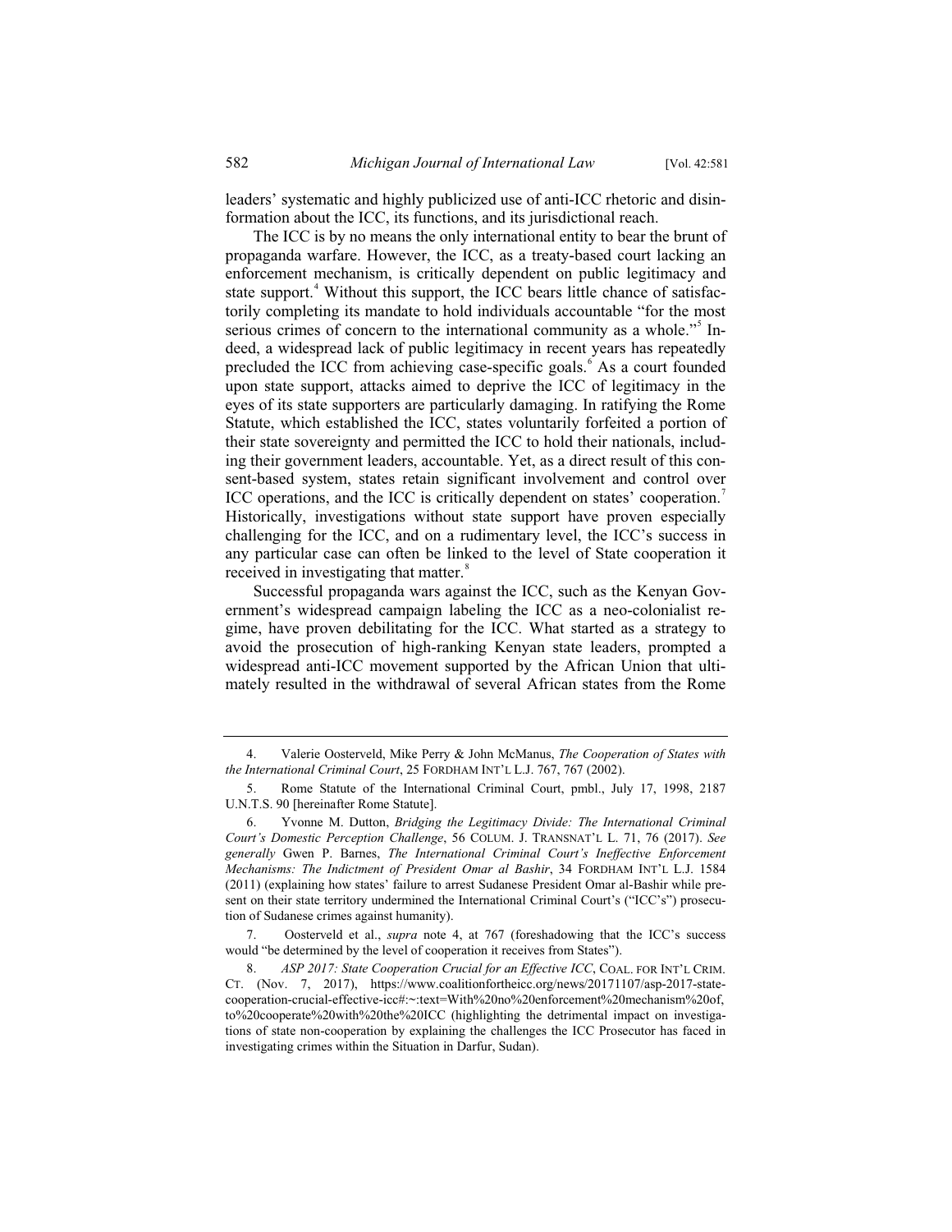leaders' systematic and highly publicized use of anti-ICC rhetoric and disinformation about the ICC, its functions, and its jurisdictional reach.

The ICC is by no means the only international entity to bear the brunt of propaganda warfare. However, the ICC, as a treaty-based court lacking an enforcement mechanism, is critically dependent on public legitimacy and state support.[4] Without this support, the ICC bears little chance of satisfactorily completing its mandate to hold individuals accountable "for the most serious crimes of concern to the international community as a whole."[5] Indeed, a widespread lack of public legitimacy in recent years has repeatedly precluded the ICC from achieving case-specific goals.[6] As a court founded upon state support, attacks aimed to deprive the ICC of legitimacy in the eyes of its state supporters are particularly damaging. In ratifying the Rome Statute, which established the ICC, states voluntarily forfeited a portion of their state sovereignty and permitted the ICC to hold their nationals, including their government leaders, accountable. Yet, as a direct result of this consent-based system, states retain significant involvement and control over ICC operations, and the ICC is critically dependent on states' cooperation.[7] Historically, investigations without state support have proven especially challenging for the ICC, and on a rudimentary level, the ICC's success in any particular case can often be linked to the level of State cooperation it received in investigating that matter.[8]

Successful propaganda wars against the ICC, such as the Kenyan Government's widespread campaign labeling the ICC as a neo-colonialist regime, have proven debilitating for the ICC. What started as a strategy to avoid the prosecution of high-ranking Kenyan state leaders, prompted a widespread anti-ICC movement supported by the African Union that ultimately resulted in the withdrawal of several African states from the Rome

---

4. Valerie Oosterveld, Mike Perry & John McManus, *The Cooperation of States with the International Criminal Court*, 25 FORDHAM INT'L L.J. 767, 767 (2002).

5. Rome Statute of the International Criminal Court, pmbl., July 17, 1998, 2187 U.N.T.S. 90 [hereinafter Rome Statute].

6. Yvonne M. Dutton, *Bridging the Legitimacy Divide: The International Criminal Court's Domestic Perception Challenge*, 56 COLUM. J. TRANSNAT'L L. 71, 76 (2017). *See generally* Gwen P. Barnes, *The International Criminal Court's Ineffective Enforcement Mechanisms: The Indictment of President Omar al Bashir*, 34 FORDHAM INT'L L.J. 1584 (2011) (explaining how states' failure to arrest Sudanese President Omar al-Bashir while present on their state territory undermined the International Criminal Court's ("ICC's") prosecution of Sudanese crimes against humanity).

7. Oosterveld et al., *supra* note 4, at 767 (foreshadowing that the ICC's success would "be determined by the level of cooperation it receives from States").

8. *ASP 2017: State Cooperation Crucial for an Effective ICC*, COAL. FOR INT'L CRIM. CT. (Nov. 7, 2017), https://www.coalitionfortheicc.org/news/20171107/asp-2017-state-cooperation-crucial-effective-icc#:~:text=With%20no%20enforcement%20mechanism%20of,to%20cooperate%20with%20the%20ICC (highlighting the detrimental impact on investigations of state non-cooperation by explaining the challenges the ICC Prosecutor has faced in investigating crimes within the Situation in Darfur, Sudan).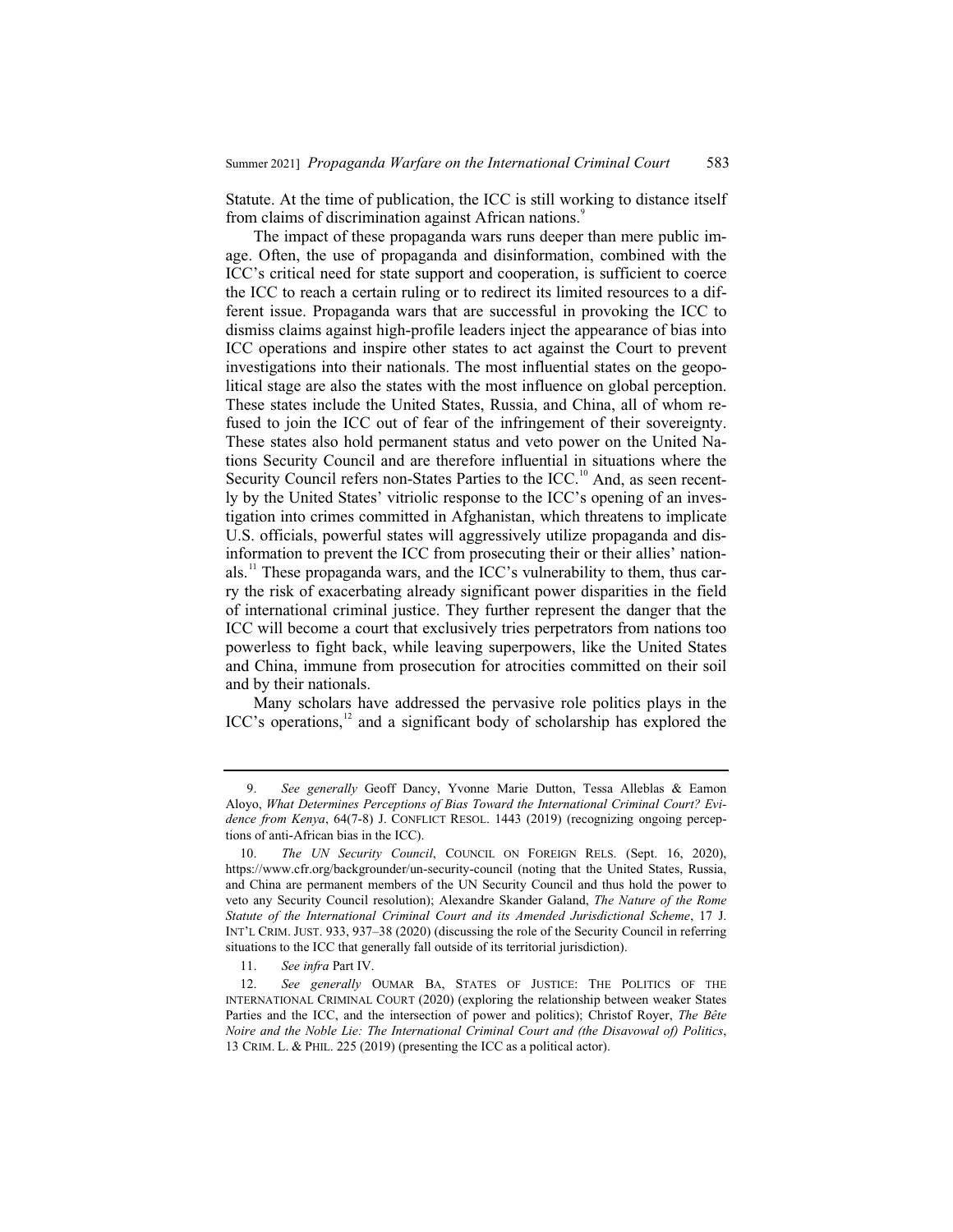Statute. At the time of publication, the ICC is still working to distance itself from claims of discrimination against African nations.[9]

The impact of these propaganda wars runs deeper than mere public image. Often, the use of propaganda and disinformation, combined with the ICC's critical need for state support and cooperation, is sufficient to coerce the ICC to reach a certain ruling or to redirect its limited resources to a different issue. Propaganda wars that are successful in provoking the ICC to dismiss claims against high-profile leaders inject the appearance of bias into ICC operations and inspire other states to act against the Court to prevent investigations into their nationals. The most influential states on the geopolitical stage are also the states with the most influence on global perception. These states include the United States, Russia, and China, all of whom refused to join the ICC out of fear of the infringement of their sovereignty. These states also hold permanent status and veto power on the United Nations Security Council and are therefore influential in situations where the Security Council refers non-States Parties to the ICC.[10] And, as seen recently by the United States' vitriolic response to the ICC's opening of an investigation into crimes committed in Afghanistan, which threatens to implicate U.S. officials, powerful states will aggressively utilize propaganda and disinformation to prevent the ICC from prosecuting their or their allies' nationals.[11] These propaganda wars, and the ICC's vulnerability to them, thus carry the risk of exacerbating already significant power disparities in the field of international criminal justice. They further represent the danger that the ICC will become a court that exclusively tries perpetrators from nations too powerless to fight back, while leaving superpowers, like the United States and China, immune from prosecution for atrocities committed on their soil and by their nationals.

Many scholars have addressed the pervasive role politics plays in the ICC's operations,[12] and a significant body of scholarship has explored the

---

9. *See generally* Geoff Dancy, Yvonne Marie Dutton, Tessa Alleblas & Eamon Aloyo, *What Determines Perceptions of Bias Toward the International Criminal Court? Evidence from Kenya*, 64(7-8) J. CONFLICT RESOL. 1443 (2019) (recognizing ongoing perceptions of anti-African bias in the ICC).

10. *The UN Security Council*, COUNCIL ON FOREIGN RELS. (Sept. 16, 2020), https://www.cfr.org/backgrounder/un-security-council (noting that the United States, Russia, and China are permanent members of the UN Security Council and thus hold the power to veto any Security Council resolution); Alexandre Skander Galand, *The Nature of the Rome Statute of the International Criminal Court and its Amended Jurisdictional Scheme*, 17 J. INT'L CRIM. JUST. 933, 937–38 (2020) (discussing the role of the Security Council in referring situations to the ICC that generally fall outside of its territorial jurisdiction).

11. *See infra* Part IV.

12. *See generally* OUMAR BA, STATES OF JUSTICE: THE POLITICS OF THE INTERNATIONAL CRIMINAL COURT (2020) (exploring the relationship between weaker States Parties and the ICC, and the intersection of power and politics); Christof Royer, *The Bête Noire and the Noble Lie: The International Criminal Court and (the Disavowal of) Politics*, 13 CRIM. L. & PHIL. 225 (2019) (presenting the ICC as a political actor).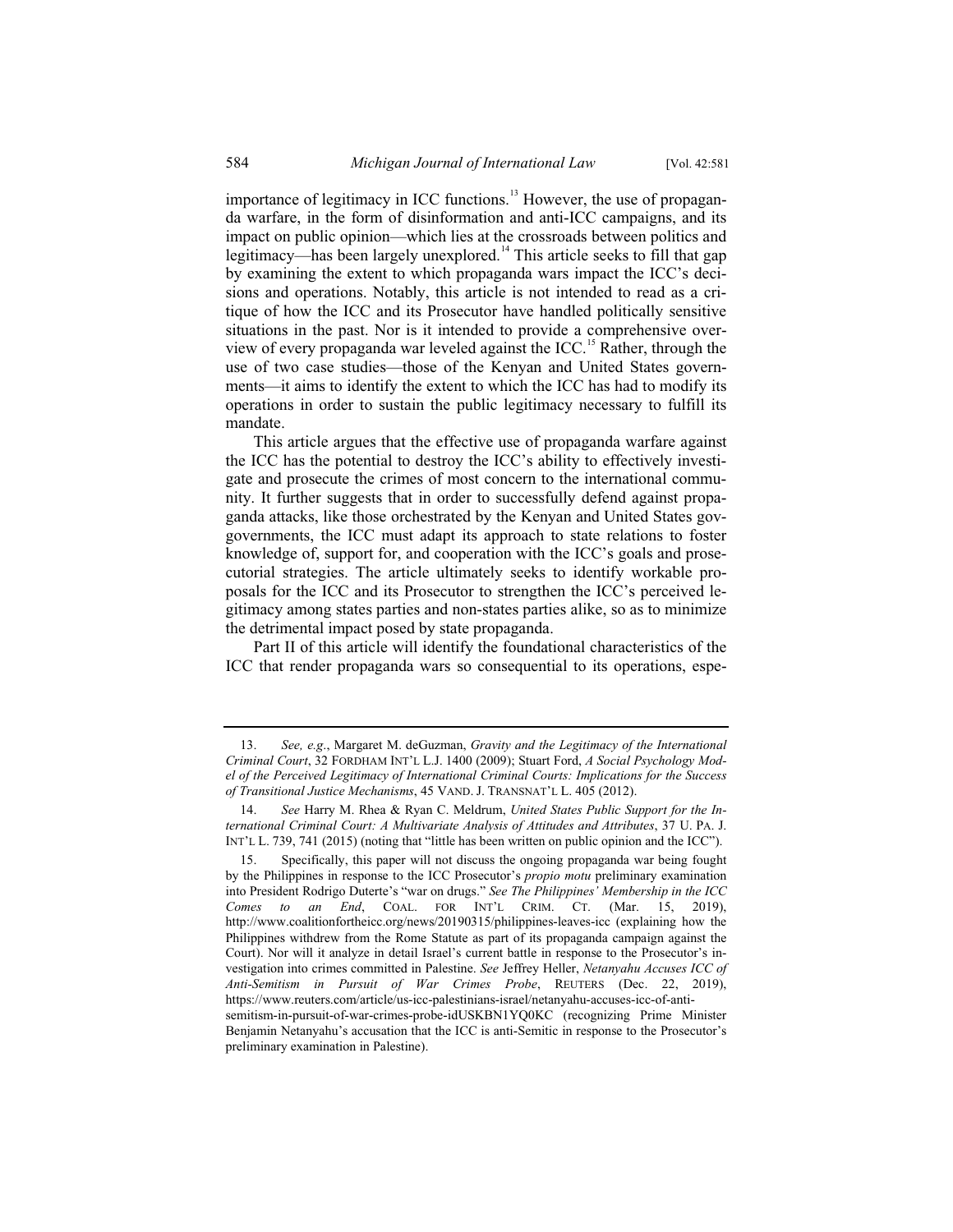importance of legitimacy in ICC functions.[13] However, the use of propaganda warfare, in the form of disinformation and anti-ICC campaigns, and its impact on public opinion—which lies at the crossroads between politics and legitimacy—has been largely unexplored.[14] This article seeks to fill that gap by examining the extent to which propaganda wars impact the ICC's decisions and operations. Notably, this article is not intended to read as a critique of how the ICC and its Prosecutor have handled politically sensitive situations in the past. Nor is it intended to provide a comprehensive overview of every propaganda war leveled against the ICC.[15] Rather, through the use of two case studies—those of the Kenyan and United States governments—it aims to identify the extent to which the ICC has had to modify its operations in order to sustain the public legitimacy necessary to fulfill its mandate.

This article argues that the effective use of propaganda warfare against the ICC has the potential to destroy the ICC's ability to effectively investigate and prosecute the crimes of most concern to the international community. It further suggests that in order to successfully defend against propaganda attacks, like those orchestrated by the Kenyan and United States gov-governments, the ICC must adapt its approach to state relations to foster knowledge of, support for, and cooperation with the ICC's goals and prosecutorial strategies. The article ultimately seeks to identify workable proposals for the ICC and its Prosecutor to strengthen the ICC's perceived legitimacy among states parties and non-states parties alike, so as to minimize the detrimental impact posed by state propaganda.

Part II of this article will identify the foundational characteristics of the ICC that render propaganda wars so consequential to its operations, espe-

---

13. *See, e.g.*, Margaret M. deGuzman, *Gravity and the Legitimacy of the International Criminal Court*, 32 FORDHAM INT'L L.J. 1400 (2009); Stuart Ford, *A Social Psychology Model of the Perceived Legitimacy of International Criminal Courts: Implications for the Success of Transitional Justice Mechanisms*, 45 VAND. J. TRANSNAT'L L. 405 (2012).

14. *See* Harry M. Rhea & Ryan C. Meldrum, *United States Public Support for the International Criminal Court: A Multivariate Analysis of Attitudes and Attributes*, 37 U. PA. J. INT'L L. 739, 741 (2015) (noting that "little has been written on public opinion and the ICC").

15. Specifically, this paper will not discuss the ongoing propaganda war being fought by the Philippines in response to the ICC Prosecutor's *propio motu* preliminary examination into President Rodrigo Duterte's "war on drugs." *See The Philippines' Membership in the ICC Comes to an End*, COAL. FOR INT'L CRIM. CT. (Mar. 15, 2019), http://www.coalitionfortheicc.org/news/20190315/philippines-leaves-icc (explaining how the Philippines withdrew from the Rome Statute as part of its propaganda campaign against the Court). Nor will it analyze in detail Israel's current battle in response to the Prosecutor's investigation into crimes committed in Palestine. *See* Jeffrey Heller, *Netanyahu Accuses ICC of Anti-Semitism in Pursuit of War Crimes Probe*, REUTERS (Dec. 22, 2019), https://www.reuters.com/article/us-icc-palestinians-israel/netanyahu-accuses-icc-of-anti-semitism-in-pursuit-of-war-crimes-probe-idUSKBN1YQ0KC (recognizing Prime Minister Benjamin Netanyahu's accusation that the ICC is anti-Semitic in response to the Prosecutor's preliminary examination in Palestine).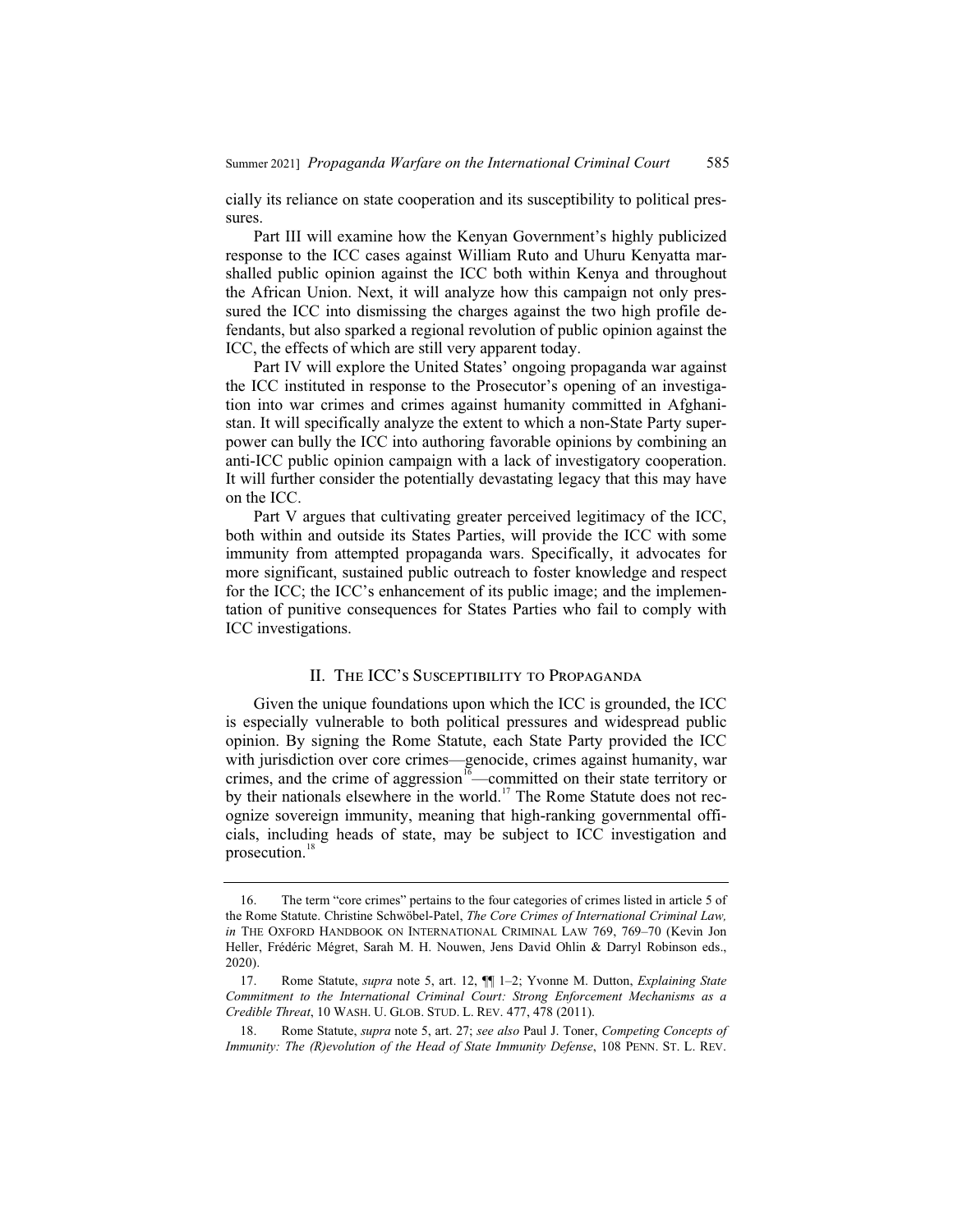cially its reliance on state cooperation and its susceptibility to political pressures.

Part III will examine how the Kenyan Government's highly publicized response to the ICC cases against William Ruto and Uhuru Kenyatta marshalled public opinion against the ICC both within Kenya and throughout the African Union. Next, it will analyze how this campaign not only pressured the ICC into dismissing the charges against the two high profile defendants, but also sparked a regional revolution of public opinion against the ICC, the effects of which are still very apparent today.

Part IV will explore the United States' ongoing propaganda war against the ICC instituted in response to the Prosecutor's opening of an investigation into war crimes and crimes against humanity committed in Afghanistan. It will specifically analyze the extent to which a non-State Party superpower can bully the ICC into authoring favorable opinions by combining an anti-ICC public opinion campaign with a lack of investigatory cooperation. It will further consider the potentially devastating legacy that this may have on the ICC.

Part V argues that cultivating greater perceived legitimacy of the ICC, both within and outside its States Parties, will provide the ICC with some immunity from attempted propaganda wars. Specifically, it advocates for more significant, sustained public outreach to foster knowledge and respect for the ICC; the ICC's enhancement of its public image; and the implementation of punitive consequences for States Parties who fail to comply with ICC investigations.

## II. The ICC's Susceptibility to Propaganda

Given the unique foundations upon which the ICC is grounded, the ICC is especially vulnerable to both political pressures and widespread public opinion. By signing the Rome Statute, each State Party provided the ICC with jurisdiction over core crimes—genocide, crimes against humanity, war crimes, and the crime of aggression[16]—committed on their state territory or by their nationals elsewhere in the world.[17] The Rome Statute does not recognize sovereign immunity, meaning that high-ranking governmental officials, including heads of state, may be subject to ICC investigation and prosecution.[18]

---

16. The term "core crimes" pertains to the four categories of crimes listed in article 5 of the Rome Statute. Christine Schwöbel-Patel, *The Core Crimes of International Criminal Law*, *in* The Oxford Handbook on International Criminal Law 769, 769–70 (Kevin Jon Heller, Frédéric Mégret, Sarah M. H. Nouwen, Jens David Ohlin & Darryl Robinson eds., 2020).

17. Rome Statute, *supra* note 5, art. 12, ¶¶ 1–2; Yvonne M. Dutton, *Explaining State Commitment to the International Criminal Court: Strong Enforcement Mechanisms as a Credible Threat*, 10 Wash. U. Glob. Stud. L. Rev. 477, 478 (2011).

18. Rome Statute, *supra* note 5, art. 27; *see also* Paul J. Toner, *Competing Concepts of Immunity: The (R)evolution of the Head of State Immunity Defense*, 108 Penn. St. L. Rev.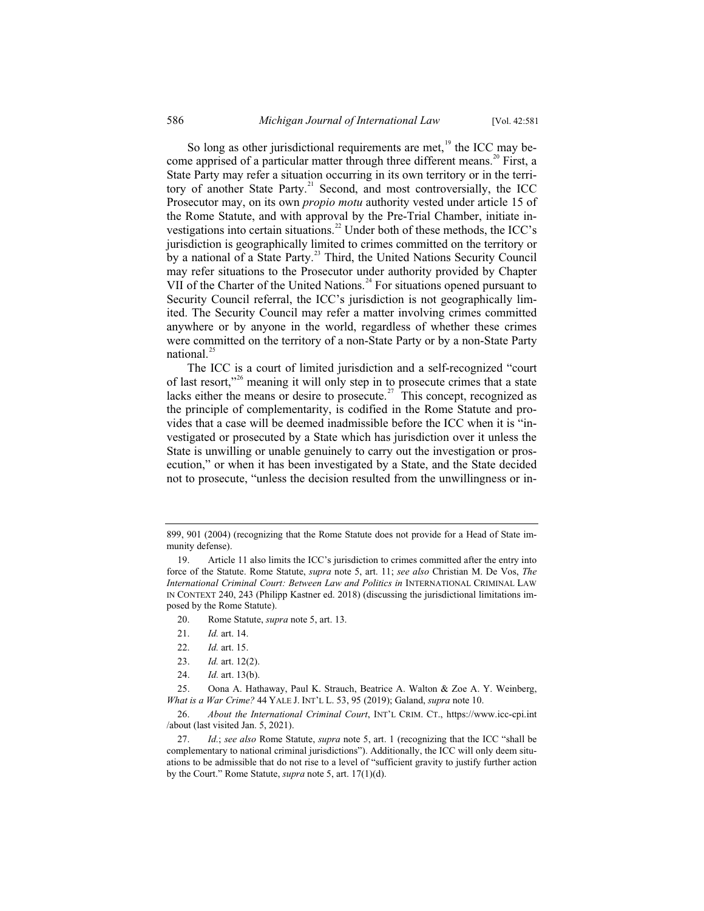So long as other jurisdictional requirements are met,[19] the ICC may become apprised of a particular matter through three different means.[20] First, a State Party may refer a situation occurring in its own territory or in the territory of another State Party.[21] Second, and most controversially, the ICC Prosecutor may, on its own *propio motu* authority vested under article 15 of the Rome Statute, and with approval by the Pre-Trial Chamber, initiate investigations into certain situations.[22] Under both of these methods, the ICC's jurisdiction is geographically limited to crimes committed on the territory or by a national of a State Party.[23] Third, the United Nations Security Council may refer situations to the Prosecutor under authority provided by Chapter VII of the Charter of the United Nations.[24] For situations opened pursuant to Security Council referral, the ICC's jurisdiction is not geographically limited. The Security Council may refer a matter involving crimes committed anywhere or by anyone in the world, regardless of whether these crimes were committed on the territory of a non-State Party or by a non-State Party national.[25]

The ICC is a court of limited jurisdiction and a self-recognized "court of last resort,"[26] meaning it will only step in to prosecute crimes that a state lacks either the means or desire to prosecute.[27] This concept, recognized as the principle of complementarity, is codified in the Rome Statute and provides that a case will be deemed inadmissible before the ICC when it is "investigated or prosecuted by a State which has jurisdiction over it unless the State is unwilling or unable genuinely to carry out the investigation or prosecution," or when it has been investigated by a State, and the State decided not to prosecute, "unless the decision resulted from the unwillingness or in-

---

899, 901 (2004) (recognizing that the Rome Statute does not provide for a Head of State immunity defense).

19. Article 11 also limits the ICC's jurisdiction to crimes committed after the entry into force of the Statute. Rome Statute, *supra* note 5, art. 11; *see also* Christian M. De Vos, *The International Criminal Court: Between Law and Politics in* INTERNATIONAL CRIMINAL LAW IN CONTEXT 240, 243 (Philipp Kastner ed. 2018) (discussing the jurisdictional limitations imposed by the Rome Statute).

20. Rome Statute, *supra* note 5, art. 13.

21. *Id.* art. 14.

22. *Id.* art. 15.

23. *Id.* art. 12(2).

24. *Id.* art. 13(b).

25. Oona A. Hathaway, Paul K. Strauch, Beatrice A. Walton & Zoe A. Y. Weinberg, *What is a War Crime?* 44 YALE J. INT'L L. 53, 95 (2019); Galand, *supra* note 10.

26. *About the International Criminal Court*, INT'L CRIM. CT., https://www.icc-cpi.int/about (last visited Jan. 5, 2021).

27. *Id.*; *see also* Rome Statute, *supra* note 5, art. 1 (recognizing that the ICC "shall be complementary to national criminal jurisdictions"). Additionally, the ICC will only deem situations to be admissible that do not rise to a level of "sufficient gravity to justify further action by the Court." Rome Statute, *supra* note 5, art. 17(1)(d).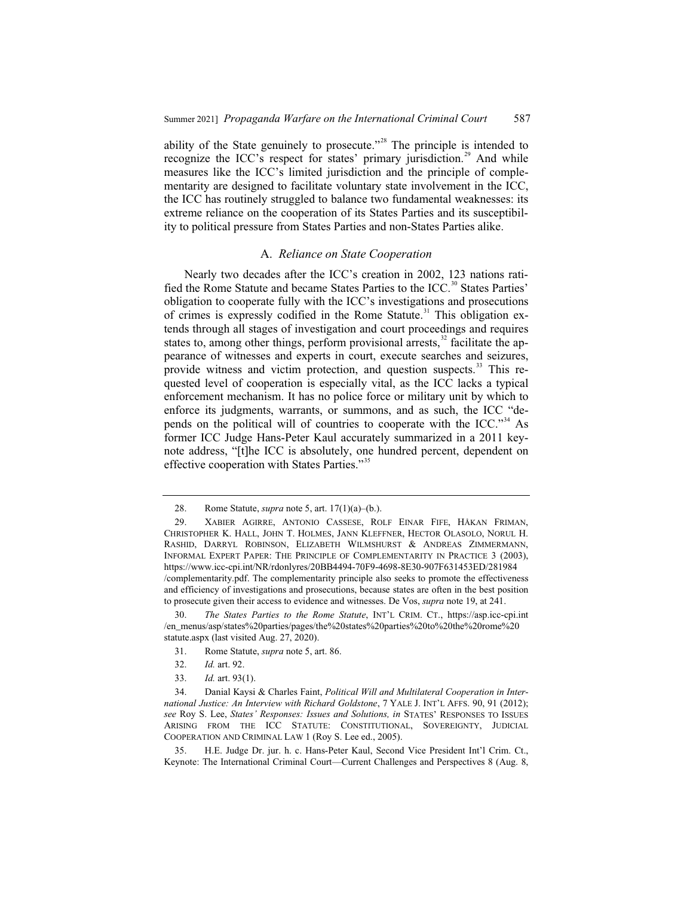ability of the State genuinely to prosecute."[28] The principle is intended to recognize the ICC's respect for states' primary jurisdiction.[29] And while measures like the ICC's limited jurisdiction and the principle of complementarity are designed to facilitate voluntary state involvement in the ICC, the ICC has routinely struggled to balance two fundamental weaknesses: its extreme reliance on the cooperation of its States Parties and its susceptibility to political pressure from States Parties and non-States Parties alike.

### A. *Reliance on State Cooperation*

Nearly two decades after the ICC's creation in 2002, 123 nations ratified the Rome Statute and became States Parties to the ICC.[30] States Parties' obligation to cooperate fully with the ICC's investigations and prosecutions of crimes is expressly codified in the Rome Statute.[31] This obligation extends through all stages of investigation and court proceedings and requires states to, among other things, perform provisional arrests,[32] facilitate the appearance of witnesses and experts in court, execute searches and seizures, provide witness and victim protection, and question suspects.[33] This requested level of cooperation is especially vital, as the ICC lacks a typical enforcement mechanism. It has no police force or military unit by which to enforce its judgments, warrants, or summons, and as such, the ICC "depends on the political will of countries to cooperate with the ICC."[34] As former ICC Judge Hans-Peter Kaul accurately summarized in a 2011 keynote address, "[t]he ICC is absolutely, one hundred percent, dependent on effective cooperation with States Parties."[35]

---

28. Rome Statute, *supra* note 5, art. 17(1)(a)–(b.).

29. XABIER AGIRRE, ANTONIO CASSESE, ROLF EINAR FIFE, HÅKAN FRIMAN, CHRISTOPHER K. HALL, JOHN T. HOLMES, JANN KLEFFNER, HECTOR OLASOLO, NORUL H. RASHID, DARRYL ROBINSON, ELIZABETH WILMSHURST & ANDREAS ZIMMERMANN, INFORMAL EXPERT PAPER: THE PRINCIPLE OF COMPLEMENTARITY IN PRACTICE 3 (2003), https://www.icc-cpi.int/NR/rdonlyres/20BB4494-70F9-4698-8E30-907F631453ED/281984/complementarity.pdf. The complementarity principle also seeks to promote the effectiveness and efficiency of investigations and prosecutions, because states are often in the best position to prosecute given their access to evidence and witnesses. De Vos, *supra* note 19, at 241.

30. *The States Parties to the Rome Statute*, INT'L CRIM. CT., https://asp.icc-cpi.int/en_menus/asp/states%20parties/pages/the%20states%20parties%20to%20the%20rome%20statute.aspx (last visited Aug. 27, 2020).

31. Rome Statute, *supra* note 5, art. 86.

32. *Id.* art. 92.

33. *Id.* art. 93(1).

34. Danial Kaysi & Charles Faint, *Political Will and Multilateral Cooperation in International Justice: An Interview with Richard Goldstone*, 7 YALE J. INT'L AFFS. 90, 91 (2012); *see* Roy S. Lee, *States' Responses: Issues and Solutions, in* STATES' RESPONSES TO ISSUES ARISING FROM THE ICC STATUTE: CONSTITUTIONAL, SOVEREIGNTY, JUDICIAL COOPERATION AND CRIMINAL LAW 1 (Roy S. Lee ed., 2005).

35. H.E. Judge Dr. jur. h. c. Hans-Peter Kaul, Second Vice President Int'l Crim. Ct., Keynote: The International Criminal Court—Current Challenges and Perspectives 8 (Aug. 8,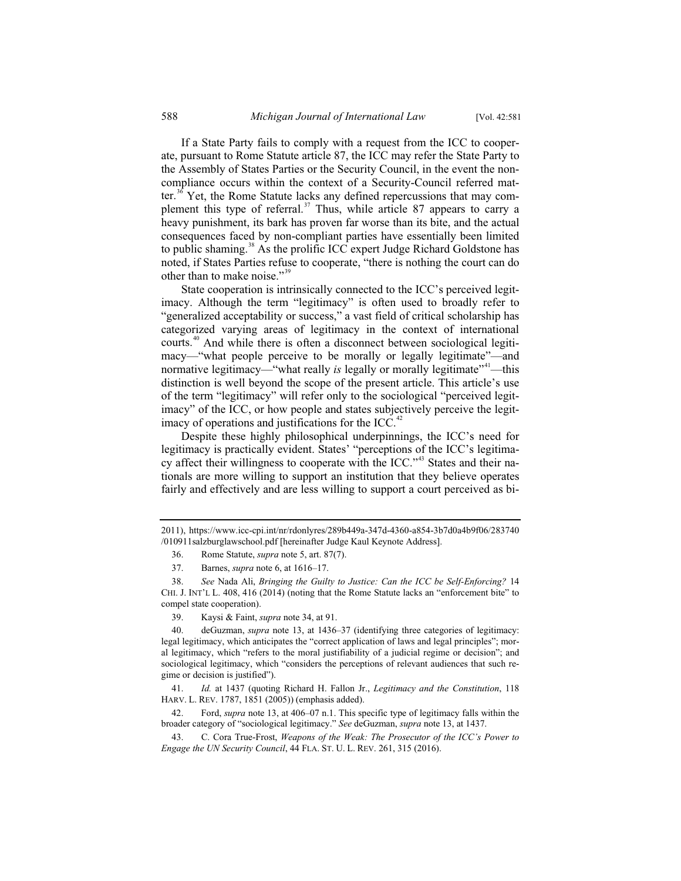If a State Party fails to comply with a request from the ICC to cooperate, pursuant to Rome Statute article 87, the ICC may refer the State Party to the Assembly of States Parties or the Security Council, in the event the non-compliance occurs within the context of a Security-Council referred matter.[36] Yet, the Rome Statute lacks any defined repercussions that may complement this type of referral.[37] Thus, while article 87 appears to carry a heavy punishment, its bark has proven far worse than its bite, and the actual consequences faced by non-compliant parties have essentially been limited to public shaming.[38] As the prolific ICC expert Judge Richard Goldstone has noted, if States Parties refuse to cooperate, "there is nothing the court can do other than to make noise."[39]

State cooperation is intrinsically connected to the ICC's perceived legitimacy. Although the term "legitimacy" is often used to broadly refer to "generalized acceptability or success," a vast field of critical scholarship has categorized varying areas of legitimacy in the context of international courts.[40] And while there is often a disconnect between sociological legitimacy—"what people perceive to be morally or legally legitimate"—and normative legitimacy—"what really *is* legally or morally legitimate"[41]—this distinction is well beyond the scope of the present article. This article's use of the term "legitimacy" will refer only to the sociological "perceived legitimacy" of the ICC, or how people and states subjectively perceive the legitimacy of operations and justifications for the ICC.[42]

Despite these highly philosophical underpinnings, the ICC's need for legitimacy is practically evident. States' "perceptions of the ICC's legitimacy affect their willingness to cooperate with the ICC."[43] States and their nationals are more willing to support an institution that they believe operates fairly and effectively and are less willing to support a court perceived as bi-

---

2011), https://www.icc-cpi.int/nr/rdonlyres/289b449a-347d-4360-a854-3b7d0a4b9f06/283740/010911salzburglawschool.pdf [hereinafter Judge Kaul Keynote Address].

36. Rome Statute, *supra* note 5, art. 87(7).

37. Barnes, *supra* note 6, at 1616–17.

38. *See* Nada Ali, *Bringing the Guilty to Justice: Can the ICC be Self-Enforcing?* 14 CHI. J. INT'L L. 408, 416 (2014) (noting that the Rome Statute lacks an "enforcement bite" to compel state cooperation).

39. Kaysi & Faint, *supra* note 34, at 91.

40. deGuzman, *supra* note 13, at 1436–37 (identifying three categories of legitimacy: legal legitimacy, which anticipates the "correct application of laws and legal principles"; moral legitimacy, which "refers to the moral justifiability of a judicial regime or decision"; and sociological legitimacy, which "considers the perceptions of relevant audiences that such regime or decision is justified").

41. *Id.* at 1437 (quoting Richard H. Fallon Jr., *Legitimacy and the Constitution*, 118 HARV. L. REV. 1787, 1851 (2005)) (emphasis added).

42. Ford, *supra* note 13, at 406–07 n.1. This specific type of legitimacy falls within the broader category of "sociological legitimacy." *See* deGuzman, *supra* note 13, at 1437.

43. C. Cora True-Frost, *Weapons of the Weak: The Prosecutor of the ICC's Power to Engage the UN Security Council*, 44 FLA. ST. U. L. REV. 261, 315 (2016).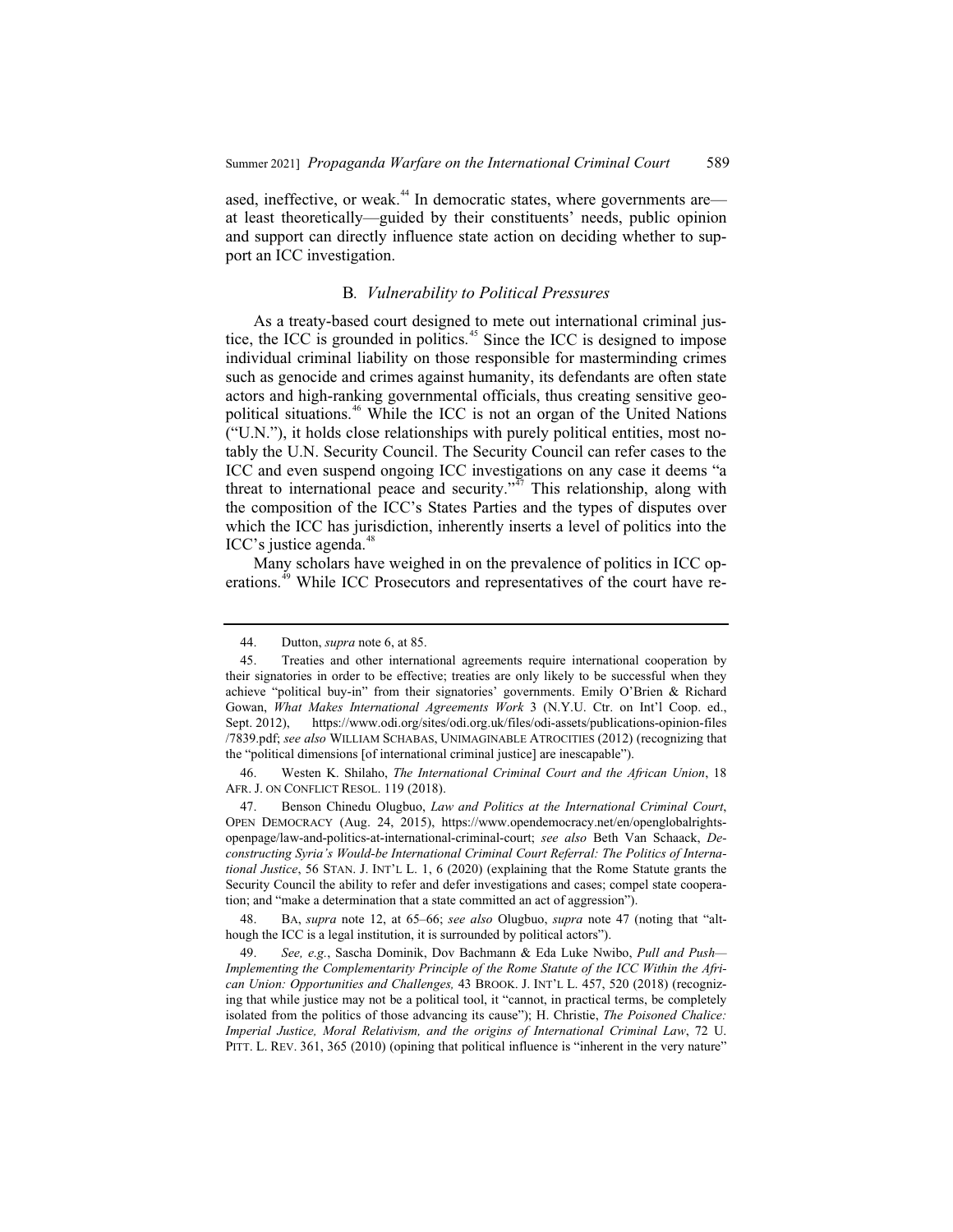ased, ineffective, or weak.[44] In democratic states, where governments are—at least theoretically—guided by their constituents' needs, public opinion and support can directly influence state action on deciding whether to support an ICC investigation.

### B. *Vulnerability to Political Pressures*

As a treaty-based court designed to mete out international criminal justice, the ICC is grounded in politics.[45] Since the ICC is designed to impose individual criminal liability on those responsible for masterminding crimes such as genocide and crimes against humanity, its defendants are often state actors and high-ranking governmental officials, thus creating sensitive geopolitical situations.[46] While the ICC is not an organ of the United Nations ("U.N."), it holds close relationships with purely political entities, most notably the U.N. Security Council. The Security Council can refer cases to the ICC and even suspend ongoing ICC investigations on any case it deems "a threat to international peace and security."[47] This relationship, along with the composition of the ICC's States Parties and the types of disputes over which the ICC has jurisdiction, inherently inserts a level of politics into the ICC's justice agenda.[48]

Many scholars have weighed in on the prevalence of politics in ICC operations.[49] While ICC Prosecutors and representatives of the court have re-

---

44. Dutton, *supra* note 6, at 85.

45. Treaties and other international agreements require international cooperation by their signatories in order to be effective; treaties are only likely to be successful when they achieve "political buy-in" from their signatories' governments. Emily O'Brien & Richard Gowan, *What Makes International Agreements Work* 3 (N.Y.U. Ctr. on Int'l Coop. ed., Sept. 2012), https://www.odi.org/sites/odi.org.uk/files/odi-assets/publications-opinion-files/7839.pdf; *see also* WILLIAM SCHABAS, UNIMAGINABLE ATROCITIES (2012) (recognizing that the "political dimensions [of international criminal justice] are inescapable").

46. Westen K. Shilaho, *The International Criminal Court and the African Union*, 18 AFR. J. ON CONFLICT RESOL. 119 (2018).

47. Benson Chinedu Olugbuo, *Law and Politics at the International Criminal Court*, OPEN DEMOCRACY (Aug. 24, 2015), https://www.opendemocracy.net/en/openglobalrights-openpage/law-and-politics-at-international-criminal-court; *see also* Beth Van Schaack, *Deconstructing Syria's Would-be International Criminal Court Referral: The Politics of International Justice*, 56 STAN. J. INT'L L. 1, 6 (2020) (explaining that the Rome Statute grants the Security Council the ability to refer and defer investigations and cases; compel state cooperation; and "make a determination that a state committed an act of aggression").

48. BA, *supra* note 12, at 65–66; *see also* Olugbuo, *supra* note 47 (noting that "although the ICC is a legal institution, it is surrounded by political actors").

49. *See, e.g.*, Sascha Dominik, Dov Bachmann & Eda Luke Nwibo, *Pull and Push—Implementing the Complementarity Principle of the Rome Statute of the ICC Within the African Union: Opportunities and Challenges,* 43 BROOK. J. INT'L L. 457, 520 (2018) (recognizing that while justice may not be a political tool, it "cannot, in practical terms, be completely isolated from the politics of those advancing its cause"); H. Christie, *The Poisoned Chalice: Imperial Justice, Moral Relativism, and the origins of International Criminal Law*, 72 U. PITT. L. REV. 361, 365 (2010) (opining that political influence is "inherent in the very nature"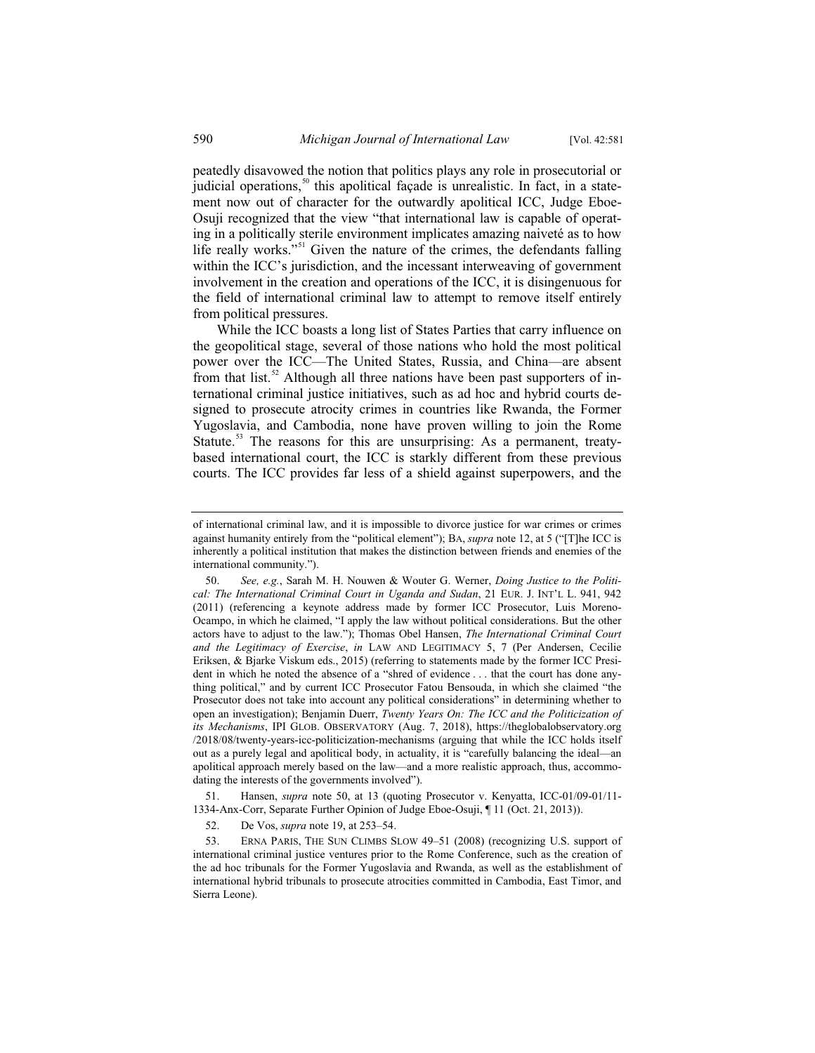peatedly disavowed the notion that politics plays any role in prosecutorial or judicial operations,[50] this apolitical façade is unrealistic. In fact, in a statement now out of character for the outwardly apolitical ICC, Judge Eboe-Osuji recognized that the view "that international law is capable of operating in a politically sterile environment implicates amazing naiveté as to how life really works."[51] Given the nature of the crimes, the defendants falling within the ICC's jurisdiction, and the incessant interweaving of government involvement in the creation and operations of the ICC, it is disingenuous for the field of international criminal law to attempt to remove itself entirely from political pressures.

While the ICC boasts a long list of States Parties that carry influence on the geopolitical stage, several of those nations who hold the most political power over the ICC—The United States, Russia, and China—are absent from that list.[52] Although all three nations have been past supporters of international criminal justice initiatives, such as ad hoc and hybrid courts designed to prosecute atrocity crimes in countries like Rwanda, the Former Yugoslavia, and Cambodia, none have proven willing to join the Rome Statute.[53] The reasons for this are unsurprising: As a permanent, treaty-based international court, the ICC is starkly different from these previous courts. The ICC provides far less of a shield against superpowers, and the

---

of international criminal law, and it is impossible to divorce justice for war crimes or crimes against humanity entirely from the "political element"); BA, *supra* note 12, at 5 ("[T]he ICC is inherently a political institution that makes the distinction between friends and enemies of the international community.").

50. *See, e.g.*, Sarah M. H. Nouwen & Wouter G. Werner, *Doing Justice to the Political: The International Criminal Court in Uganda and Sudan*, 21 EUR. J. INT'L L. 941, 942 (2011) (referencing a keynote address made by former ICC Prosecutor, Luis Moreno-Ocampo, in which he claimed, "I apply the law without political considerations. But the other actors have to adjust to the law."); Thomas Obel Hansen, *The International Criminal Court and the Legitimacy of Exercise*, *in* LAW AND LEGITIMACY 5, 7 (Per Andersen, Cecilie Eriksen, & Bjarke Viskum eds., 2015) (referring to statements made by the former ICC President in which he noted the absence of a "shred of evidence . . . that the court has done anything political," and by current ICC Prosecutor Fatou Bensouda, in which she claimed "the Prosecutor does not take into account any political considerations" in determining whether to open an investigation); Benjamin Duerr, *Twenty Years On: The ICC and the Politicization of its Mechanisms*, IPI GLOB. OBSERVATORY (Aug. 7, 2018), https://theglobalobservatory.org/2018/08/twenty-years-icc-politicization-mechanisms (arguing that while the ICC holds itself out as a purely legal and apolitical body, in actuality, it is "carefully balancing the ideal—an apolitical approach merely based on the law—and a more realistic approach, thus, accommodating the interests of the governments involved").

51. Hansen, *supra* note 50, at 13 (quoting Prosecutor v. Kenyatta, ICC-01/09-01/11-1334-Anx-Corr, Separate Further Opinion of Judge Eboe-Osuji, ¶ 11 (Oct. 21, 2013)).

52. De Vos, *supra* note 19, at 253–54.

53. ERNA PARIS, THE SUN CLIMBS SLOW 49–51 (2008) (recognizing U.S. support of international criminal justice ventures prior to the Rome Conference, such as the creation of the ad hoc tribunals for the Former Yugoslavia and Rwanda, as well as the establishment of international hybrid tribunals to prosecute atrocities committed in Cambodia, East Timor, and Sierra Leone).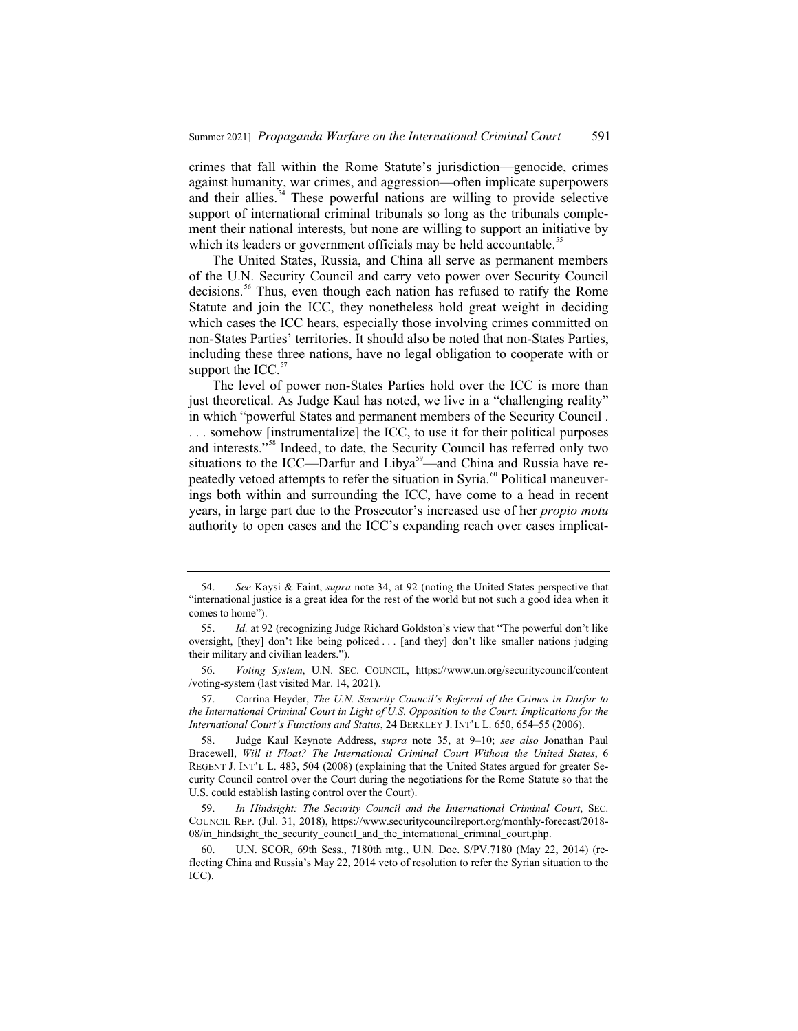crimes that fall within the Rome Statute's jurisdiction—genocide, crimes against humanity, war crimes, and aggression—often implicate superpowers and their allies.[54] These powerful nations are willing to provide selective support of international criminal tribunals so long as the tribunals complement their national interests, but none are willing to support an initiative by which its leaders or government officials may be held accountable.[55]

The United States, Russia, and China all serve as permanent members of the U.N. Security Council and carry veto power over Security Council decisions.[56] Thus, even though each nation has refused to ratify the Rome Statute and join the ICC, they nonetheless hold great weight in deciding which cases the ICC hears, especially those involving crimes committed on non-States Parties' territories. It should also be noted that non-States Parties, including these three nations, have no legal obligation to cooperate with or support the ICC.[57]

The level of power non-States Parties hold over the ICC is more than just theoretical. As Judge Kaul has noted, we live in a "challenging reality" in which "powerful States and permanent members of the Security Council . . . . somehow [instrumentalize] the ICC, to use it for their political purposes and interests."[58] Indeed, to date, the Security Council has referred only two situations to the ICC—Darfur and Libya[59]—and China and Russia have repeatedly vetoed attempts to refer the situation in Syria.[60] Political maneuverings both within and surrounding the ICC, have come to a head in recent years, in large part due to the Prosecutor's increased use of her *propio motu* authority to open cases and the ICC's expanding reach over cases implicat-

---

54. *See* Kaysi & Faint, *supra* note 34, at 92 (noting the United States perspective that "international justice is a great idea for the rest of the world but not such a good idea when it comes to home").

55. *Id.* at 92 (recognizing Judge Richard Goldston's view that "The powerful don't like oversight, [they] don't like being policed . . . [and they] don't like smaller nations judging their military and civilian leaders.").

56. *Voting System*, U.N. SEC. COUNCIL, https://www.un.org/securitycouncil/content/voting-system (last visited Mar. 14, 2021).

57. Corrina Heyder, *The U.N. Security Council's Referral of the Crimes in Darfur to the International Criminal Court in Light of U.S. Opposition to the Court: Implications for the International Court's Functions and Status*, 24 BERKLEY J. INT'L L. 650, 654–55 (2006).

58. Judge Kaul Keynote Address, *supra* note 35, at 9–10; *see also* Jonathan Paul Bracewell, *Will it Float? The International Criminal Court Without the United States*, 6 REGENT J. INT'L L. 483, 504 (2008) (explaining that the United States argued for greater Security Council control over the Court during the negotiations for the Rome Statute so that the U.S. could establish lasting control over the Court).

59. *In Hindsight: The Security Council and the International Criminal Court*, SEC. COUNCIL REP. (Jul. 31, 2018), https://www.securitycouncilreport.org/monthly-forecast/2018-08/in_hindsight_the_security_council_and_the_international_criminal_court.php.

60. U.N. SCOR, 69th Sess., 7180th mtg., U.N. Doc. S/PV.7180 (May 22, 2014) (reflecting China and Russia's May 22, 2014 veto of resolution to refer the Syrian situation to the ICC).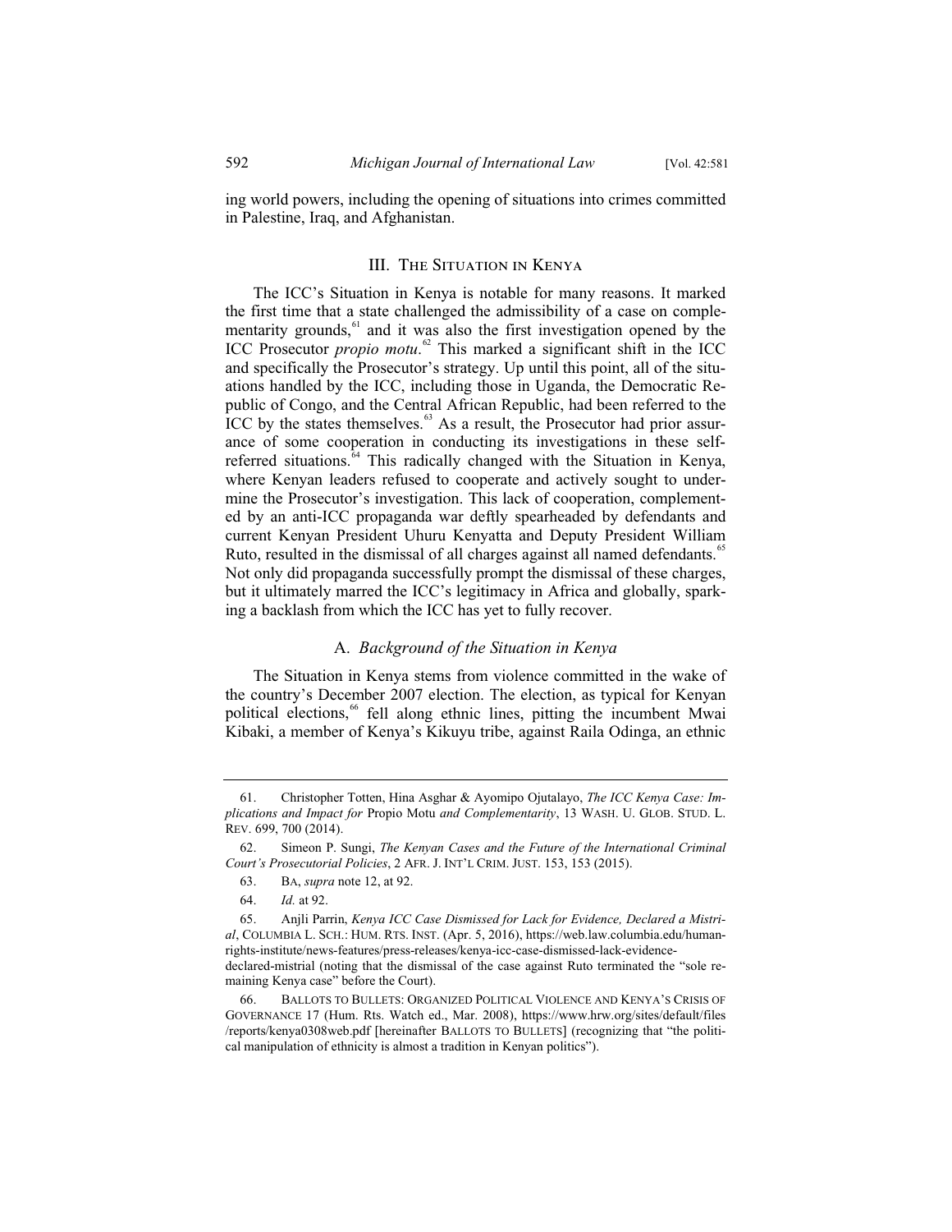ing world powers, including the opening of situations into crimes committed in Palestine, Iraq, and Afghanistan.

## III. The Situation in Kenya

The ICC's Situation in Kenya is notable for many reasons. It marked the first time that a state challenged the admissibility of a case on complementarity grounds,[61] and it was also the first investigation opened by the ICC Prosecutor *propio motu*.[62] This marked a significant shift in the ICC and specifically the Prosecutor's strategy. Up until this point, all of the situations handled by the ICC, including those in Uganda, the Democratic Republic of Congo, and the Central African Republic, had been referred to the ICC by the states themselves.[63] As a result, the Prosecutor had prior assurance of some cooperation in conducting its investigations in these self-referred situations.[64] This radically changed with the Situation in Kenya, where Kenyan leaders refused to cooperate and actively sought to undermine the Prosecutor's investigation. This lack of cooperation, complemented by an anti-ICC propaganda war deftly spearheaded by defendants and current Kenyan President Uhuru Kenyatta and Deputy President William Ruto, resulted in the dismissal of all charges against all named defendants.[65] Not only did propaganda successfully prompt the dismissal of these charges, but it ultimately marred the ICC's legitimacy in Africa and globally, sparking a backlash from which the ICC has yet to fully recover.

### A. *Background of the Situation in Kenya*

The Situation in Kenya stems from violence committed in the wake of the country's December 2007 election. The election, as typical for Kenyan political elections,[66] fell along ethnic lines, pitting the incumbent Mwai Kibaki, a member of Kenya's Kikuyu tribe, against Raila Odinga, an ethnic

---

61. Christopher Totten, Hina Asghar & Ayomipo Ojutalayo, *The ICC Kenya Case: Implications and Impact for* Propio Motu *and Complementarity*, 13 WASH. U. GLOB. STUD. L. REV. 699, 700 (2014).

62. Simeon P. Sungi, *The Kenyan Cases and the Future of the International Criminal Court's Prosecutorial Policies*, 2 AFR. J. INT'L CRIM. JUST. 153, 153 (2015).

63. BA, *supra* note 12, at 92.

64. *Id.* at 92.

65. Anjli Parrin, *Kenya ICC Case Dismissed for Lack for Evidence, Declared a Mistrial*, COLUMBIA L. SCH.: HUM. RTS. INST. (Apr. 5, 2016), https://web.law.columbia.edu/human-rights-institute/news-features/press-releases/kenya-icc-case-dismissed-lack-evidence-declared-mistrial (noting that the dismissal of the case against Ruto terminated the "sole remaining Kenya case" before the Court).

66. BALLOTS TO BULLETS: ORGANIZED POLITICAL VIOLENCE AND KENYA'S CRISIS OF GOVERNANCE 17 (Hum. Rts. Watch ed., Mar. 2008), https://www.hrw.org/sites/default/files/reports/kenya0308web.pdf [hereinafter BALLOTS TO BULLETS] (recognizing that "the political manipulation of ethnicity is almost a tradition in Kenyan politics").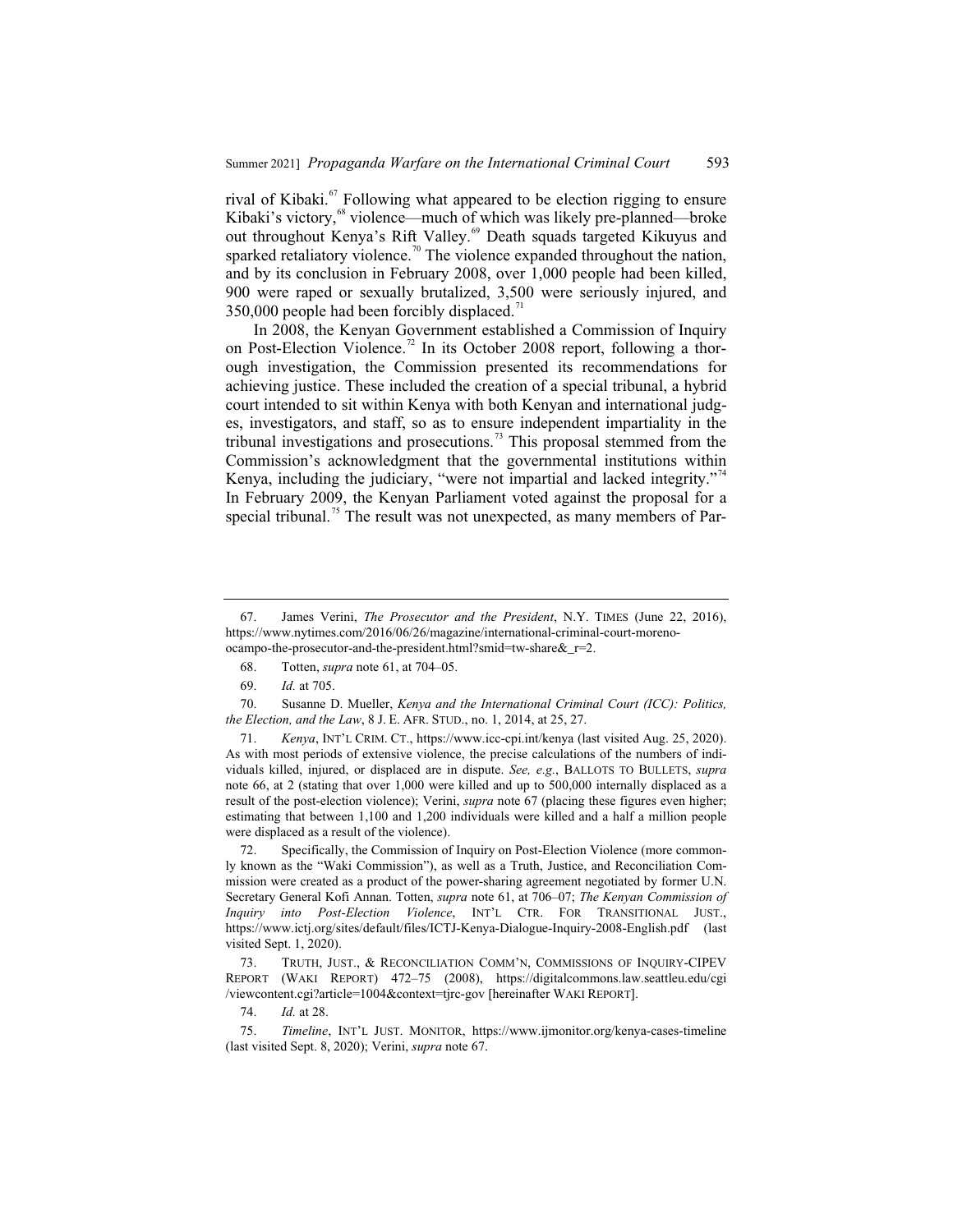rival of Kibaki.[67] Following what appeared to be election rigging to ensure Kibaki's victory,[68] violence—much of which was likely pre-planned—broke out throughout Kenya's Rift Valley.[69] Death squads targeted Kikuyus and sparked retaliatory violence.[70] The violence expanded throughout the nation, and by its conclusion in February 2008, over 1,000 people had been killed, 900 were raped or sexually brutalized, 3,500 were seriously injured, and 350,000 people had been forcibly displaced.[71]

In 2008, the Kenyan Government established a Commission of Inquiry on Post-Election Violence.[72] In its October 2008 report, following a thorough investigation, the Commission presented its recommendations for achieving justice. These included the creation of a special tribunal, a hybrid court intended to sit within Kenya with both Kenyan and international judges, investigators, and staff, so as to ensure independent impartiality in the tribunal investigations and prosecutions.[73] This proposal stemmed from the Commission's acknowledgment that the governmental institutions within Kenya, including the judiciary, "were not impartial and lacked integrity."[74] In February 2009, the Kenyan Parliament voted against the proposal for a special tribunal.[75] The result was not unexpected, as many members of Par-

---

67. James Verini, *The Prosecutor and the President*, N.Y. TIMES (June 22, 2016), https://www.nytimes.com/2016/06/26/magazine/international-criminal-court-moreno-ocampo-the-prosecutor-and-the-president.html?smid=tw-share&_r=2.

68. Totten, *supra* note 61, at 704–05.

69. *Id.* at 705.

70. Susanne D. Mueller, *Kenya and the International Criminal Court (ICC): Politics, the Election, and the Law*, 8 J. E. AFR. STUD., no. 1, 2014, at 25, 27.

71. *Kenya*, INT'L CRIM. CT., https://www.icc-cpi.int/kenya (last visited Aug. 25, 2020). As with most periods of extensive violence, the precise calculations of the numbers of individuals killed, injured, or displaced are in dispute. *See, e.g.*, BALLOTS TO BULLETS, *supra* note 66, at 2 (stating that over 1,000 were killed and up to 500,000 internally displaced as a result of the post-election violence); Verini, *supra* note 67 (placing these figures even higher; estimating that between 1,100 and 1,200 individuals were killed and a half a million people were displaced as a result of the violence).

72. Specifically, the Commission of Inquiry on Post-Election Violence (more commonly known as the "Waki Commission"), as well as a Truth, Justice, and Reconciliation Commission were created as a product of the power-sharing agreement negotiated by former U.N. Secretary General Kofi Annan. Totten, *supra* note 61, at 706–07; *The Kenyan Commission of Inquiry into Post-Election Violence*, INT'L CTR. FOR TRANSITIONAL JUST., https://www.ictj.org/sites/default/files/ICTJ-Kenya-Dialogue-Inquiry-2008-English.pdf (last visited Sept. 1, 2020).

73. TRUTH, JUST., & RECONCILIATION COMM'N, COMMISSIONS OF INQUIRY-CIPEV REPORT (WAKI REPORT) 472–75 (2008), https://digitalcommons.law.seattleu.edu/cgi/viewcontent.cgi?article=1004&context=tjrc-gov [hereinafter WAKI REPORT].

74. *Id.* at 28.

75. *Timeline*, INT'L JUST. MONITOR, https://www.ijmonitor.org/kenya-cases-timeline (last visited Sept. 8, 2020); Verini, *supra* note 67.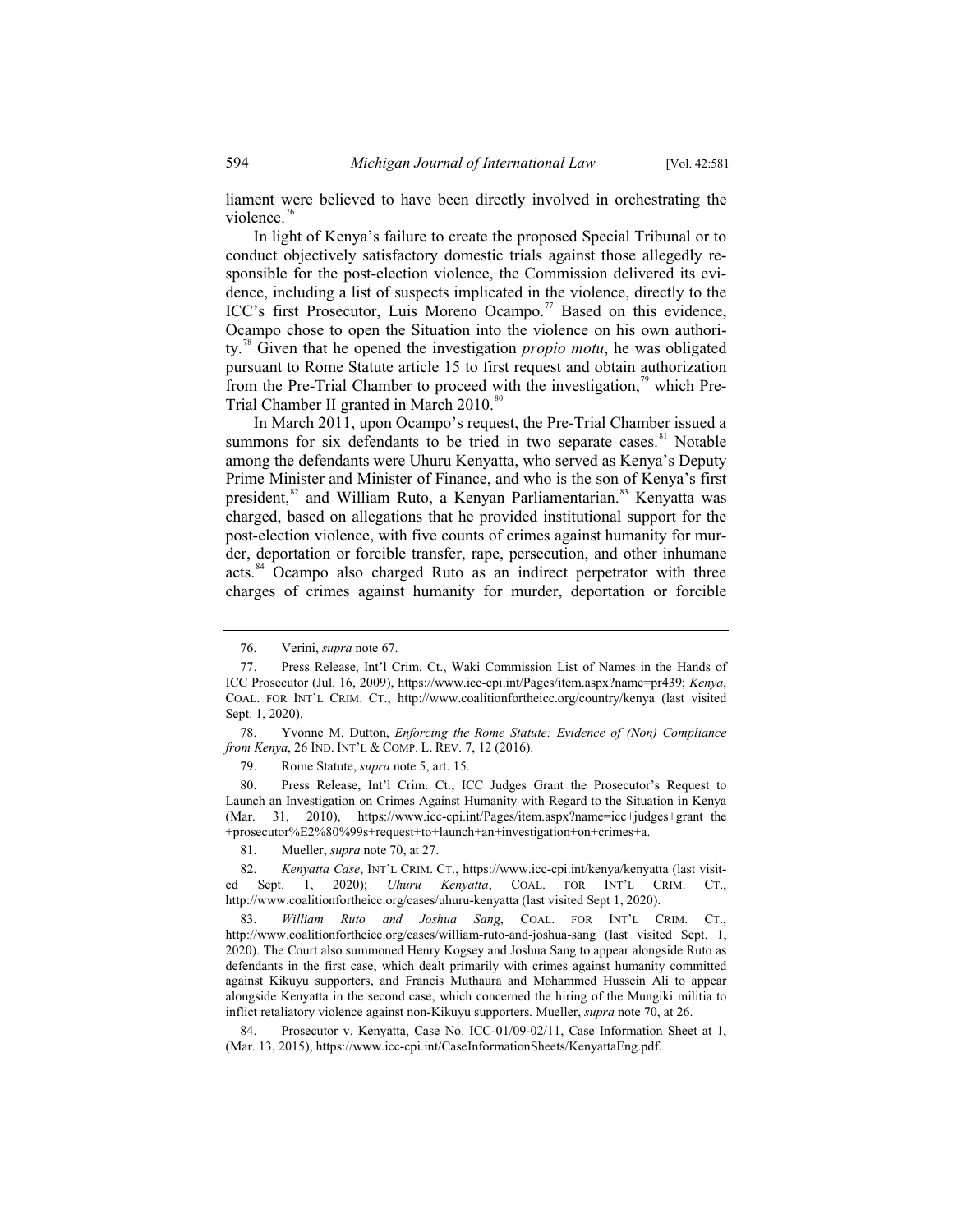liament were believed to have been directly involved in orchestrating the violence.[76]

In light of Kenya's failure to create the proposed Special Tribunal or to conduct objectively satisfactory domestic trials against those allegedly responsible for the post-election violence, the Commission delivered its evidence, including a list of suspects implicated in the violence, directly to the ICC's first Prosecutor, Luis Moreno Ocampo.[77] Based on this evidence, Ocampo chose to open the Situation into the violence on his own authority.[78] Given that he opened the investigation *propio motu*, he was obligated pursuant to Rome Statute article 15 to first request and obtain authorization from the Pre-Trial Chamber to proceed with the investigation,[79] which Pre-Trial Chamber II granted in March 2010.[80]

In March 2011, upon Ocampo's request, the Pre-Trial Chamber issued a summons for six defendants to be tried in two separate cases.[81] Notable among the defendants were Uhuru Kenyatta, who served as Kenya's Deputy Prime Minister and Minister of Finance, and who is the son of Kenya's first president,[82] and William Ruto, a Kenyan Parliamentarian.[83] Kenyatta was charged, based on allegations that he provided institutional support for the post-election violence, with five counts of crimes against humanity for murder, deportation or forcible transfer, rape, persecution, and other inhumane acts.[84] Ocampo also charged Ruto as an indirect perpetrator with three charges of crimes against humanity for murder, deportation or forcible

---

76. Verini, *supra* note 67.

77. Press Release, Int'l Crim. Ct., Waki Commission List of Names in the Hands of ICC Prosecutor (Jul. 16, 2009), https://www.icc-cpi.int/Pages/item.aspx?name=pr439; *Kenya*, COAL. FOR INT'L CRIM. CT., http://www.coalitionfortheicc.org/country/kenya (last visited Sept. 1, 2020).

78. Yvonne M. Dutton, *Enforcing the Rome Statute: Evidence of (Non) Compliance from Kenya*, 26 IND. INT'L & COMP. L. REV. 7, 12 (2016).

79. Rome Statute, *supra* note 5, art. 15.

80. Press Release, Int'l Crim. Ct., ICC Judges Grant the Prosecutor's Request to Launch an Investigation on Crimes Against Humanity with Regard to the Situation in Kenya (Mar. 31, 2010), https://www.icc-cpi.int/Pages/item.aspx?name=icc+judges+grant+the+prosecutor%E2%80%99s+request+to+launch+an+investigation+on+crimes+a.

81. Mueller, *supra* note 70, at 27.

82. *Kenyatta Case*, INT'L CRIM. CT., https://www.icc-cpi.int/kenya/kenyatta (last visited Sept. 1, 2020); *Uhuru Kenyatta*, COAL. FOR INT'L CRIM. CT., http://www.coalitionfortheicc.org/cases/uhuru-kenyatta (last visited Sept 1, 2020).

83. *William Ruto and Joshua Sang*, COAL. FOR INT'L CRIM. CT., http://www.coalitionfortheicc.org/cases/william-ruto-and-joshua-sang (last visited Sept. 1, 2020). The Court also summoned Henry Kogsey and Joshua Sang to appear alongside Ruto as defendants in the first case, which dealt primarily with crimes against humanity committed against Kikuyu supporters, and Francis Muthaura and Mohammed Hussein Ali to appear alongside Kenyatta in the second case, which concerned the hiring of the Mungiki militia to inflict retaliatory violence against non-Kikuyu supporters. Mueller, *supra* note 70, at 26.

84. Prosecutor v. Kenyatta, Case No. ICC-01/09-02/11, Case Information Sheet at 1, (Mar. 13, 2015), https://www.icc-cpi.int/CaseInformationSheets/KenyattaEng.pdf.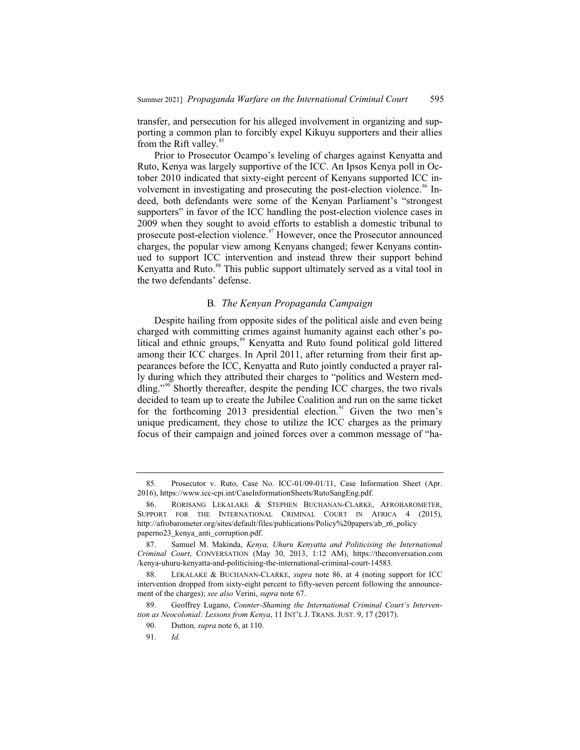transfer, and persecution for his alleged involvement in organizing and supporting a common plan to forcibly expel Kikuyu supporters and their allies from the Rift valley.[85]

Prior to Prosecutor Ocampo's leveling of charges against Kenyatta and Ruto, Kenya was largely supportive of the ICC. An Ipsos Kenya poll in October 2010 indicated that sixty-eight percent of Kenyans supported ICC involvement in investigating and prosecuting the post-election violence.[86] Indeed, both defendants were some of the Kenyan Parliament's "strongest supporters" in favor of the ICC handling the post-election violence cases in 2009 when they sought to avoid efforts to establish a domestic tribunal to prosecute post-election violence.[87] However, once the Prosecutor announced charges, the popular view among Kenyans changed; fewer Kenyans continued to support ICC intervention and instead threw their support behind Kenyatta and Ruto.[88] This public support ultimately served as a vital tool in the two defendants' defense.

### B. *The Kenyan Propaganda Campaign*

Despite hailing from opposite sides of the political aisle and even being charged with committing crimes against humanity against each other's political and ethnic groups,[89] Kenyatta and Ruto found political gold littered among their ICC charges. In April 2011, after returning from their first appearances before the ICC, Kenyatta and Ruto jointly conducted a prayer rally during which they attributed their charges to "politics and Western meddling."[90] Shortly thereafter, despite the pending ICC charges, the two rivals decided to team up to create the Jubilee Coalition and run on the same ticket for the forthcoming 2013 presidential election.[91] Given the two men's unique predicament, they chose to utilize the ICC charges as the primary focus of their campaign and joined forces over a common message of "ha-

---

85. Prosecutor v. Ruto, Case No. ICC-01/09-01/11, Case Information Sheet (Apr. 2016), https://www.icc-cpi.int/CaseInformationSheets/RutoSangEng.pdf.

86. RORISANG LEKALAKE & STEPHEN BUCHANAN-CLARKE, AFROBAROMETER, SUPPORT FOR THE INTERNATIONAL CRIMINAL COURT IN AFRICA 4 (2015), http://afrobarometer.org/sites/default/files/publications/Policy%20papers/ab_r6_policy paperno23_kenya_anti_corruption.pdf.

87. Samuel M. Makinda, *Kenya, Uhuru Kenyatta and Politicising the International Criminal Court*, CONVERSATION (May 30, 2013, 1:12 AM), https://theconversation.com /kenya-uhuru-kenyatta-and-politicising-the-international-criminal-court-14583.

88. LEKALAKE & BUCHANAN-CLARKE, *supra* note 86, at 4 (noting support for ICC intervention dropped from sixty-eight percent to fifty-seven percent following the announcement of the charges); *see also* Verini, *supra* note 67.

89. Geoffrey Lugano, *Counter-Shaming the International Criminal Court's Intervention as Neocolonial: Lessons from Kenya*, 11 INT'L J. TRANS. JUST. 9, 17 (2017).

90. Dutton*, supra* note 6, at 110.

91. *Id.*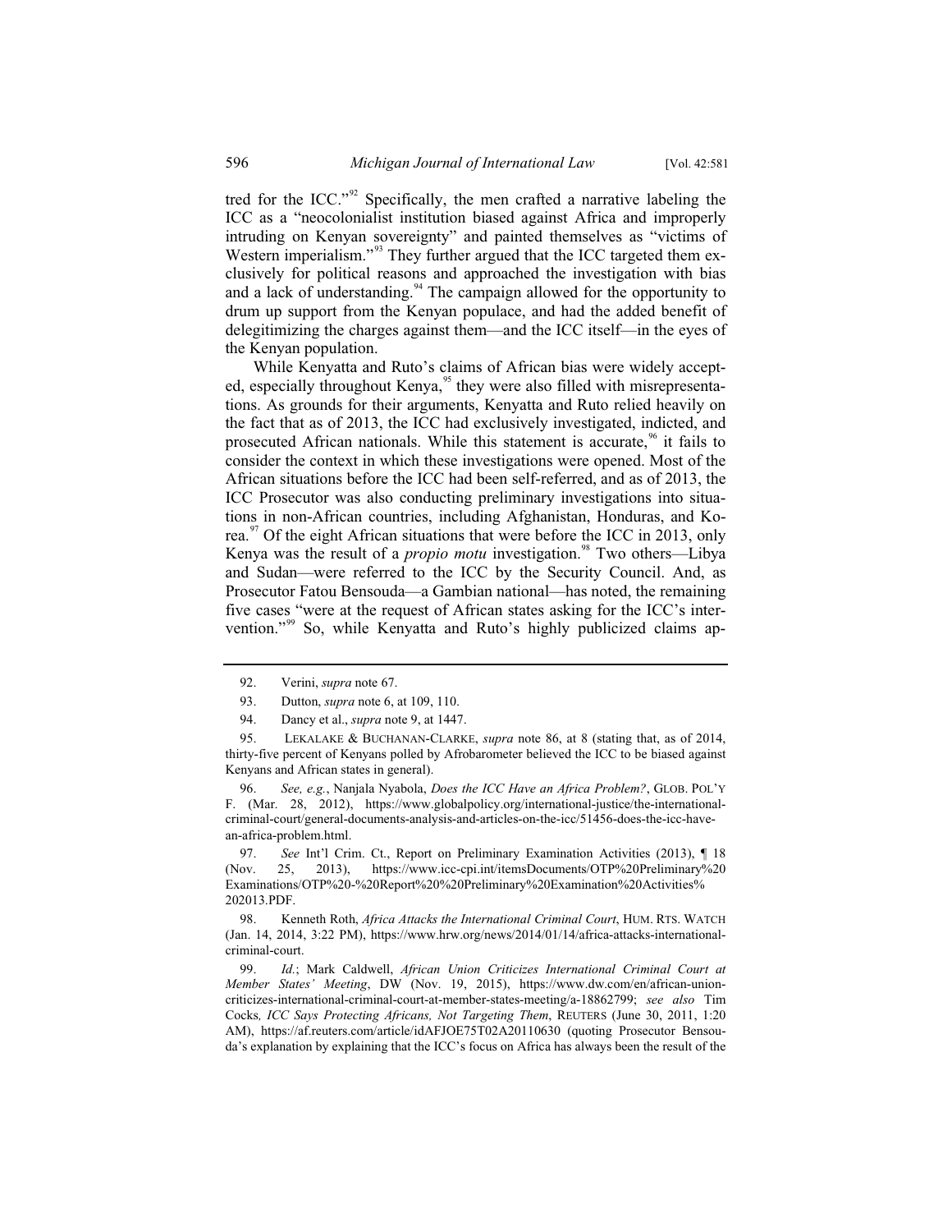tred for the ICC."[92] Specifically, the men crafted a narrative labeling the ICC as a "neocolonialist institution biased against Africa and improperly intruding on Kenyan sovereignty" and painted themselves as "victims of Western imperialism."[93] They further argued that the ICC targeted them exclusively for political reasons and approached the investigation with bias and a lack of understanding.[94] The campaign allowed for the opportunity to drum up support from the Kenyan populace, and had the added benefit of delegitimizing the charges against them—and the ICC itself—in the eyes of the Kenyan population.

While Kenyatta and Ruto's claims of African bias were widely accepted, especially throughout Kenya,[95] they were also filled with misrepresentations. As grounds for their arguments, Kenyatta and Ruto relied heavily on the fact that as of 2013, the ICC had exclusively investigated, indicted, and prosecuted African nationals. While this statement is accurate,[96] it fails to consider the context in which these investigations were opened. Most of the African situations before the ICC had been self-referred, and as of 2013, the ICC Prosecutor was also conducting preliminary investigations into situations in non-African countries, including Afghanistan, Honduras, and Korea.[97] Of the eight African situations that were before the ICC in 2013, only Kenya was the result of a *propio motu* investigation.[98] Two others—Libya and Sudan—were referred to the ICC by the Security Council. And, as Prosecutor Fatou Bensouda—a Gambian national—has noted, the remaining five cases "were at the request of African states asking for the ICC's intervention."[99] So, while Kenyatta and Ruto's highly publicized claims ap-

---

92. Verini, *supra* note 67.

93. Dutton, *supra* note 6, at 109, 110.

94. Dancy et al., *supra* note 9, at 1447.

95. LEKALAKE & BUCHANAN-CLARKE, *supra* note 86, at 8 (stating that, as of 2014, thirty-five percent of Kenyans polled by Afrobarometer believed the ICC to be biased against Kenyans and African states in general).

96. *See, e.g.*, Nanjala Nyabola, *Does the ICC Have an Africa Problem?*, GLOB. POL'Y F. (Mar. 28, 2012), https://www.globalpolicy.org/international-justice/the-international-criminal-court/general-documents-analysis-and-articles-on-the-icc/51456-does-the-icc-have-an-africa-problem.html.

97. *See* Int'l Crim. Ct., Report on Preliminary Examination Activities (2013), ¶ 18 (Nov. 25, 2013), https://www.icc-cpi.int/itemsDocuments/OTP%20Preliminary%20Examinations/OTP%20-%20Report%20%20Preliminary%20Examination%20Activities%202013.PDF.

98. Kenneth Roth, *Africa Attacks the International Criminal Court*, HUM. RTS. WATCH (Jan. 14, 2014, 3:22 PM), https://www.hrw.org/news/2014/01/14/africa-attacks-international-criminal-court.

99. *Id.*; Mark Caldwell, *African Union Criticizes International Criminal Court at Member States' Meeting*, DW (Nov. 19, 2015), https://www.dw.com/en/african-union-criticizes-international-criminal-court-at-member-states-meeting/a-18862799; *see also* Tim Cocks, *ICC Says Protecting Africans, Not Targeting Them*, REUTERS (June 30, 2011, 1:20 AM), https://af.reuters.com/article/idAFJOE75T02A20110630 (quoting Prosecutor Bensouda's explanation by explaining that the ICC's focus on Africa has always been the result of the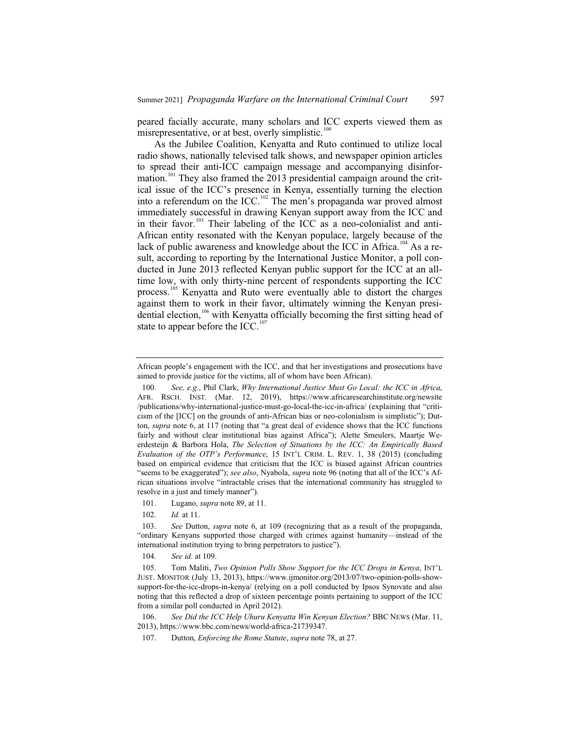peared facially accurate, many scholars and ICC experts viewed them as misrepresentative, or at best, overly simplistic.[100]

As the Jubilee Coalition, Kenyatta and Ruto continued to utilize local radio shows, nationally televised talk shows, and newspaper opinion articles to spread their anti-ICC campaign message and accompanying disinformation.[101] They also framed the 2013 presidential campaign around the critical issue of the ICC's presence in Kenya, essentially turning the election into a referendum on the ICC.[102] The men's propaganda war proved almost immediately successful in drawing Kenyan support away from the ICC and in their favor.[103] Their labeling of the ICC as a neo-colonialist and anti-African entity resonated with the Kenyan populace, largely because of the lack of public awareness and knowledge about the ICC in Africa.[104] As a result, according to reporting by the International Justice Monitor, a poll conducted in June 2013 reflected Kenyan public support for the ICC at an all-time low, with only thirty-nine percent of respondents supporting the ICC process.[105] Kenyatta and Ruto were eventually able to distort the charges against them to work in their favor, ultimately winning the Kenyan presidential election,[106] with Kenyatta officially becoming the first sitting head of state to appear before the ICC.[107]

---

African people's engagement with the ICC, and that her investigations and prosecutions have aimed to provide justice for the victims, all of whom have been African).

100. *See, e.g.*, Phil Clark, *Why International Justice Must Go Local: the ICC in Africa*, AFR. RSCH. INST. (Mar. 12, 2019), https://www.africaresearchinstitute.org/newsite/publications/why-international-justice-must-go-local-the-icc-in-africa/ (explaining that "criticism of the [ICC] on the grounds of anti-African bias or neo-colonialism is simplistic"); Dutton, *supra* note 6, at 117 (noting that "a great deal of evidence shows that the ICC functions fairly and without clear institutional bias against Africa"); Alette Smeulers, Maartje Weerdesteijn & Barbora Hola, *The Selection of Situations by the ICC: An Empirically Based Evaluation of the OTP's Performance*, 15 INT'L CRIM. L. REV. 1, 38 (2015) (concluding based on empirical evidence that criticism that the ICC is biased against African countries "seems to be exaggerated"); *see also*, Nyabola, *supra* note 96 (noting that all of the ICC's African situations involve "intractable crises that the international community has struggled to resolve in a just and timely manner").

101. Lugano, *supra* note 89, at 11.

102. *Id.* at 11.

103. *See* Dutton, *supra* note 6, at 109 (recognizing that as a result of the propaganda, "ordinary Kenyans supported those charged with crimes against humanity—instead of the international institution trying to bring perpetrators to justice").

104. *See id.* at 109.

105. Tom Maliti, *Two Opinion Polls Show Support for the ICC Drops in Kenya*, INT'L JUST. MONITOR (July 13, 2013), https://www.ijmonitor.org/2013/07/two-opinion-polls-show-support-for-the-icc-drops-in-kenya/ (relying on a poll conducted by Ipsos Synovate and also noting that this reflected a drop of sixteen percentage points pertaining to support of the ICC from a similar poll conducted in April 2012).

106. *See Did the ICC Help Uhuru Kenyatta Win Kenyan Election?* BBC NEWS (Mar. 11, 2013), https://www.bbc.com/news/world-africa-21739347.

107. Dutton, *Enforcing the Rome Statute*, *supra* note 78, at 27.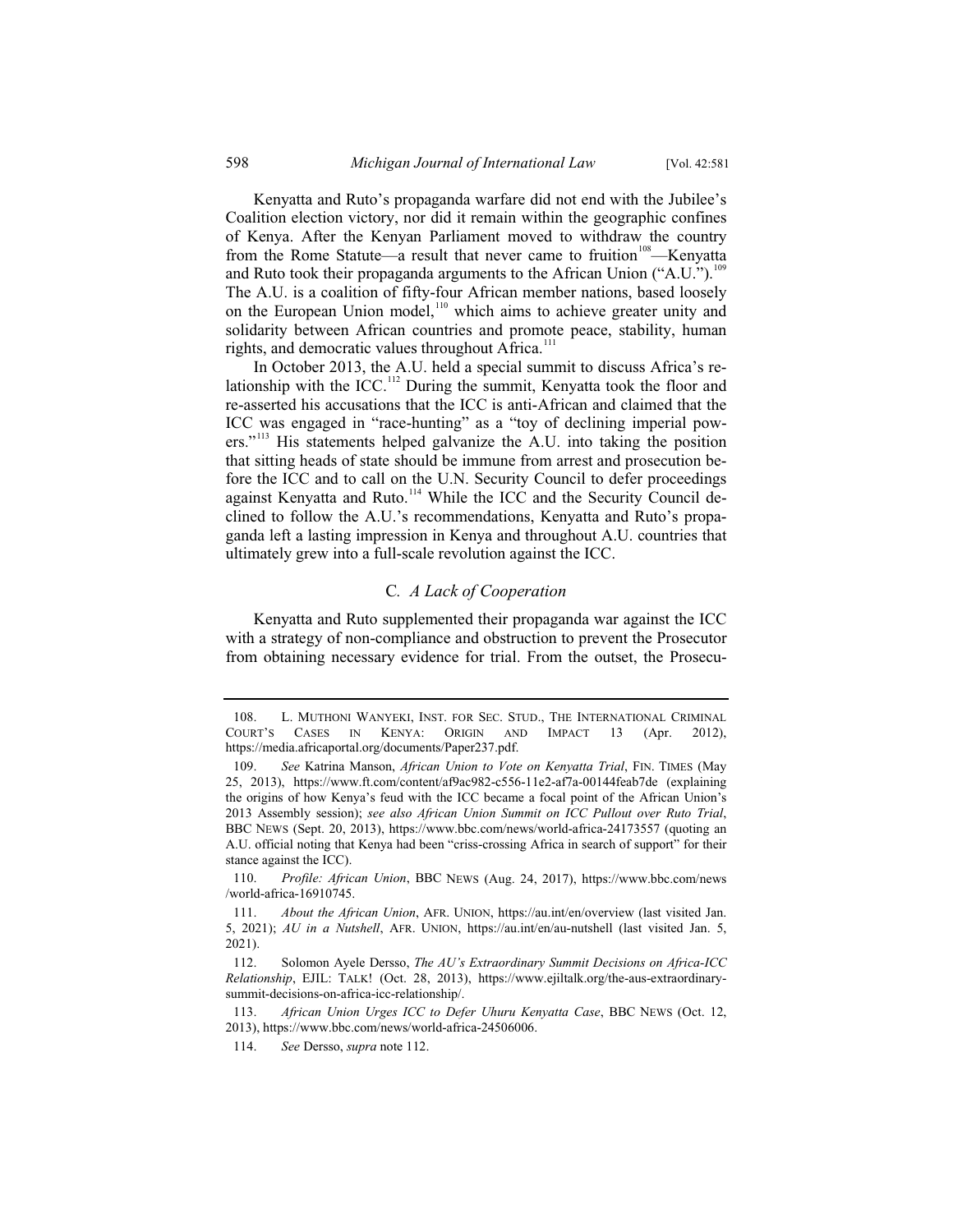Kenyatta and Ruto's propaganda warfare did not end with the Jubilee's Coalition election victory, nor did it remain within the geographic confines of Kenya. After the Kenyan Parliament moved to withdraw the country from the Rome Statute—a result that never came to fruition[108]—Kenyatta and Ruto took their propaganda arguments to the African Union ("A.U.").[109] The A.U. is a coalition of fifty-four African member nations, based loosely on the European Union model,[110] which aims to achieve greater unity and solidarity between African countries and promote peace, stability, human rights, and democratic values throughout Africa.[111]

In October 2013, the A.U. held a special summit to discuss Africa's relationship with the ICC.[112] During the summit, Kenyatta took the floor and re-asserted his accusations that the ICC is anti-African and claimed that the ICC was engaged in "race-hunting" as a "toy of declining imperial powers."[113] His statements helped galvanize the A.U. into taking the position that sitting heads of state should be immune from arrest and prosecution before the ICC and to call on the U.N. Security Council to defer proceedings against Kenyatta and Ruto.[114] While the ICC and the Security Council declined to follow the A.U.'s recommendations, Kenyatta and Ruto's propaganda left a lasting impression in Kenya and throughout A.U. countries that ultimately grew into a full-scale revolution against the ICC.

### C. *A Lack of Cooperation*

Kenyatta and Ruto supplemented their propaganda war against the ICC with a strategy of non-compliance and obstruction to prevent the Prosecutor from obtaining necessary evidence for trial. From the outset, the Prosecu-

---

108. L. Muthoni Wanyeki, Inst. for Sec. Stud., The International Criminal Court's Cases in Kenya: Origin and Impact 13 (Apr. 2012), https://media.africaportal.org/documents/Paper237.pdf.

109. *See* Katrina Manson, *African Union to Vote on Kenyatta Trial*, Fin. Times (May 25, 2013), https://www.ft.com/content/af9ac982-c556-11e2-af7a-00144feab7de (explaining the origins of how Kenya's feud with the ICC became a focal point of the African Union's 2013 Assembly session); *see also African Union Summit on ICC Pullout over Ruto Trial*, BBC News (Sept. 20, 2013), https://www.bbc.com/news/world-africa-24173557 (quoting an A.U. official noting that Kenya had been "criss-crossing Africa in search of support" for their stance against the ICC).

110. *Profile: African Union*, BBC News (Aug. 24, 2017), https://www.bbc.com/news/world-africa-16910745.

111. *About the African Union*, Afr. Union, https://au.int/en/overview (last visited Jan. 5, 2021); *AU in a Nutshell*, Afr. Union, https://au.int/en/au-nutshell (last visited Jan. 5, 2021).

112. Solomon Ayele Dersso, *The AU's Extraordinary Summit Decisions on Africa-ICC Relationship*, EJIL: Talk! (Oct. 28, 2013), https://www.ejiltalk.org/the-aus-extraordinary-summit-decisions-on-africa-icc-relationship/.

113. *African Union Urges ICC to Defer Uhuru Kenyatta Case*, BBC News (Oct. 12, 2013), https://www.bbc.com/news/world-africa-24506006.

114. *See* Dersso, *supra* note 112.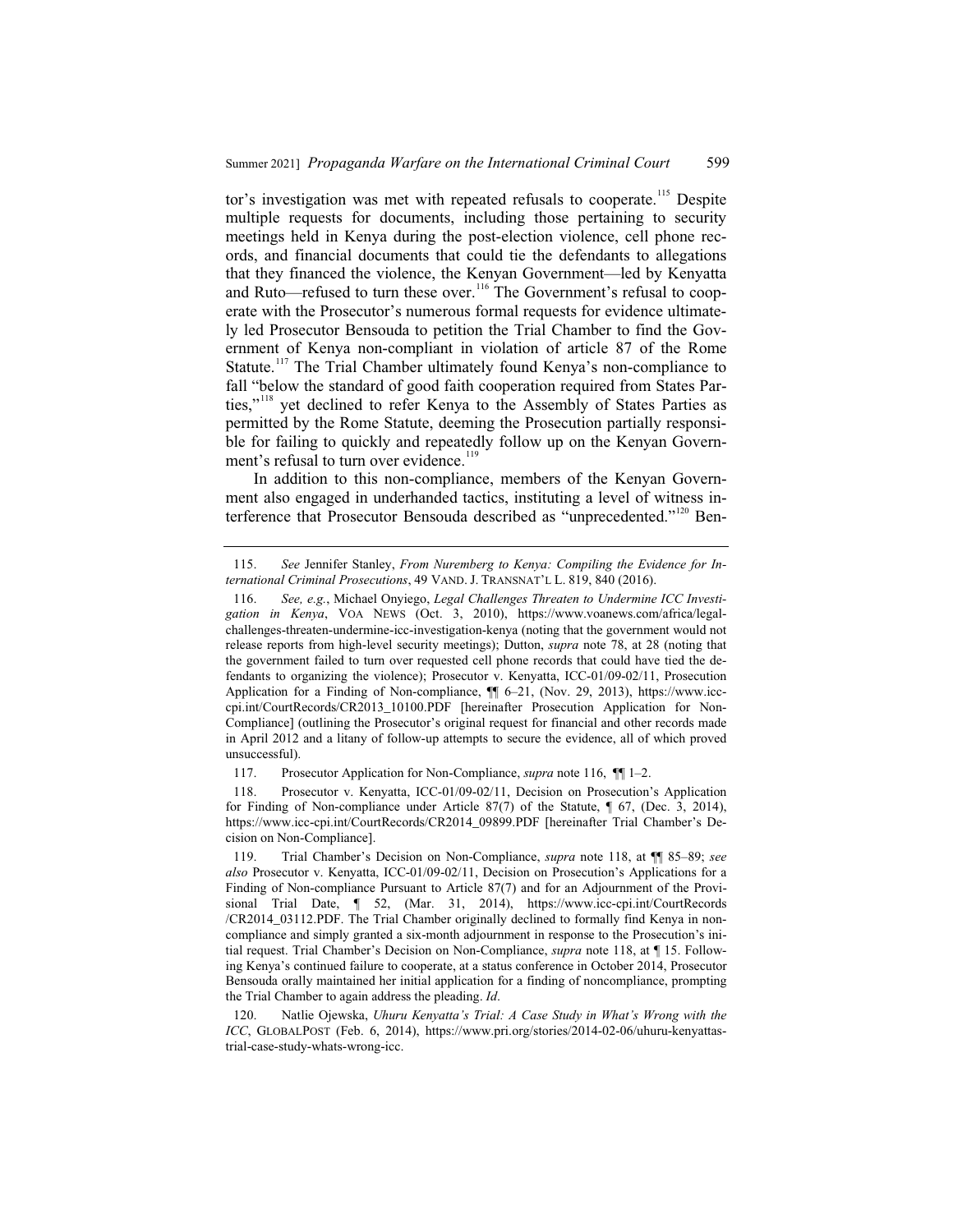tor's investigation was met with repeated refusals to cooperate.[115] Despite multiple requests for documents, including those pertaining to security meetings held in Kenya during the post-election violence, cell phone records, and financial documents that could tie the defendants to allegations that they financed the violence, the Kenyan Government—led by Kenyatta and Ruto—refused to turn these over.[116] The Government's refusal to cooperate with the Prosecutor's numerous formal requests for evidence ultimately led Prosecutor Bensouda to petition the Trial Chamber to find the Government of Kenya non-compliant in violation of article 87 of the Rome Statute.[117] The Trial Chamber ultimately found Kenya's non-compliance to fall "below the standard of good faith cooperation required from States Parties,"[118] yet declined to refer Kenya to the Assembly of States Parties as permitted by the Rome Statute, deeming the Prosecution partially responsible for failing to quickly and repeatedly follow up on the Kenyan Government's refusal to turn over evidence.[119]

In addition to this non-compliance, members of the Kenyan Government also engaged in underhanded tactics, instituting a level of witness interference that Prosecutor Bensouda described as "unprecedented."[120] Ben-

---

115. *See* Jennifer Stanley, *From Nuremberg to Kenya: Compiling the Evidence for International Criminal Prosecutions*, 49 VAND. J. TRANSNAT'L L. 819, 840 (2016).

116. *See, e.g.*, Michael Onyiego, *Legal Challenges Threaten to Undermine ICC Investigation in Kenya*, VOA NEWS (Oct. 3, 2010), https://www.voanews.com/africa/legal-challenges-threaten-undermine-icc-investigation-kenya (noting that the government would not release reports from high-level security meetings); Dutton, *supra* note 78, at 28 (noting that the government failed to turn over requested cell phone records that could have tied the defendants to organizing the violence); Prosecutor v. Kenyatta, ICC-01/09-02/11, Prosecution Application for a Finding of Non-compliance, ¶¶ 6–21, (Nov. 29, 2013), https://www.icc-cpi.int/CourtRecords/CR2013_10100.PDF [hereinafter Prosecution Application for Non-Compliance] (outlining the Prosecutor's original request for financial and other records made in April 2012 and a litany of follow-up attempts to secure the evidence, all of which proved unsuccessful).

117. Prosecutor Application for Non-Compliance, *supra* note 116, ¶¶ 1–2.

118. Prosecutor v. Kenyatta, ICC-01/09-02/11, Decision on Prosecution's Application for Finding of Non-compliance under Article 87(7) of the Statute, ¶ 67, (Dec. 3, 2014), https://www.icc-cpi.int/CourtRecords/CR2014_09899.PDF [hereinafter Trial Chamber's Decision on Non-Compliance].

119. Trial Chamber's Decision on Non-Compliance, *supra* note 118, at ¶¶ 85–89; *see also* Prosecutor v. Kenyatta, ICC-01/09-02/11, Decision on Prosecution's Applications for a Finding of Non-compliance Pursuant to Article 87(7) and for an Adjournment of the Provisional Trial Date, ¶ 52, (Mar. 31, 2014), https://www.icc-cpi.int/CourtRecords/CR2014_03112.PDF. The Trial Chamber originally declined to formally find Kenya in non-compliance and simply granted a six-month adjournment in response to the Prosecution's initial request. Trial Chamber's Decision on Non-Compliance, *supra* note 118, at ¶ 15. Following Kenya's continued failure to cooperate, at a status conference in October 2014, Prosecutor Bensouda orally maintained her initial application for a finding of noncompliance, prompting the Trial Chamber to again address the pleading. *Id*.

120. Natlie Ojewska, *Uhuru Kenyatta's Trial: A Case Study in What's Wrong with the ICC*, GLOBALPOST (Feb. 6, 2014), https://www.pri.org/stories/2014-02-06/uhuru-kenyattas-trial-case-study-whats-wrong-icc.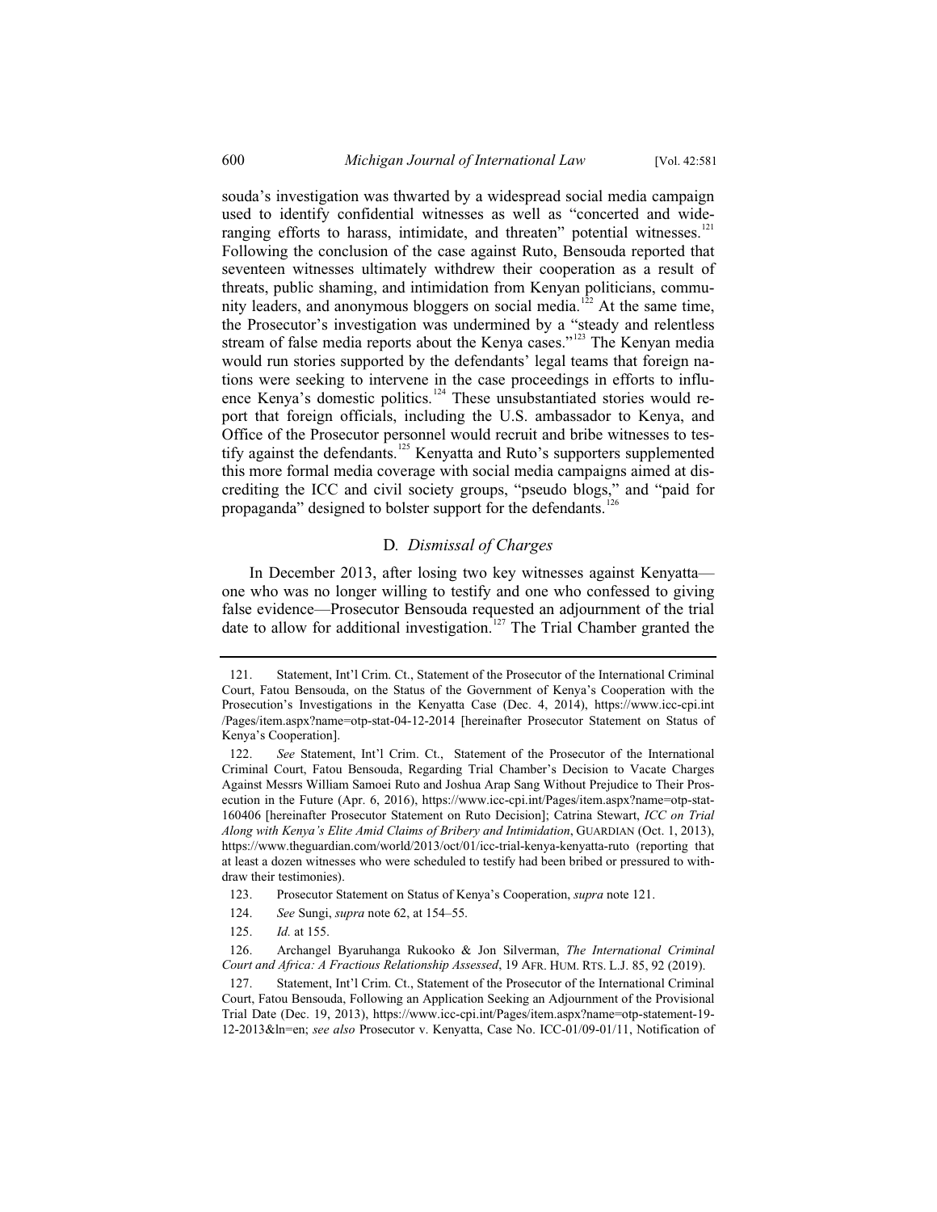souda's investigation was thwarted by a widespread social media campaign used to identify confidential witnesses as well as "concerted and wide-ranging efforts to harass, intimidate, and threaten" potential witnesses.[121] Following the conclusion of the case against Ruto, Bensouda reported that seventeen witnesses ultimately withdrew their cooperation as a result of threats, public shaming, and intimidation from Kenyan politicians, community leaders, and anonymous bloggers on social media.[122] At the same time, the Prosecutor's investigation was undermined by a "steady and relentless stream of false media reports about the Kenya cases."[123] The Kenyan media would run stories supported by the defendants' legal teams that foreign nations were seeking to intervene in the case proceedings in efforts to influence Kenya's domestic politics.[124] These unsubstantiated stories would report that foreign officials, including the U.S. ambassador to Kenya, and Office of the Prosecutor personnel would recruit and bribe witnesses to testify against the defendants.[125] Kenyatta and Ruto's supporters supplemented this more formal media coverage with social media campaigns aimed at discrediting the ICC and civil society groups, "pseudo blogs," and "paid for propaganda" designed to bolster support for the defendants.[126]

### D. *Dismissal of Charges*

In December 2013, after losing two key witnesses against Kenyatta—one who was no longer willing to testify and one who confessed to giving false evidence—Prosecutor Bensouda requested an adjournment of the trial date to allow for additional investigation.[127] The Trial Chamber granted the

---

121. Statement, Int'l Crim. Ct., Statement of the Prosecutor of the International Criminal Court, Fatou Bensouda, on the Status of the Government of Kenya's Cooperation with the Prosecution's Investigations in the Kenyatta Case (Dec. 4, 2014), https://www.icc-cpi.int /Pages/item.aspx?name=otp-stat-04-12-2014 [hereinafter Prosecutor Statement on Status of Kenya's Cooperation].

122. *See* Statement, Int'l Crim. Ct., Statement of the Prosecutor of the International Criminal Court, Fatou Bensouda, Regarding Trial Chamber's Decision to Vacate Charges Against Messrs William Samoei Ruto and Joshua Arap Sang Without Prejudice to Their Prosecution in the Future (Apr. 6, 2016), https://www.icc-cpi.int/Pages/item.aspx?name=otp-stat-160406 [hereinafter Prosecutor Statement on Ruto Decision]; Catrina Stewart, *ICC on Trial Along with Kenya's Elite Amid Claims of Bribery and Intimidation*, GUARDIAN (Oct. 1, 2013), https://www.theguardian.com/world/2013/oct/01/icc-trial-kenya-kenyatta-ruto (reporting that at least a dozen witnesses who were scheduled to testify had been bribed or pressured to withdraw their testimonies).

123. Prosecutor Statement on Status of Kenya's Cooperation, *supra* note 121.

124. *See* Sungi, *supra* note 62, at 154–55.

125. *Id.* at 155.

126. Archangel Byaruhanga Rukooko & Jon Silverman, *The International Criminal Court and Africa: A Fractious Relationship Assessed*, 19 AFR. HUM. RTS. L.J. 85, 92 (2019).

127. Statement, Int'l Crim. Ct., Statement of the Prosecutor of the International Criminal Court, Fatou Bensouda, Following an Application Seeking an Adjournment of the Provisional Trial Date (Dec. 19, 2013), https://www.icc-cpi.int/Pages/item.aspx?name=otp-statement-19-12-2013&ln=en; *see also* Prosecutor v. Kenyatta, Case No. ICC-01/09-01/11, Notification of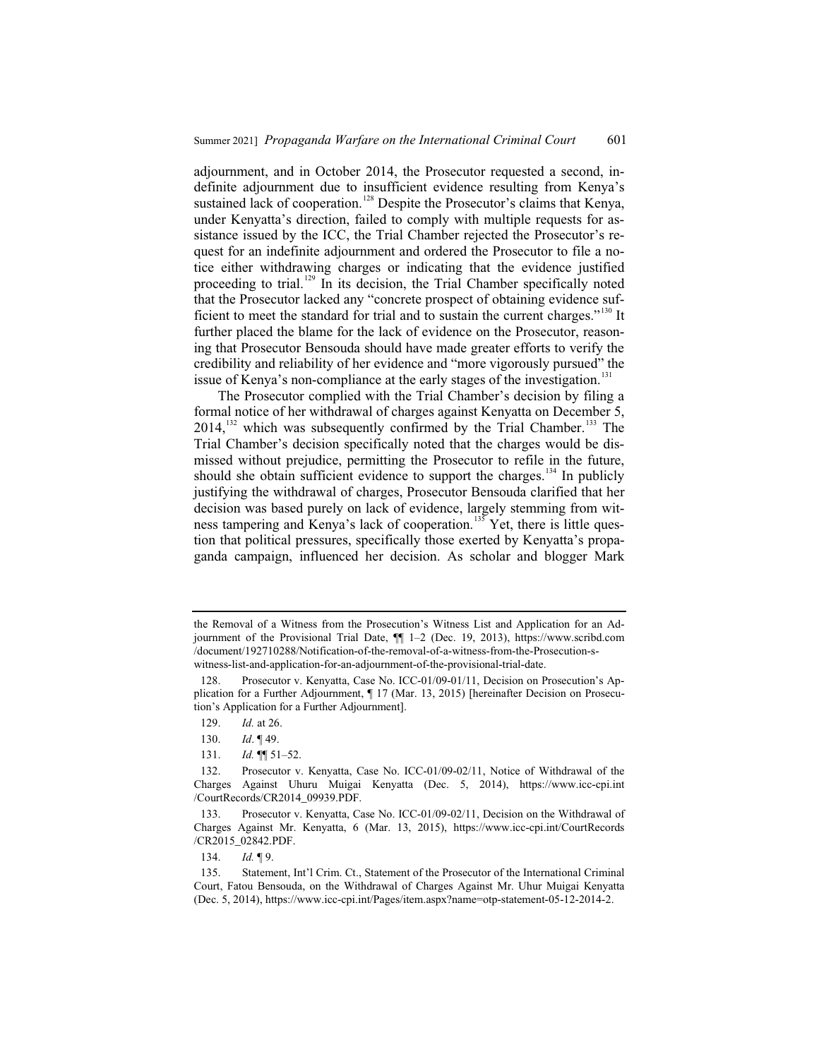adjournment, and in October 2014, the Prosecutor requested a second, indefinite adjournment due to insufficient evidence resulting from Kenya's sustained lack of cooperation.[128] Despite the Prosecutor's claims that Kenya, under Kenyatta's direction, failed to comply with multiple requests for assistance issued by the ICC, the Trial Chamber rejected the Prosecutor's request for an indefinite adjournment and ordered the Prosecutor to file a notice either withdrawing charges or indicating that the evidence justified proceeding to trial.[129] In its decision, the Trial Chamber specifically noted that the Prosecutor lacked any "concrete prospect of obtaining evidence sufficient to meet the standard for trial and to sustain the current charges."[130] It further placed the blame for the lack of evidence on the Prosecutor, reasoning that Prosecutor Bensouda should have made greater efforts to verify the credibility and reliability of her evidence and "more vigorously pursued" the issue of Kenya's non-compliance at the early stages of the investigation.[131]

The Prosecutor complied with the Trial Chamber's decision by filing a formal notice of her withdrawal of charges against Kenyatta on December 5, 2014,[132] which was subsequently confirmed by the Trial Chamber.[133] The Trial Chamber's decision specifically noted that the charges would be dismissed without prejudice, permitting the Prosecutor to refile in the future, should she obtain sufficient evidence to support the charges.[134] In publicly justifying the withdrawal of charges, Prosecutor Bensouda clarified that her decision was based purely on lack of evidence, largely stemming from witness tampering and Kenya's lack of cooperation.[135] Yet, there is little question that political pressures, specifically those exerted by Kenyatta's propaganda campaign, influenced her decision. As scholar and blogger Mark

---

the Removal of a Witness from the Prosecution's Witness List and Application for an Adjournment of the Provisional Trial Date, ¶¶ 1–2 (Dec. 19, 2013), https://www.scribd.com/document/192710288/Notification-of-the-removal-of-a-witness-from-the-Prosecution-s-witness-list-and-application-for-an-adjournment-of-the-provisional-trial-date.

128. Prosecutor v. Kenyatta, Case No. ICC-01/09-01/11, Decision on Prosecution's Application for a Further Adjournment, ¶ 17 (Mar. 13, 2015) [hereinafter Decision on Prosecution's Application for a Further Adjournment].

129. *Id.* at 26.

130. *Id*. ¶ 49.

131. *Id.* ¶¶ 51–52.

132. Prosecutor v. Kenyatta, Case No. ICC-01/09-02/11, Notice of Withdrawal of the Charges Against Uhuru Muigai Kenyatta (Dec. 5, 2014), https://www.icc-cpi.int/CourtRecords/CR2014_09939.PDF.

133. Prosecutor v. Kenyatta, Case No. ICC-01/09-02/11, Decision on the Withdrawal of Charges Against Mr. Kenyatta, 6 (Mar. 13, 2015), https://www.icc-cpi.int/CourtRecords/CR2015_02842.PDF.

134. *Id.* ¶ 9.

135. Statement, Int'l Crim. Ct., Statement of the Prosecutor of the International Criminal Court, Fatou Bensouda, on the Withdrawal of Charges Against Mr. Uhur Muigai Kenyatta (Dec. 5, 2014), https://www.icc-cpi.int/Pages/item.aspx?name=otp-statement-05-12-2014-2.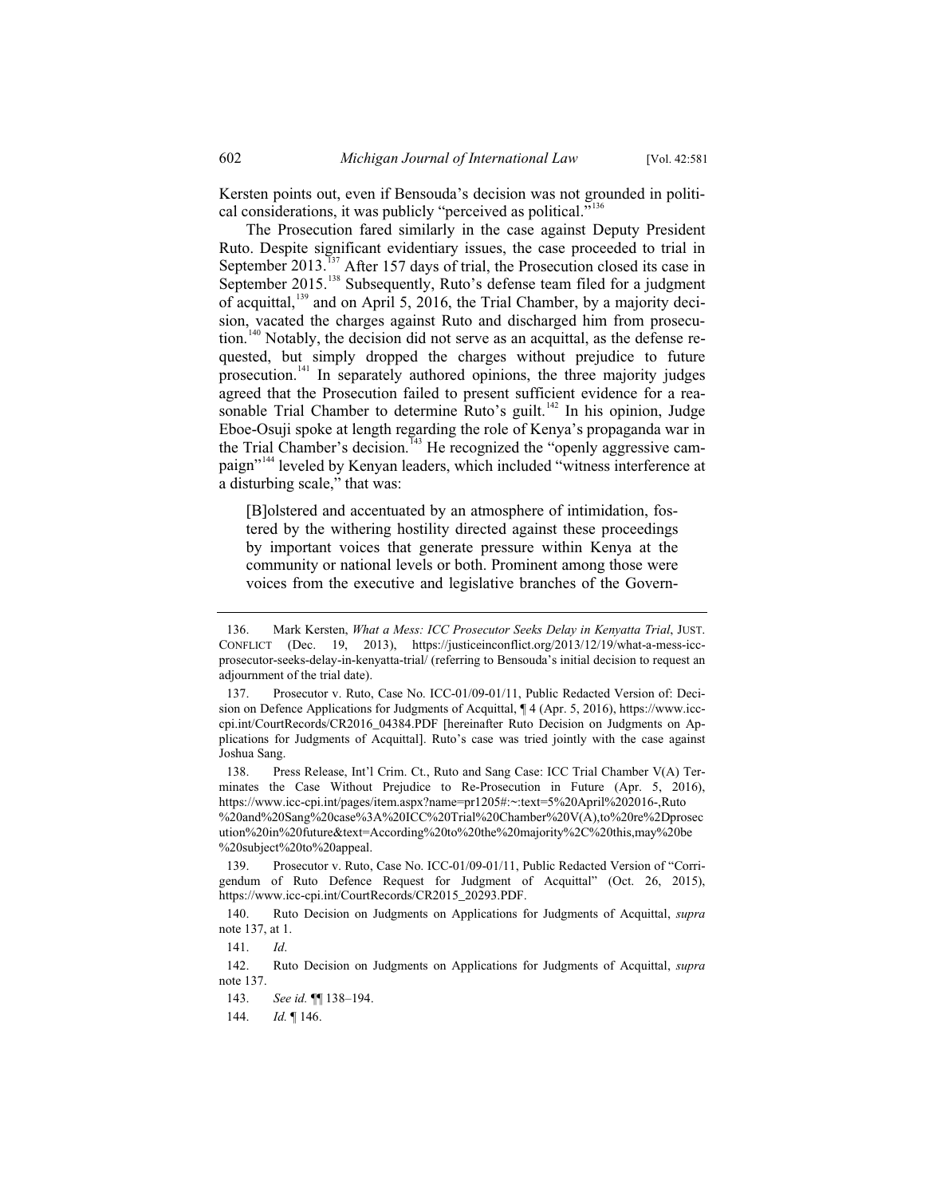Kersten points out, even if Bensouda's decision was not grounded in political considerations, it was publicly "perceived as political."[136]

The Prosecution fared similarly in the case against Deputy President Ruto. Despite significant evidentiary issues, the case proceeded to trial in September 2013.[137] After 157 days of trial, the Prosecution closed its case in September 2015.[138] Subsequently, Ruto's defense team filed for a judgment of acquittal,[139] and on April 5, 2016, the Trial Chamber, by a majority decision, vacated the charges against Ruto and discharged him from prosecution.[140] Notably, the decision did not serve as an acquittal, as the defense requested, but simply dropped the charges without prejudice to future prosecution.[141] In separately authored opinions, the three majority judges agreed that the Prosecution failed to present sufficient evidence for a reasonable Trial Chamber to determine Ruto's guilt.[142] In his opinion, Judge Eboe-Osuji spoke at length regarding the role of Kenya's propaganda war in the Trial Chamber's decision.[143] He recognized the "openly aggressive campaign"[144] leveled by Kenyan leaders, which included "witness interference at a disturbing scale," that was:

> [B]olstered and accentuated by an atmosphere of intimidation, fostered by the withering hostility directed against these proceedings by important voices that generate pressure within Kenya at the community or national levels or both. Prominent among those were voices from the executive and legislative branches of the Govern-

---

136. Mark Kersten, *What a Mess: ICC Prosecutor Seeks Delay in Kenyatta Trial*, JUST. CONFLICT (Dec. 19, 2013), https://justiceinconflict.org/2013/12/19/what-a-mess-icc-prosecutor-seeks-delay-in-kenyatta-trial/ (referring to Bensouda's initial decision to request an adjournment of the trial date).

137. Prosecutor v. Ruto, Case No. ICC-01/09-01/11, Public Redacted Version of: Decision on Defence Applications for Judgments of Acquittal, ¶ 4 (Apr. 5, 2016), https://www.icc-cpi.int/CourtRecords/CR2016_04384.PDF [hereinafter Ruto Decision on Judgments on Applications for Judgments of Acquittal]. Ruto's case was tried jointly with the case against Joshua Sang.

138. Press Release, Int'l Crim. Ct., Ruto and Sang Case: ICC Trial Chamber V(A) Terminates the Case Without Prejudice to Re-Prosecution in Future (Apr. 5, 2016), https://www.icc-cpi.int/pages/item.aspx?name=pr1205#:~:text=5%20April%202016-,Ruto%20and%20Sang%20case%3A%20ICC%20Trial%20Chamber%20V(A),to%20re%2Dprosecution%20in%20future&text=According%20to%20the%20majority%2C%20this,may%20be%20subject%20to%20appeal.

139. Prosecutor v. Ruto, Case No. ICC-01/09-01/11, Public Redacted Version of "Corrigendum of Ruto Defence Request for Judgment of Acquittal" (Oct. 26, 2015), https://www.icc-cpi.int/CourtRecords/CR2015_20293.PDF.

140. Ruto Decision on Judgments on Applications for Judgments of Acquittal, *supra* note 137, at 1.

141. *Id*.

142. Ruto Decision on Judgments on Applications for Judgments of Acquittal, *supra* note 137.

143. *See id.* ¶¶ 138–194.

144. *Id.* ¶ 146.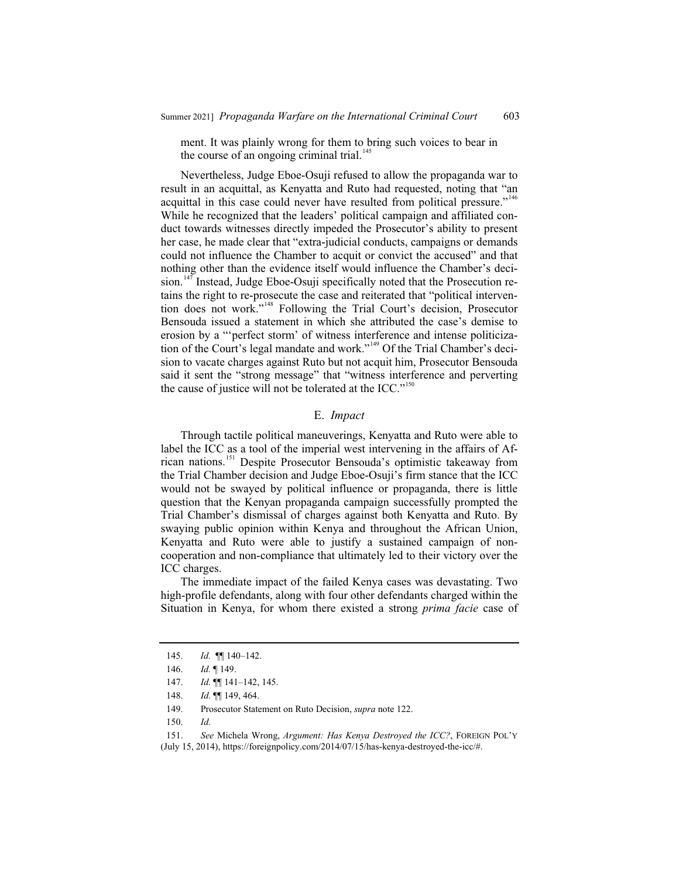ment. It was plainly wrong for them to bring such voices to bear in the course of an ongoing criminal trial.[145]

Nevertheless, Judge Eboe-Osuji refused to allow the propaganda war to result in an acquittal, as Kenyatta and Ruto had requested, noting that "an acquittal in this case could never have resulted from political pressure."[146] While he recognized that the leaders' political campaign and affiliated conduct towards witnesses directly impeded the Prosecutor's ability to present her case, he made clear that "extra-judicial conducts, campaigns or demands could not influence the Chamber to acquit or convict the accused" and that nothing other than the evidence itself would influence the Chamber's decision.[147] Instead, Judge Eboe-Osuji specifically noted that the Prosecution retains the right to re-prosecute the case and reiterated that "political intervention does not work."[148] Following the Trial Court's decision, Prosecutor Bensouda issued a statement in which she attributed the case's demise to erosion by a "'perfect storm' of witness interference and intense politicization of the Court's legal mandate and work."[149] Of the Trial Chamber's decision to vacate charges against Ruto but not acquit him, Prosecutor Bensouda said it sent the "strong message" that "witness interference and perverting the cause of justice will not be tolerated at the ICC."[150]

### E. *Impact*

Through tactile political maneuverings, Kenyatta and Ruto were able to label the ICC as a tool of the imperial west intervening in the affairs of African nations.[151] Despite Prosecutor Bensouda's optimistic takeaway from the Trial Chamber decision and Judge Eboe-Osuji's firm stance that the ICC would not be swayed by political influence or propaganda, there is little question that the Kenyan propaganda campaign successfully prompted the Trial Chamber's dismissal of charges against both Kenyatta and Ruto. By swaying public opinion within Kenya and throughout the African Union, Kenyatta and Ruto were able to justify a sustained campaign of non-cooperation and non-compliance that ultimately led to their victory over the ICC charges.

The immediate impact of the failed Kenya cases was devastating. Two high-profile defendants, along with four other defendants charged within the Situation in Kenya, for whom there existed a strong *prima facie* case of

---

145. *Id.* ¶¶ 140–142.

146. *Id.* ¶ 149.

147. *Id.* ¶¶ 141–142, 145.

148. *Id.* ¶¶ 149, 464.

149. Prosecutor Statement on Ruto Decision, *supra* note 122.

150. *Id.*

151. *See* Michela Wrong, *Argument: Has Kenya Destroyed the ICC?*, FOREIGN POL'Y (July 15, 2014), https://foreignpolicy.com/2014/07/15/has-kenya-destroyed-the-icc/#.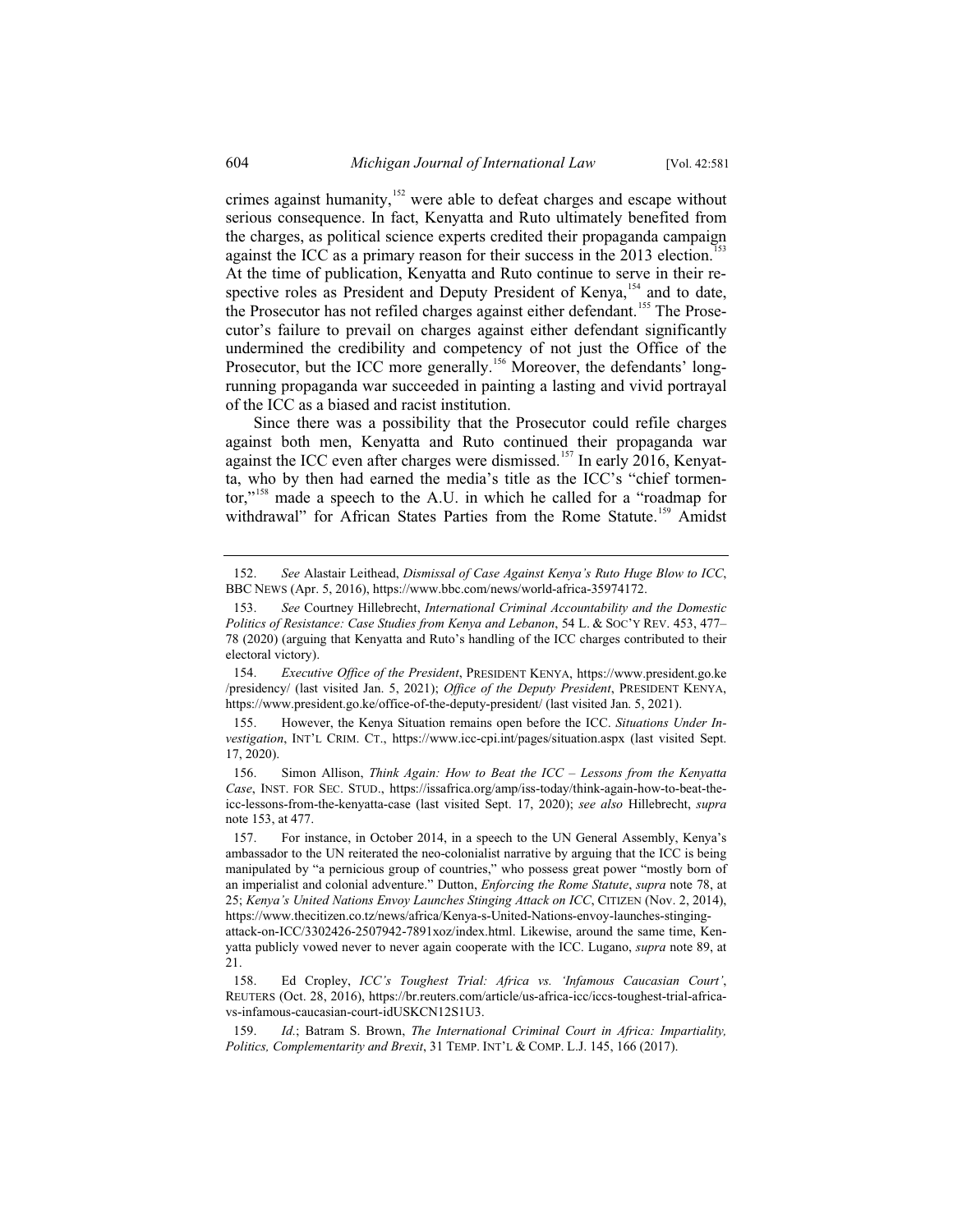crimes against humanity,[152] were able to defeat charges and escape without serious consequence. In fact, Kenyatta and Ruto ultimately benefited from the charges, as political science experts credited their propaganda campaign against the ICC as a primary reason for their success in the 2013 election.[153] At the time of publication, Kenyatta and Ruto continue to serve in their respective roles as President and Deputy President of Kenya,[154] and to date, the Prosecutor has not refiled charges against either defendant.[155] The Prosecutor's failure to prevail on charges against either defendant significantly undermined the credibility and competency of not just the Office of the Prosecutor, but the ICC more generally.[156] Moreover, the defendants' long-running propaganda war succeeded in painting a lasting and vivid portrayal of the ICC as a biased and racist institution.

Since there was a possibility that the Prosecutor could refile charges against both men, Kenyatta and Ruto continued their propaganda war against the ICC even after charges were dismissed.[157] In early 2016, Kenyatta, who by then had earned the media's title as the ICC's "chief tormentor,"[158] made a speech to the A.U. in which he called for a "roadmap for withdrawal" for African States Parties from the Rome Statute.[159] Amidst

---

152. *See* Alastair Leithead, *Dismissal of Case Against Kenya's Ruto Huge Blow to ICC*, BBC NEWS (Apr. 5, 2016), https://www.bbc.com/news/world-africa-35974172.

153. *See* Courtney Hillebrecht, *International Criminal Accountability and the Domestic Politics of Resistance: Case Studies from Kenya and Lebanon*, 54 L. & SOC'Y REV. 453, 477–78 (2020) (arguing that Kenyatta and Ruto's handling of the ICC charges contributed to their electoral victory).

154. *Executive Office of the President*, PRESIDENT KENYA, https://www.president.go.ke/presidency/ (last visited Jan. 5, 2021); *Office of the Deputy President*, PRESIDENT KENYA, https://www.president.go.ke/office-of-the-deputy-president/ (last visited Jan. 5, 2021).

155. However, the Kenya Situation remains open before the ICC. *Situations Under Investigation*, INT'L CRIM. CT., https://www.icc-cpi.int/pages/situation.aspx (last visited Sept. 17, 2020).

156. Simon Allison, *Think Again: How to Beat the ICC – Lessons from the Kenyatta Case*, INST. FOR SEC. STUD., https://issafrica.org/amp/iss-today/think-again-how-to-beat-the-icc-lessons-from-the-kenyatta-case (last visited Sept. 17, 2020); *see also* Hillebrecht, *supra* note 153, at 477.

157. For instance, in October 2014, in a speech to the UN General Assembly, Kenya's ambassador to the UN reiterated the neo-colonialist narrative by arguing that the ICC is being manipulated by "a pernicious group of countries," who possess great power "mostly born of an imperialist and colonial adventure." Dutton, *Enforcing the Rome Statute*, *supra* note 78, at 25; *Kenya's United Nations Envoy Launches Stinging Attack on ICC*, CITIZEN (Nov. 2, 2014), https://www.thecitizen.co.tz/news/africa/Kenya-s-United-Nations-envoy-launches-stinging-attack-on-ICC/3302426-2507942-7891xoz/index.html. Likewise, around the same time, Kenyatta publicly vowed never to never again cooperate with the ICC. Lugano, *supra* note 89, at 21.

158. Ed Cropley, *ICC's Toughest Trial: Africa vs. 'Infamous Caucasian Court'*, REUTERS (Oct. 28, 2016), https://br.reuters.com/article/us-africa-icc/iccs-toughest-trial-africa-vs-infamous-caucasian-court-idUSKCN12S1U3.

159. *Id.*; Batram S. Brown, *The International Criminal Court in Africa: Impartiality, Politics, Complementarity and Brexit*, 31 TEMP. INT'L & COMP. L.J. 145, 166 (2017).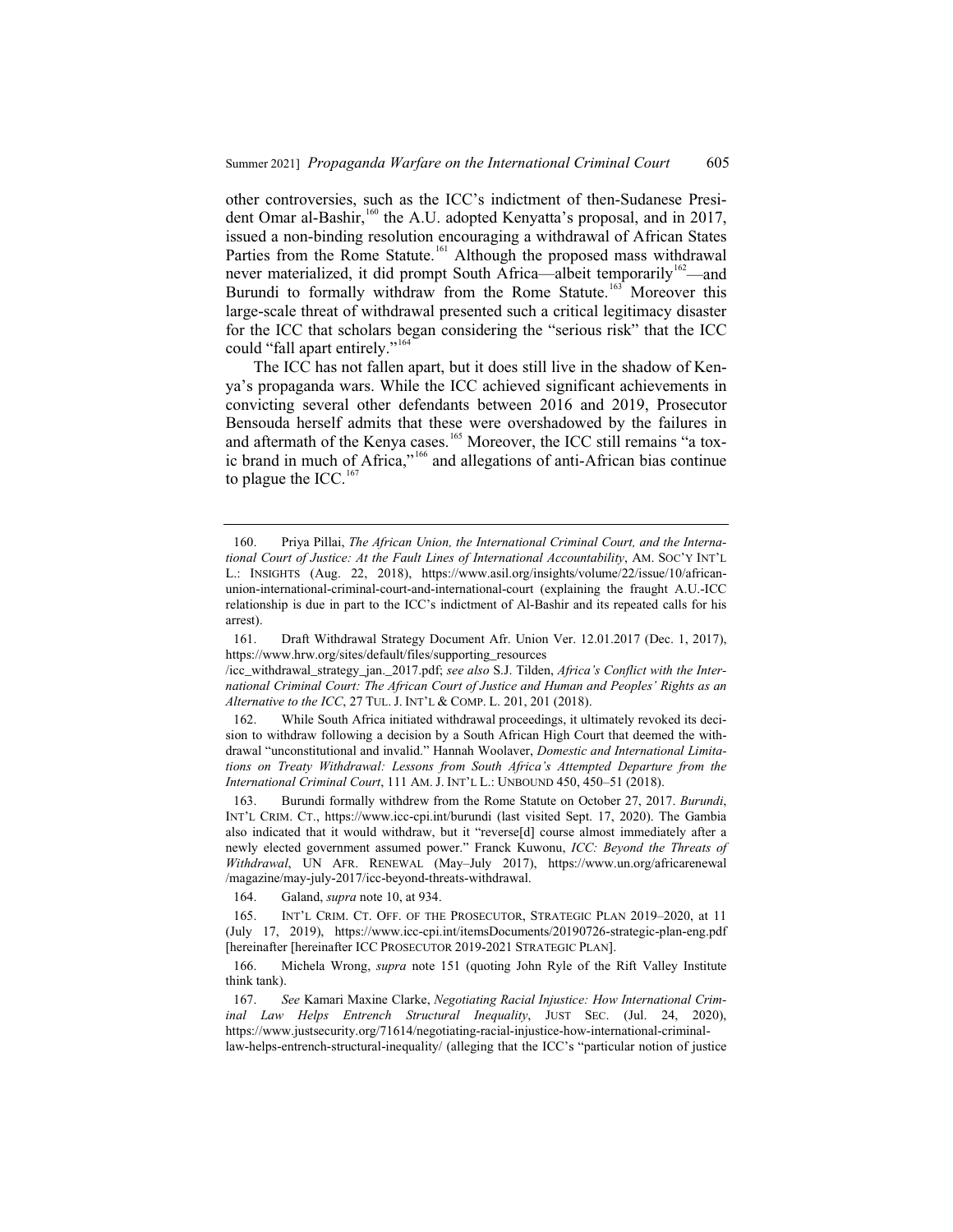other controversies, such as the ICC's indictment of then-Sudanese President Omar al-Bashir,[160] the A.U. adopted Kenyatta's proposal, and in 2017, issued a non-binding resolution encouraging a withdrawal of African States Parties from the Rome Statute.[161] Although the proposed mass withdrawal never materialized, it did prompt South Africa—albeit temporarily[162]—and Burundi to formally withdraw from the Rome Statute.[163] Moreover this large-scale threat of withdrawal presented such a critical legitimacy disaster for the ICC that scholars began considering the "serious risk" that the ICC could "fall apart entirely."[164]

The ICC has not fallen apart, but it does still live in the shadow of Kenya's propaganda wars. While the ICC achieved significant achievements in convicting several other defendants between 2016 and 2019, Prosecutor Bensouda herself admits that these were overshadowed by the failures in and aftermath of the Kenya cases.[165] Moreover, the ICC still remains "a toxic brand in much of Africa,"[166] and allegations of anti-African bias continue to plague the ICC.[167]

---

160. Priya Pillai, *The African Union, the International Criminal Court, and the International Court of Justice: At the Fault Lines of International Accountability*, AM. SOC'Y INT'L L.: INSIGHTS (Aug. 22, 2018), https://www.asil.org/insights/volume/22/issue/10/african-union-international-criminal-court-and-international-court (explaining the fraught A.U.-ICC relationship is due in part to the ICC's indictment of Al-Bashir and its repeated calls for his arrest).

161. Draft Withdrawal Strategy Document Afr. Union Ver. 12.01.2017 (Dec. 1, 2017), https://www.hrw.org/sites/default/files/supporting_resources /icc_withdrawal_strategy_jan._2017.pdf; *see also* S.J. Tilden, *Africa's Conflict with the International Criminal Court: The African Court of Justice and Human and Peoples' Rights as an Alternative to the ICC*, 27 TUL. J. INT'L & COMP. L. 201, 201 (2018).

162. While South Africa initiated withdrawal proceedings, it ultimately revoked its decision to withdraw following a decision by a South African High Court that deemed the withdrawal "unconstitutional and invalid." Hannah Woolaver, *Domestic and International Limitations on Treaty Withdrawal: Lessons from South Africa's Attempted Departure from the International Criminal Court*, 111 AM. J. INT'L L.: UNBOUND 450, 450–51 (2018).

163. Burundi formally withdrew from the Rome Statute on October 27, 2017. *Burundi*, INT'L CRIM. CT., https://www.icc-cpi.int/burundi (last visited Sept. 17, 2020). The Gambia also indicated that it would withdraw, but it "reverse[d] course almost immediately after a newly elected government assumed power." Franck Kuwonu, *ICC: Beyond the Threats of Withdrawal*, UN AFR. RENEWAL (May–July 2017), https://www.un.org/africarenewal /magazine/may-july-2017/icc-beyond-threats-withdrawal.

164. Galand, *supra* note 10, at 934.

165. INT'L CRIM. CT. OFF. OF THE PROSECUTOR, STRATEGIC PLAN 2019–2020, at 11 (July 17, 2019), https://www.icc-cpi.int/itemsDocuments/20190726-strategic-plan-eng.pdf [hereinafter [hereinafter ICC PROSECUTOR 2019-2021 STRATEGIC PLAN].

166. Michela Wrong, *supra* note 151 (quoting John Ryle of the Rift Valley Institute think tank).

167. *See* Kamari Maxine Clarke, *Negotiating Racial Injustice: How International Criminal Law Helps Entrench Structural Inequality*, JUST SEC. (Jul. 24, 2020), https://www.justsecurity.org/71614/negotiating-racial-injustice-how-international-criminal-law-helps-entrench-structural-inequality/ (alleging that the ICC's "particular notion of justice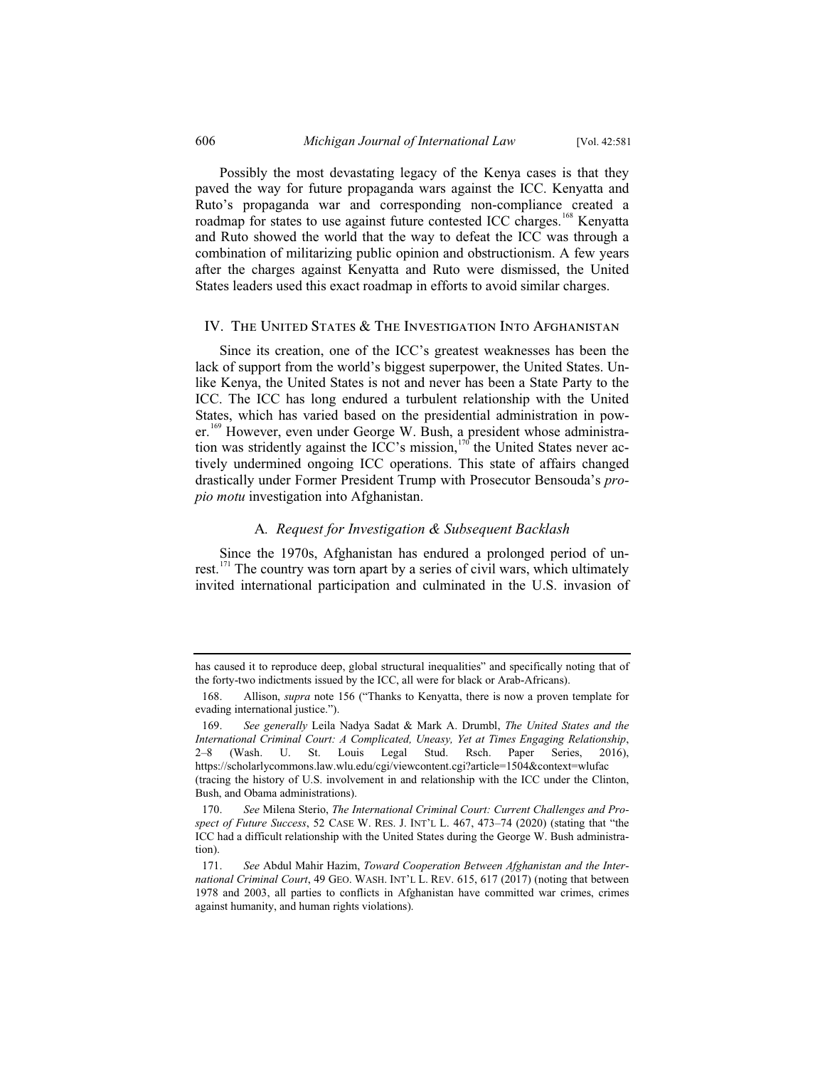Possibly the most devastating legacy of the Kenya cases is that they paved the way for future propaganda wars against the ICC. Kenyatta and Ruto's propaganda war and corresponding non-compliance created a roadmap for states to use against future contested ICC charges.[168] Kenyatta and Ruto showed the world that the way to defeat the ICC was through a combination of militarizing public opinion and obstructionism. A few years after the charges against Kenyatta and Ruto were dismissed, the United States leaders used this exact roadmap in efforts to avoid similar charges.

## IV. The United States & The Investigation Into Afghanistan

Since its creation, one of the ICC's greatest weaknesses has been the lack of support from the world's biggest superpower, the United States. Unlike Kenya, the United States is not and never has been a State Party to the ICC. The ICC has long endured a turbulent relationship with the United States, which has varied based on the presidential administration in power.[169] However, even under George W. Bush, a president whose administration was stridently against the ICC's mission,[170] the United States never actively undermined ongoing ICC operations. This state of affairs changed drastically under Former President Trump with Prosecutor Bensouda's *propio motu* investigation into Afghanistan.

### A. *Request for Investigation & Subsequent Backlash*

Since the 1970s, Afghanistan has endured a prolonged period of unrest.[171] The country was torn apart by a series of civil wars, which ultimately invited international participation and culminated in the U.S. invasion of

---

has caused it to reproduce deep, global structural inequalities" and specifically noting that of the forty-two indictments issued by the ICC, all were for black or Arab-Africans).

168. Allison, *supra* note 156 ("Thanks to Kenyatta, there is now a proven template for evading international justice.").

169. *See generally* Leila Nadya Sadat & Mark A. Drumbl, *The United States and the International Criminal Court: A Complicated, Uneasy, Yet at Times Engaging Relationship*, 2–8 (Wash. U. St. Louis Legal Stud. Rsch. Paper Series, 2016), https://scholarlycommons.law.wlu.edu/cgi/viewcontent.cgi?article=1504&context=wlufac (tracing the history of U.S. involvement in and relationship with the ICC under the Clinton, Bush, and Obama administrations).

170. *See* Milena Sterio, *The International Criminal Court: Current Challenges and Prospect of Future Success*, 52 Case W. Res. J. Int'l L. 467, 473–74 (2020) (stating that "the ICC had a difficult relationship with the United States during the George W. Bush administration).

171. *See* Abdul Mahir Hazim, *Toward Cooperation Between Afghanistan and the International Criminal Court*, 49 Geo. Wash. Int'l L. Rev. 615, 617 (2017) (noting that between 1978 and 2003, all parties to conflicts in Afghanistan have committed war crimes, crimes against humanity, and human rights violations).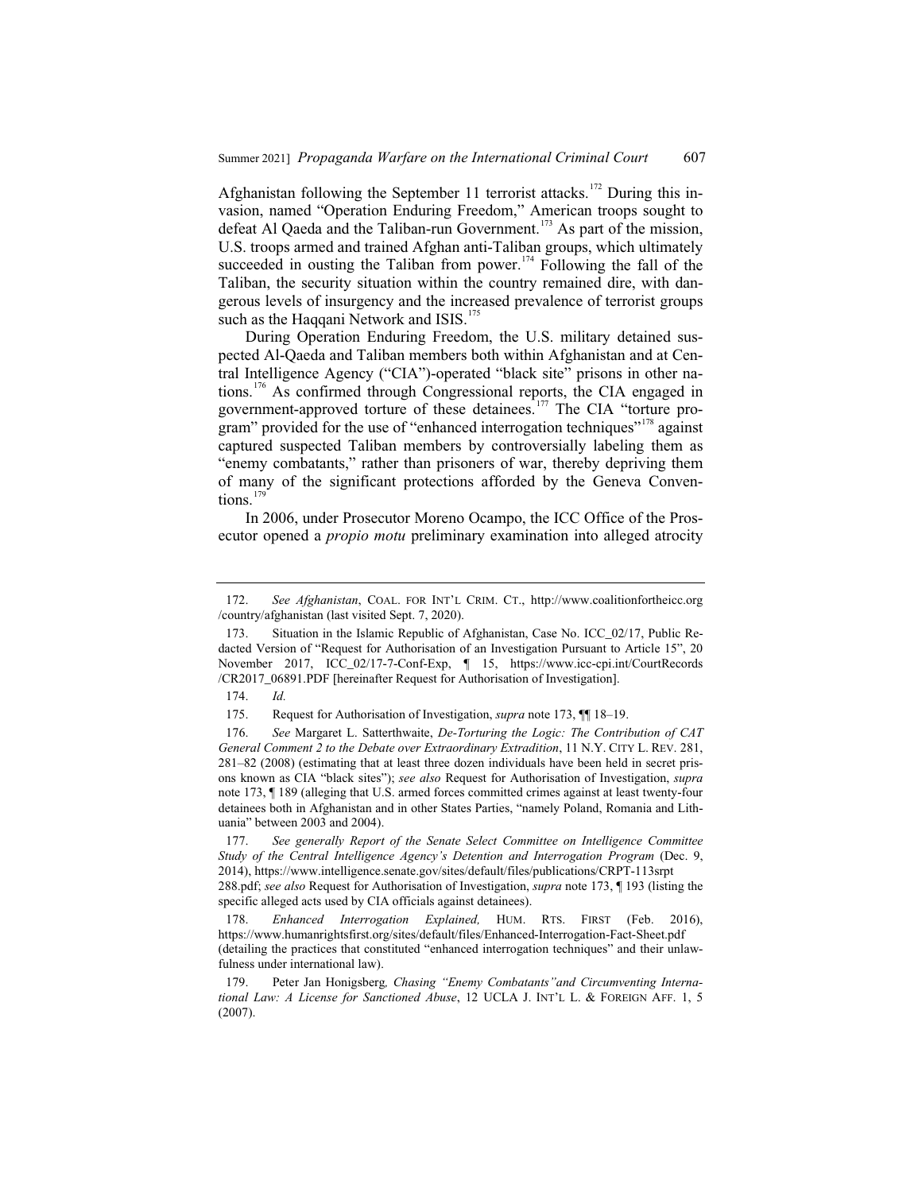Afghanistan following the September 11 terrorist attacks.[172] During this invasion, named "Operation Enduring Freedom," American troops sought to defeat Al Qaeda and the Taliban-run Government.[173] As part of the mission, U.S. troops armed and trained Afghan anti-Taliban groups, which ultimately succeeded in ousting the Taliban from power.[174] Following the fall of the Taliban, the security situation within the country remained dire, with dangerous levels of insurgency and the increased prevalence of terrorist groups such as the Haqqani Network and ISIS.[175]

During Operation Enduring Freedom, the U.S. military detained suspected Al-Qaeda and Taliban members both within Afghanistan and at Central Intelligence Agency ("CIA")-operated "black site" prisons in other nations.[176] As confirmed through Congressional reports, the CIA engaged in government-approved torture of these detainees.[177] The CIA "torture program" provided for the use of "enhanced interrogation techniques"[178] against captured suspected Taliban members by controversially labeling them as "enemy combatants," rather than prisoners of war, thereby depriving them of many of the significant protections afforded by the Geneva Conventions.[179]

In 2006, under Prosecutor Moreno Ocampo, the ICC Office of the Prosecutor opened a *propio motu* preliminary examination into alleged atrocity

---

172. *See Afghanistan*, COAL. FOR INT'L CRIM. CT., http://www.coalitionfortheicc.org/country/afghanistan (last visited Sept. 7, 2020).

173. Situation in the Islamic Republic of Afghanistan, Case No. ICC_02/17, Public Redacted Version of "Request for Authorisation of an Investigation Pursuant to Article 15", 20 November 2017, ICC_02/17-7-Conf-Exp, ¶ 15, https://www.icc-cpi.int/CourtRecords/CR2017_06891.PDF [hereinafter Request for Authorisation of Investigation].

174. *Id.*

175. Request for Authorisation of Investigation, *supra* note 173, ¶¶ 18–19.

176. *See* Margaret L. Satterthwaite, *De-Torturing the Logic: The Contribution of CAT General Comment 2 to the Debate over Extraordinary Extradition*, 11 N.Y. CITY L. REV. 281, 281–82 (2008) (estimating that at least three dozen individuals have been held in secret prisons known as CIA "black sites"); *see also* Request for Authorisation of Investigation, *supra* note 173, ¶ 189 (alleging that U.S. armed forces committed crimes against at least twenty-four detainees both in Afghanistan and in other States Parties, "namely Poland, Romania and Lithuania" between 2003 and 2004).

177. *See generally Report of the Senate Select Committee on Intelligence Committee Study of the Central Intelligence Agency's Detention and Interrogation Program* (Dec. 9, 2014), https://www.intelligence.senate.gov/sites/default/files/publications/CRPT-113srpt288.pdf; *see also* Request for Authorisation of Investigation, *supra* note 173, ¶ 193 (listing the specific alleged acts used by CIA officials against detainees).

178. *Enhanced Interrogation Explained,* HUM. RTS. FIRST (Feb. 2016), https://www.humanrightsfirst.org/sites/default/files/Enhanced-Interrogation-Fact-Sheet.pdf (detailing the practices that constituted "enhanced interrogation techniques" and their unlawfulness under international law).

179. Peter Jan Honigsberg*, Chasing "Enemy Combatants"and Circumventing International Law: A License for Sanctioned Abuse*, 12 UCLA J. INT'L L. & FOREIGN AFF. 1, 5 (2007).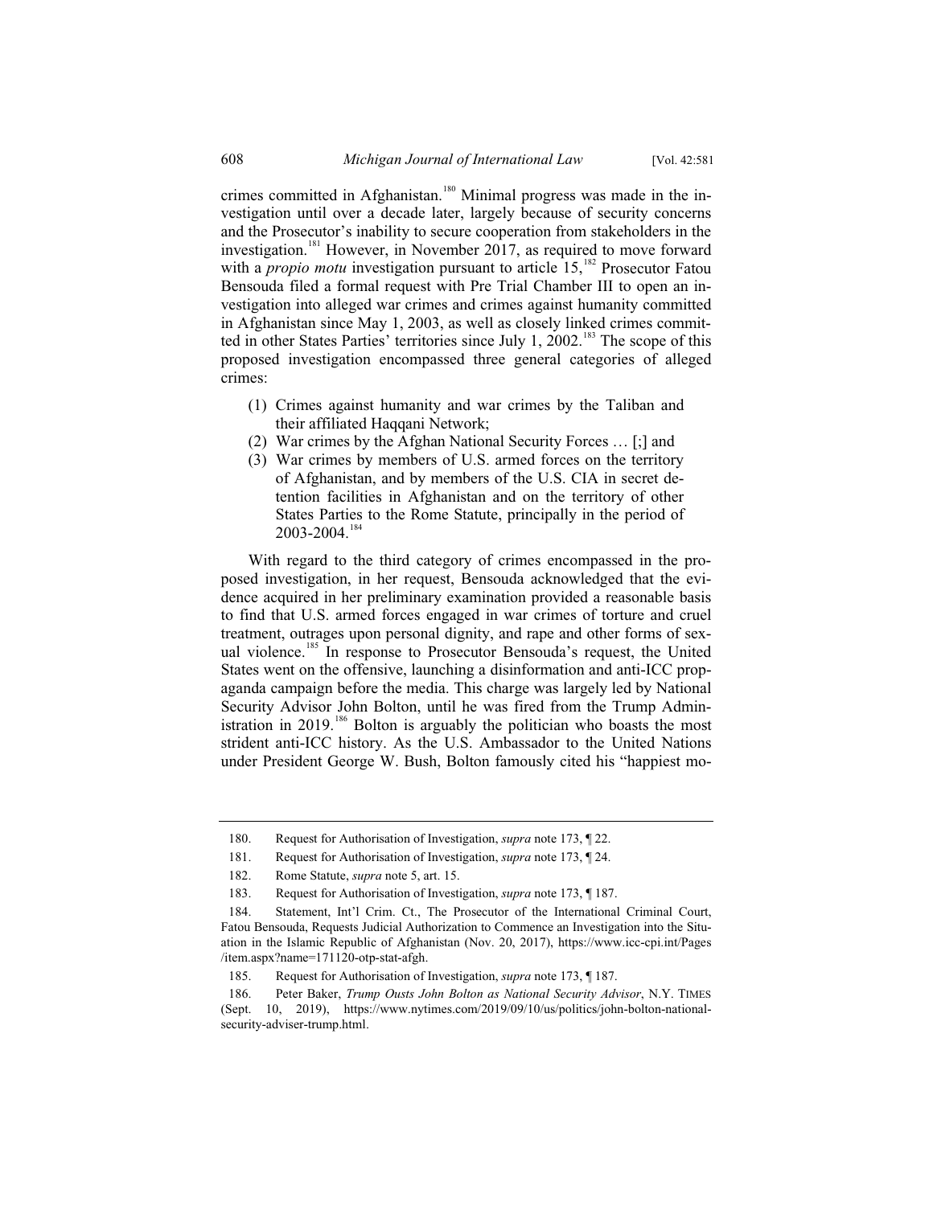crimes committed in Afghanistan.[180] Minimal progress was made in the investigation until over a decade later, largely because of security concerns and the Prosecutor's inability to secure cooperation from stakeholders in the investigation.[181] However, in November 2017, as required to move forward with a *propio motu* investigation pursuant to article 15,[182] Prosecutor Fatou Bensouda filed a formal request with Pre Trial Chamber III to open an investigation into alleged war crimes and crimes against humanity committed in Afghanistan since May 1, 2003, as well as closely linked crimes committed in other States Parties' territories since July 1, 2002.[183] The scope of this proposed investigation encompassed three general categories of alleged crimes:

> (1) Crimes against humanity and war crimes by the Taliban and their affiliated Haqqani Network;
> (2) War crimes by the Afghan National Security Forces … [;] and
> (3) War crimes by members of U.S. armed forces on the territory of Afghanistan, and by members of the U.S. CIA in secret detention facilities in Afghanistan and on the territory of other States Parties to the Rome Statute, principally in the period of 2003-2004.[184]

With regard to the third category of crimes encompassed in the proposed investigation, in her request, Bensouda acknowledged that the evidence acquired in her preliminary examination provided a reasonable basis to find that U.S. armed forces engaged in war crimes of torture and cruel treatment, outrages upon personal dignity, and rape and other forms of sexual violence.[185] In response to Prosecutor Bensouda's request, the United States went on the offensive, launching a disinformation and anti-ICC propaganda campaign before the media. This charge was largely led by National Security Advisor John Bolton, until he was fired from the Trump Administration in 2019.[186] Bolton is arguably the politician who boasts the most strident anti-ICC history. As the U.S. Ambassador to the United Nations under President George W. Bush, Bolton famously cited his "happiest mo-

---

180. Request for Authorisation of Investigation, *supra* note 173, ¶ 22.

181. Request for Authorisation of Investigation, *supra* note 173, ¶ 24.

182. Rome Statute, *supra* note 5, art. 15.

183. Request for Authorisation of Investigation, *supra* note 173, ¶ 187.

184. Statement, Int'l Crim. Ct., The Prosecutor of the International Criminal Court, Fatou Bensouda, Requests Judicial Authorization to Commence an Investigation into the Situation in the Islamic Republic of Afghanistan (Nov. 20, 2017), https://www.icc-cpi.int/Pages/item.aspx?name=171120-otp-stat-afgh.

185. Request for Authorisation of Investigation, *supra* note 173, ¶ 187.

186. Peter Baker, *Trump Ousts John Bolton as National Security Advisor*, N.Y. TIMES (Sept. 10, 2019), https://www.nytimes.com/2019/09/10/us/politics/john-bolton-national-security-adviser-trump.html.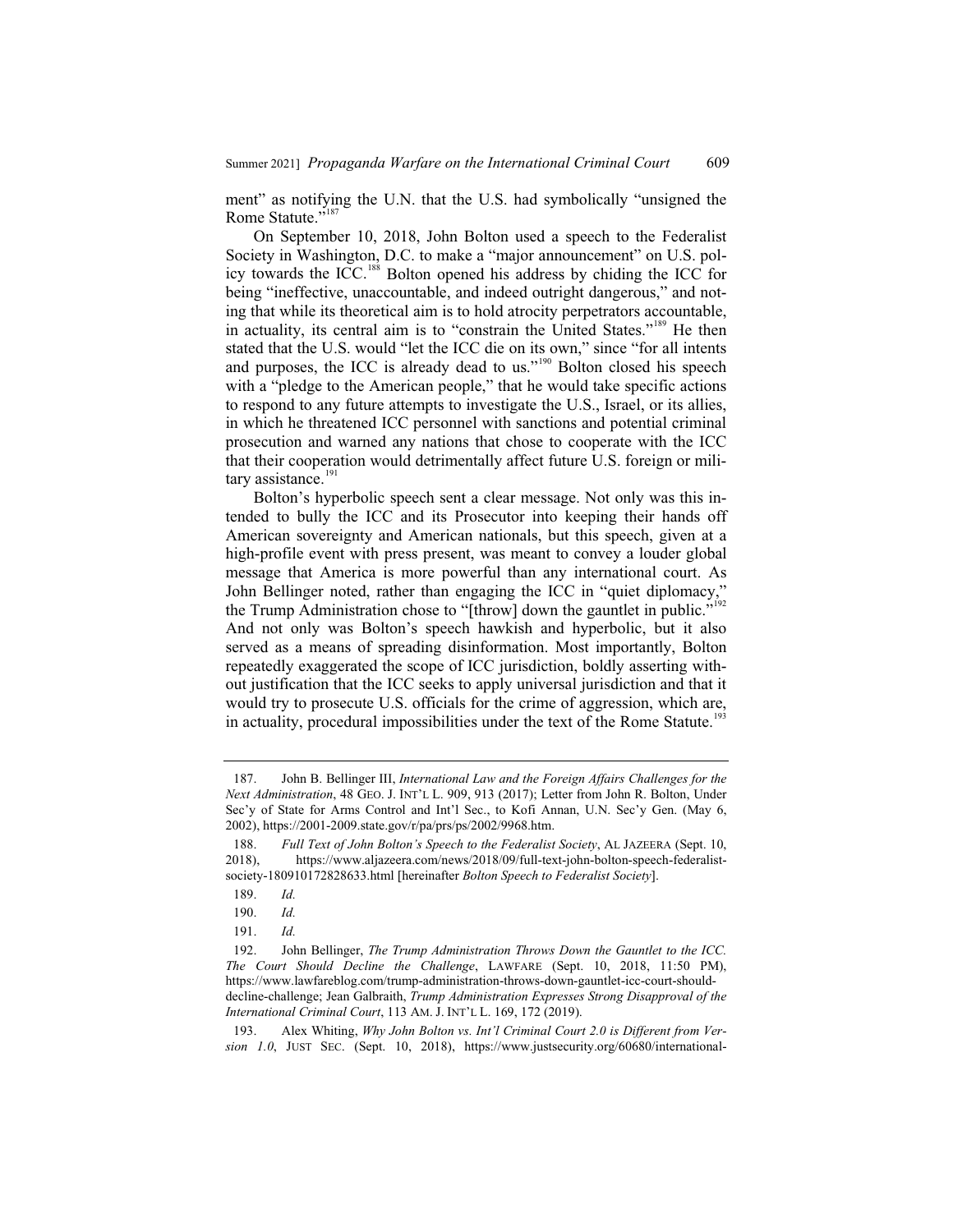ment" as notifying the U.N. that the U.S. had symbolically "unsigned the Rome Statute."[187]

On September 10, 2018, John Bolton used a speech to the Federalist Society in Washington, D.C. to make a "major announcement" on U.S. policy towards the ICC.[188] Bolton opened his address by chiding the ICC for being "ineffective, unaccountable, and indeed outright dangerous," and noting that while its theoretical aim is to hold atrocity perpetrators accountable, in actuality, its central aim is to "constrain the United States."[189] He then stated that the U.S. would "let the ICC die on its own," since "for all intents and purposes, the ICC is already dead to us."[190] Bolton closed his speech with a "pledge to the American people," that he would take specific actions to respond to any future attempts to investigate the U.S., Israel, or its allies, in which he threatened ICC personnel with sanctions and potential criminal prosecution and warned any nations that chose to cooperate with the ICC that their cooperation would detrimentally affect future U.S. foreign or military assistance.[191]

Bolton's hyperbolic speech sent a clear message. Not only was this intended to bully the ICC and its Prosecutor into keeping their hands off American sovereignty and American nationals, but this speech, given at a high-profile event with press present, was meant to convey a louder global message that America is more powerful than any international court. As John Bellinger noted, rather than engaging the ICC in "quiet diplomacy," the Trump Administration chose to "[throw] down the gauntlet in public."[192] And not only was Bolton's speech hawkish and hyperbolic, but it also served as a means of spreading disinformation. Most importantly, Bolton repeatedly exaggerated the scope of ICC jurisdiction, boldly asserting without justification that the ICC seeks to apply universal jurisdiction and that it would try to prosecute U.S. officials for the crime of aggression, which are, in actuality, procedural impossibilities under the text of the Rome Statute.[193]

---

187. John B. Bellinger III, *International Law and the Foreign Affairs Challenges for the Next Administration*, 48 GEO. J. INT'L L. 909, 913 (2017); Letter from John R. Bolton, Under Sec'y of State for Arms Control and Int'l Sec., to Kofi Annan, U.N. Sec'y Gen. (May 6, 2002), https://2001-2009.state.gov/r/pa/prs/ps/2002/9968.htm.

188. *Full Text of John Bolton's Speech to the Federalist Society*, AL JAZEERA (Sept. 10, 2018), https://www.aljazeera.com/news/2018/09/full-text-john-bolton-speech-federalist-society-180910172828633.html [hereinafter *Bolton Speech to Federalist Society*].

189. *Id.*

190. *Id.*

191. *Id.*

192. John Bellinger, *The Trump Administration Throws Down the Gauntlet to the ICC. The Court Should Decline the Challenge*, LAWFARE (Sept. 10, 2018, 11:50 PM), https://www.lawfareblog.com/trump-administration-throws-down-gauntlet-icc-court-should-decline-challenge; Jean Galbraith, *Trump Administration Expresses Strong Disapproval of the International Criminal Court*, 113 AM. J. INT'L L. 169, 172 (2019).

193. Alex Whiting, *Why John Bolton vs. Int'l Criminal Court 2.0 is Different from Version 1.0*, JUST SEC. (Sept. 10, 2018), https://www.justsecurity.org/60680/international-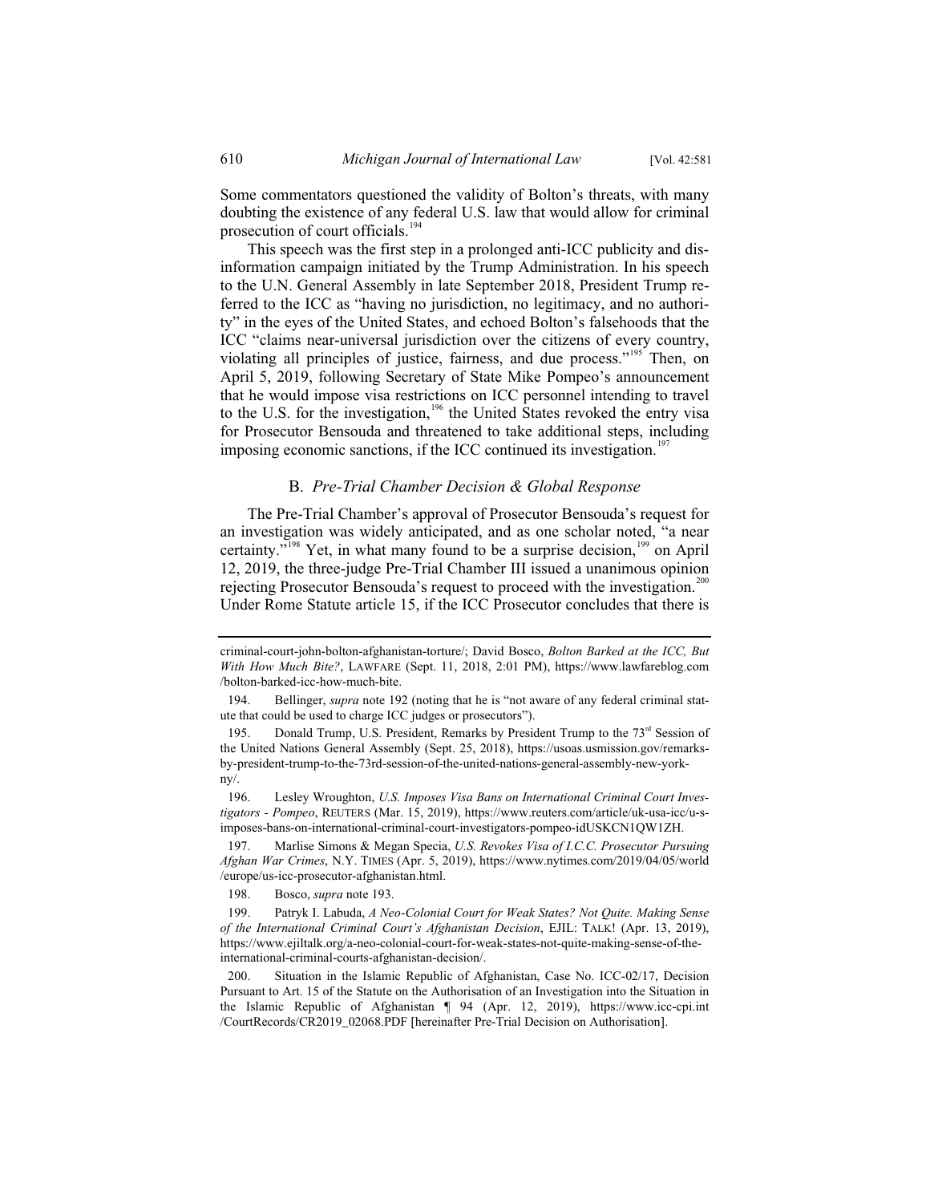Some commentators questioned the validity of Bolton's threats, with many doubting the existence of any federal U.S. law that would allow for criminal prosecution of court officials.[194]

This speech was the first step in a prolonged anti-ICC publicity and disinformation campaign initiated by the Trump Administration. In his speech to the U.N. General Assembly in late September 2018, President Trump referred to the ICC as "having no jurisdiction, no legitimacy, and no authority" in the eyes of the United States, and echoed Bolton's falsehoods that the ICC "claims near-universal jurisdiction over the citizens of every country, violating all principles of justice, fairness, and due process."[195] Then, on April 5, 2019, following Secretary of State Mike Pompeo's announcement that he would impose visa restrictions on ICC personnel intending to travel to the U.S. for the investigation,[196] the United States revoked the entry visa for Prosecutor Bensouda and threatened to take additional steps, including imposing economic sanctions, if the ICC continued its investigation.[197]

### B. *Pre-Trial Chamber Decision & Global Response*

The Pre-Trial Chamber's approval of Prosecutor Bensouda's request for an investigation was widely anticipated, and as one scholar noted, "a near certainty."[198] Yet, in what many found to be a surprise decision,[199] on April 12, 2019, the three-judge Pre-Trial Chamber III issued a unanimous opinion rejecting Prosecutor Bensouda's request to proceed with the investigation.[200] Under Rome Statute article 15, if the ICC Prosecutor concludes that there is

---

criminal-court-john-bolton-afghanistan-torture/; David Bosco, *Bolton Barked at the ICC, But With How Much Bite?*, LAWFARE (Sept. 11, 2018, 2:01 PM), https://www.lawfareblog.com/bolton-barked-icc-how-much-bite.

194. Bellinger, *supra* note 192 (noting that he is "not aware of any federal criminal statute that could be used to charge ICC judges or prosecutors").

195. Donald Trump, U.S. President, Remarks by President Trump to the 73rd Session of the United Nations General Assembly (Sept. 25, 2018), https://usoas.usmission.gov/remarks-by-president-trump-to-the-73rd-session-of-the-united-nations-general-assembly-new-york-ny/.

196. Lesley Wroughton, *U.S. Imposes Visa Bans on International Criminal Court Investigators - Pompeo*, REUTERS (Mar. 15, 2019), https://www.reuters.com/article/uk-usa-icc/u-s-imposes-bans-on-international-criminal-court-investigators-pompeo-idUSKCN1QW1ZH.

197. Marlise Simons & Megan Specia, *U.S. Revokes Visa of I.C.C. Prosecutor Pursuing Afghan War Crimes*, N.Y. TIMES (Apr. 5, 2019), https://www.nytimes.com/2019/04/05/world/europe/us-icc-prosecutor-afghanistan.html.

198. Bosco, *supra* note 193.

199. Patryk I. Labuda, *A Neo-Colonial Court for Weak States? Not Quite. Making Sense of the International Criminal Court's Afghanistan Decision*, EJIL: TALK! (Apr. 13, 2019), https://www.ejiltalk.org/a-neo-colonial-court-for-weak-states-not-quite-making-sense-of-the-international-criminal-courts-afghanistan-decision/.

200. Situation in the Islamic Republic of Afghanistan, Case No. ICC-02/17, Decision Pursuant to Art. 15 of the Statute on the Authorisation of an Investigation into the Situation in the Islamic Republic of Afghanistan ¶ 94 (Apr. 12, 2019), https://www.icc-cpi.int/CourtRecords/CR2019_02068.PDF [hereinafter Pre-Trial Decision on Authorisation].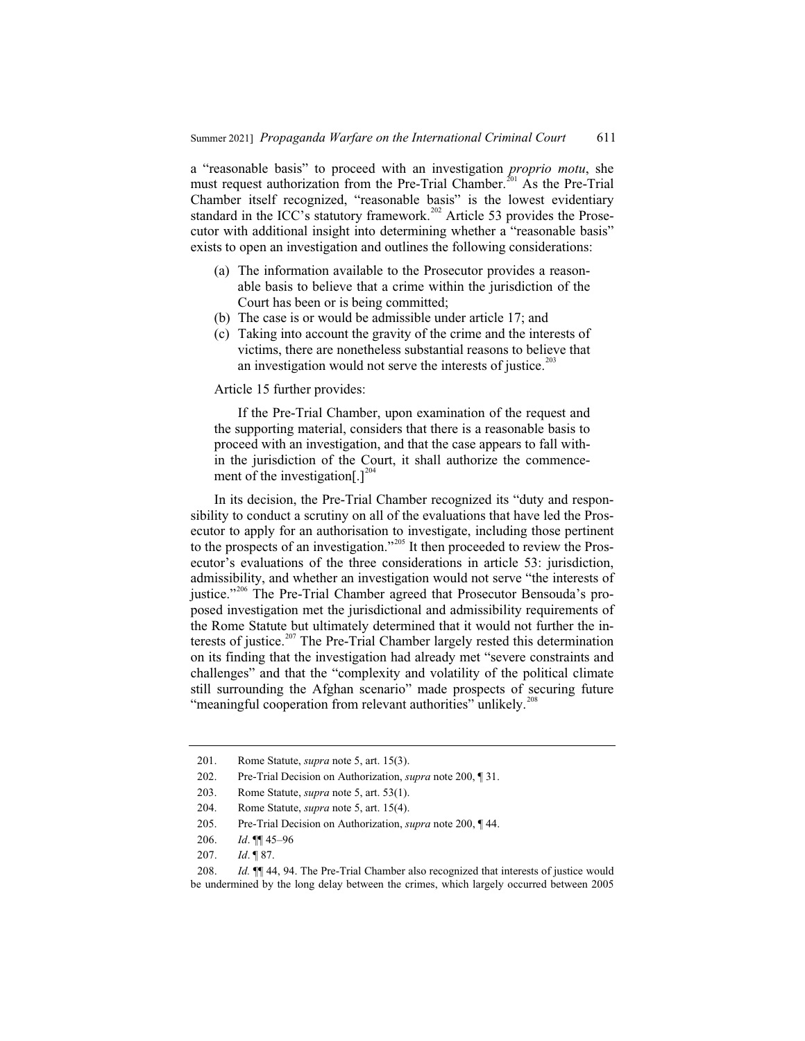a "reasonable basis" to proceed with an investigation *proprio motu*, she must request authorization from the Pre-Trial Chamber.[201] As the Pre-Trial Chamber itself recognized, "reasonable basis" is the lowest evidentiary standard in the ICC's statutory framework.[202] Article 53 provides the Prosecutor with additional insight into determining whether a "reasonable basis" exists to open an investigation and outlines the following considerations:

> (a) The information available to the Prosecutor provides a reasonable basis to believe that a crime within the jurisdiction of the Court has been or is being committed;
> (b) The case is or would be admissible under article 17; and
> (c) Taking into account the gravity of the crime and the interests of victims, there are nonetheless substantial reasons to believe that an investigation would not serve the interests of justice.[203]

Article 15 further provides:

> If the Pre-Trial Chamber, upon examination of the request and the supporting material, considers that there is a reasonable basis to proceed with an investigation, and that the case appears to fall within the jurisdiction of the Court, it shall authorize the commencement of the investigation[.][204]

In its decision, the Pre-Trial Chamber recognized its "duty and responsibility to conduct a scrutiny on all of the evaluations that have led the Prosecutor to apply for an authorisation to investigate, including those pertinent to the prospects of an investigation."[205] It then proceeded to review the Prosecutor's evaluations of the three considerations in article 53: jurisdiction, admissibility, and whether an investigation would not serve "the interests of justice."[206] The Pre-Trial Chamber agreed that Prosecutor Bensouda's proposed investigation met the jurisdictional and admissibility requirements of the Rome Statute but ultimately determined that it would not further the interests of justice.[207] The Pre-Trial Chamber largely rested this determination on its finding that the investigation had already met "severe constraints and challenges" and that the "complexity and volatility of the political climate still surrounding the Afghan scenario" made prospects of securing future "meaningful cooperation from relevant authorities" unlikely.[208]

---

201. Rome Statute, *supra* note 5, art. 15(3).

202. Pre-Trial Decision on Authorization, *supra* note 200, ¶ 31.

203. Rome Statute, *supra* note 5, art. 53(1).

204. Rome Statute, *supra* note 5, art. 15(4).

205. Pre-Trial Decision on Authorization, *supra* note 200, ¶ 44.

206. *Id*. ¶¶ 45–96

207. *Id*. ¶ 87.

208. *Id.* ¶¶ 44, 94. The Pre-Trial Chamber also recognized that interests of justice would be undermined by the long delay between the crimes, which largely occurred between 2005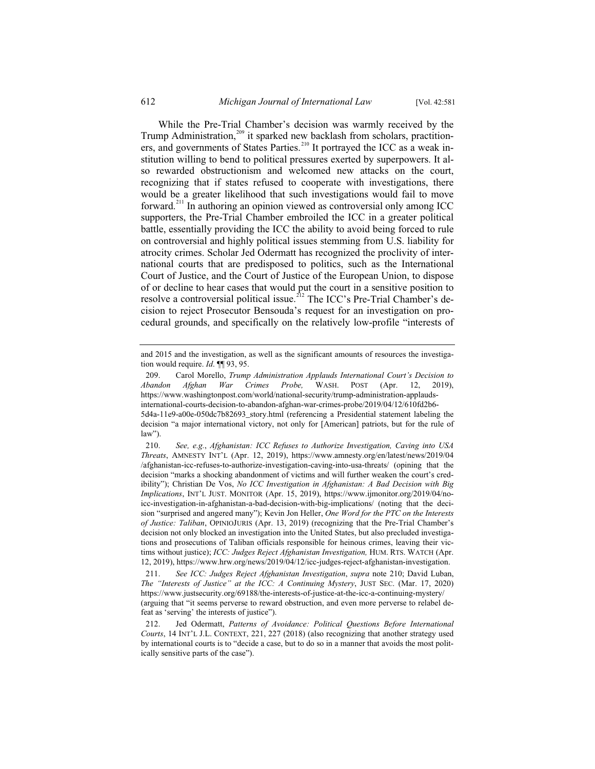While the Pre-Trial Chamber's decision was warmly received by the Trump Administration,[209] it sparked new backlash from scholars, practitioners, and governments of States Parties.[210] It portrayed the ICC as a weak institution willing to bend to political pressures exerted by superpowers. It also rewarded obstructionism and welcomed new attacks on the court, recognizing that if states refused to cooperate with investigations, there would be a greater likelihood that such investigations would fail to move forward.[211] In authoring an opinion viewed as controversial only among ICC supporters, the Pre-Trial Chamber embroiled the ICC in a greater political battle, essentially providing the ICC the ability to avoid being forced to rule on controversial and highly political issues stemming from U.S. liability for atrocity crimes. Scholar Jed Odermatt has recognized the proclivity of international courts that are predisposed to politics, such as the International Court of Justice, and the Court of Justice of the European Union, to dispose of or decline to hear cases that would put the court in a sensitive position to resolve a controversial political issue.[212] The ICC's Pre-Trial Chamber's decision to reject Prosecutor Bensouda's request for an investigation on procedural grounds, and specifically on the relatively low-profile "interests of

---

and 2015 and the investigation, as well as the significant amounts of resources the investigation would require. *Id*. ¶¶ 93, 95.

209. Carol Morello, *Trump Administration Applauds International Court's Decision to Abandon Afghan War Crimes Probe,* WASH. POST (Apr. 12, 2019), https://www.washingtonpost.com/world/national-security/trump-administration-applauds-international-courts-decision-to-abandon-afghan-war-crimes-probe/2019/04/12/610fd2b6-5d4a-11e9-a00e-050dc7b82693_story.html (referencing a Presidential statement labeling the decision "a major international victory, not only for [American] patriots, but for the rule of law").

210. *See, e.g.*, *Afghanistan: ICC Refuses to Authorize Investigation, Caving into USA Threats*, AMNESTY INT'L (Apr. 12, 2019), https://www.amnesty.org/en/latest/news/2019/04/afghanistan-icc-refuses-to-authorize-investigation-caving-into-usa-threats/ (opining that the decision "marks a shocking abandonment of victims and will further weaken the court's credibility"); Christian De Vos, *No ICC Investigation in Afghanistan: A Bad Decision with Big Implications*, INT'L JUST. MONITOR (Apr. 15, 2019), https://www.ijmonitor.org/2019/04/no-icc-investigation-in-afghanistan-a-bad-decision-with-big-implications/ (noting that the decision "surprised and angered many"); Kevin Jon Heller, *One Word for the PTC on the Interests of Justice: Taliban*, OPINIOJURIS (Apr. 13, 2019) (recognizing that the Pre-Trial Chamber's decision not only blocked an investigation into the United States, but also precluded investigations and prosecutions of Taliban officials responsible for heinous crimes, leaving their victims without justice); *ICC: Judges Reject Afghanistan Investigation,* HUM. RTS. WATCH (Apr. 12, 2019), https://www.hrw.org/news/2019/04/12/icc-judges-reject-afghanistan-investigation.

211. *See ICC: Judges Reject Afghanistan Investigation*, *supra* note 210; David Luban, *The "Interests of Justice" at the ICC: A Continuing Mystery*, JUST SEC. (Mar. 17, 2020) https://www.justsecurity.org/69188/the-interests-of-justice-at-the-icc-a-continuing-mystery/ (arguing that "it seems perverse to reward obstruction, and even more perverse to relabel defeat as 'serving' the interests of justice").

212. Jed Odermatt, *Patterns of Avoidance: Political Questions Before International Courts*, 14 INT'L J.L. CONTEXT, 221, 227 (2018) (also recognizing that another strategy used by international courts is to "decide a case, but to do so in a manner that avoids the most politically sensitive parts of the case").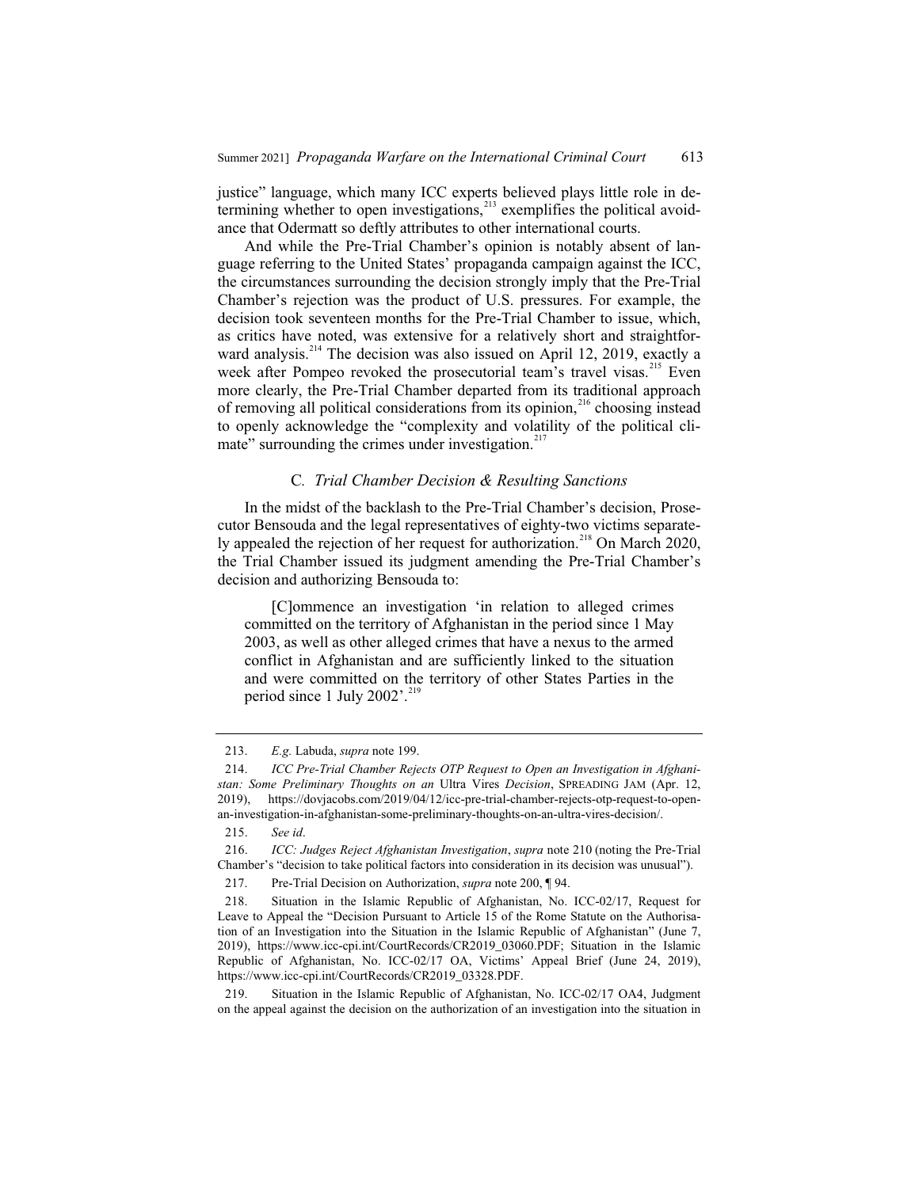justice" language, which many ICC experts believed plays little role in determining whether to open investigations,[213] exemplifies the political avoidance that Odermatt so deftly attributes to other international courts.

And while the Pre-Trial Chamber's opinion is notably absent of language referring to the United States' propaganda campaign against the ICC, the circumstances surrounding the decision strongly imply that the Pre-Trial Chamber's rejection was the product of U.S. pressures. For example, the decision took seventeen months for the Pre-Trial Chamber to issue, which, as critics have noted, was extensive for a relatively short and straightforward analysis.[214] The decision was also issued on April 12, 2019, exactly a week after Pompeo revoked the prosecutorial team's travel visas.[215] Even more clearly, the Pre-Trial Chamber departed from its traditional approach of removing all political considerations from its opinion,[216] choosing instead to openly acknowledge the "complexity and volatility of the political climate" surrounding the crimes under investigation.[217]

### C. *Trial Chamber Decision & Resulting Sanctions*

In the midst of the backlash to the Pre-Trial Chamber's decision, Prosecutor Bensouda and the legal representatives of eighty-two victims separately appealed the rejection of her request for authorization.[218] On March 2020, the Trial Chamber issued its judgment amending the Pre-Trial Chamber's decision and authorizing Bensouda to:

> [C]ommence an investigation 'in relation to alleged crimes committed on the territory of Afghanistan in the period since 1 May 2003, as well as other alleged crimes that have a nexus to the armed conflict in Afghanistan and are sufficiently linked to the situation and were committed on the territory of other States Parties in the period since 1 July 2002'.[219]

---

213. *E.g.* Labuda, *supra* note 199.

214. *ICC Pre-Trial Chamber Rejects OTP Request to Open an Investigation in Afghanistan: Some Preliminary Thoughts on an* Ultra Vires *Decision*, SPREADING JAM (Apr. 12, 2019), https://dovjacobs.com/2019/04/12/icc-pre-trial-chamber-rejects-otp-request-to-open-an-investigation-in-afghanistan-some-preliminary-thoughts-on-an-ultra-vires-decision/.

215. *See id*.

216. *ICC: Judges Reject Afghanistan Investigation*, *supra* note 210 (noting the Pre-Trial Chamber's "decision to take political factors into consideration in its decision was unusual").

217. Pre-Trial Decision on Authorization, *supra* note 200, ¶ 94.

218. Situation in the Islamic Republic of Afghanistan, No. ICC-02/17, Request for Leave to Appeal the "Decision Pursuant to Article 15 of the Rome Statute on the Authorisation of an Investigation into the Situation in the Islamic Republic of Afghanistan" (June 7, 2019), https://www.icc-cpi.int/CourtRecords/CR2019_03060.PDF; Situation in the Islamic Republic of Afghanistan, No. ICC-02/17 OA, Victims' Appeal Brief (June 24, 2019), https://www.icc-cpi.int/CourtRecords/CR2019_03328.PDF.

219. Situation in the Islamic Republic of Afghanistan, No. ICC-02/17 OA4, Judgment on the appeal against the decision on the authorization of an investigation into the situation in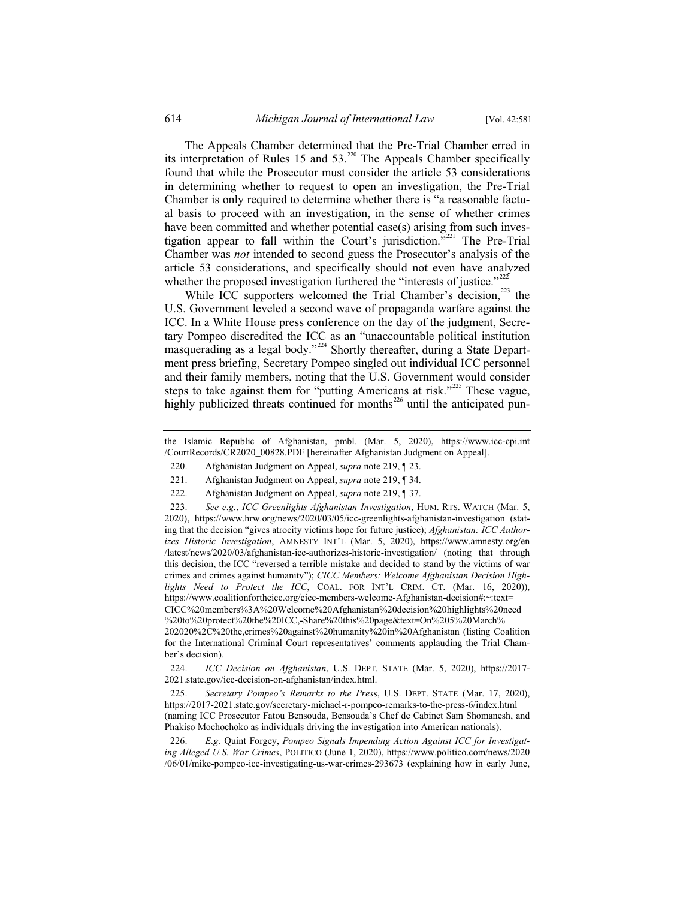The Appeals Chamber determined that the Pre-Trial Chamber erred in its interpretation of Rules 15 and 53.[220] The Appeals Chamber specifically found that while the Prosecutor must consider the article 53 considerations in determining whether to request to open an investigation, the Pre-Trial Chamber is only required to determine whether there is "a reasonable factual basis to proceed with an investigation, in the sense of whether crimes have been committed and whether potential case(s) arising from such investigation appear to fall within the Court's jurisdiction."[221] The Pre-Trial Chamber was *not* intended to second guess the Prosecutor's analysis of the article 53 considerations, and specifically should not even have analyzed whether the proposed investigation furthered the "interests of justice."[222]

While ICC supporters welcomed the Trial Chamber's decision,[223] the U.S. Government leveled a second wave of propaganda warfare against the ICC. In a White House press conference on the day of the judgment, Secretary Pompeo discredited the ICC as an "unaccountable political institution masquerading as a legal body."[224] Shortly thereafter, during a State Department press briefing, Secretary Pompeo singled out individual ICC personnel and their family members, noting that the U.S. Government would consider steps to take against them for "putting Americans at risk."[225] These vague, highly publicized threats continued for months[226] until the anticipated pun-

---

the Islamic Republic of Afghanistan, pmbl. (Mar. 5, 2020), https://www.icc-cpi.int/CourtRecords/CR2020_00828.PDF [hereinafter Afghanistan Judgment on Appeal].

220. Afghanistan Judgment on Appeal, *supra* note 219, ¶ 23.

221. Afghanistan Judgment on Appeal, *supra* note 219, ¶ 34.

222. Afghanistan Judgment on Appeal, *supra* note 219, ¶ 37.

223. *See e.g.*, *ICC Greenlights Afghanistan Investigation*, HUM. RTS. WATCH (Mar. 5, 2020), https://www.hrw.org/news/2020/03/05/icc-greenlights-afghanistan-investigation (stating that the decision "gives atrocity victims hope for future justice); *Afghanistan: ICC Authorizes Historic Investigation*, AMNESTY INT'L (Mar. 5, 2020), https://www.amnesty.org/en/latest/news/2020/03/afghanistan-icc-authorizes-historic-investigation/ (noting that through this decision, the ICC "reversed a terrible mistake and decided to stand by the victims of war crimes and crimes against humanity"); *CICC Members: Welcome Afghanistan Decision Highlights Need to Protect the ICC*, COAL. FOR INT'L CRIM. CT. (Mar. 16, 2020)), https://www.coalitionfortheicc.org/cicc-members-welcome-Afghanistan-decision#:~:text=CICC%20members%3A%20Welcome%20Afghanistan%20decision%20highlights%20need%20to%20protect%20the%20ICC,-Share%20this%20page&text=On%205%20March%202020%2C%20the,crimes%20against%20humanity%20in%20Afghanistan (listing Coalition for the International Criminal Court representatives' comments applauding the Trial Chamber's decision).

224. *ICC Decision on Afghanistan*, U.S. DEPT. STATE (Mar. 5, 2020), https://2017-2021.state.gov/icc-decision-on-afghanistan/index.html.

225. *Secretary Pompeo's Remarks to the Press*, U.S. DEPT. STATE (Mar. 17, 2020), https://2017-2021.state.gov/secretary-michael-r-pompeo-remarks-to-the-press-6/index.html (naming ICC Prosecutor Fatou Bensouda, Bensouda's Chef de Cabinet Sam Shomanesh, and Phakiso Mochochoko as individuals driving the investigation into American nationals).

226. *E.g.* Quint Forgey, *Pompeo Signals Impending Action Against ICC for Investigating Alleged U.S. War Crimes*, POLITICO (June 1, 2020), https://www.politico.com/news/2020/06/01/mike-pompeo-icc-investigating-us-war-crimes-293673 (explaining how in early June,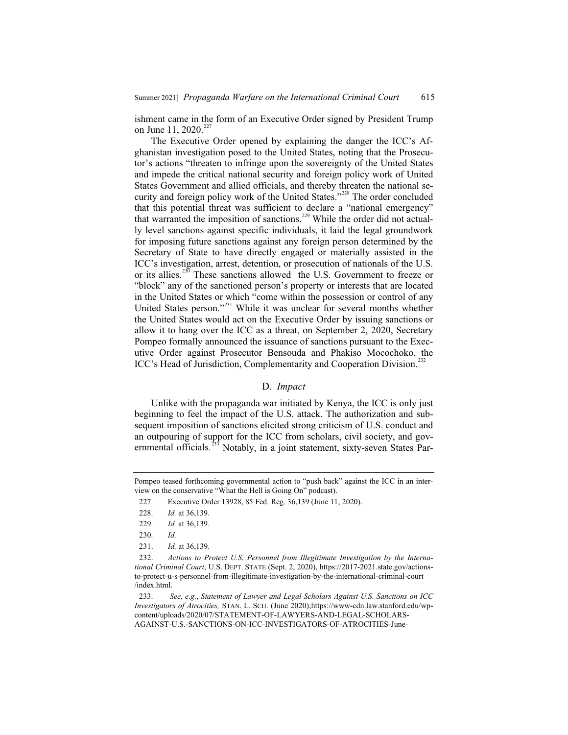ishment came in the form of an Executive Order signed by President Trump on June 11, 2020.[227]

The Executive Order opened by explaining the danger the ICC's Afghanistan investigation posed to the United States, noting that the Prosecutor's actions "threaten to infringe upon the sovereignty of the United States and impede the critical national security and foreign policy work of United States Government and allied officials, and thereby threaten the national security and foreign policy work of the United States."[228] The order concluded that this potential threat was sufficient to declare a "national emergency" that warranted the imposition of sanctions.[229] While the order did not actually level sanctions against specific individuals, it laid the legal groundwork for imposing future sanctions against any foreign person determined by the Secretary of State to have directly engaged or materially assisted in the ICC's investigation, arrest, detention, or prosecution of nationals of the U.S. or its allies.[230] These sanctions allowed the U.S. Government to freeze or "block" any of the sanctioned person's property or interests that are located in the United States or which "come within the possession or control of any United States person."[231] While it was unclear for several months whether the United States would act on the Executive Order by issuing sanctions or allow it to hang over the ICC as a threat, on September 2, 2020, Secretary Pompeo formally announced the issuance of sanctions pursuant to the Executive Order against Prosecutor Bensouda and Phakiso Mocochoko, the ICC's Head of Jurisdiction, Complementarity and Cooperation Division.[232]

### D. *Impact*

Unlike with the propaganda war initiated by Kenya, the ICC is only just beginning to feel the impact of the U.S. attack. The authorization and subsequent imposition of sanctions elicited strong criticism of U.S. conduct and an outpouring of support for the ICC from scholars, civil society, and governmental officials.[233] Notably, in a joint statement, sixty-seven States Par-

---

Pompeo teased forthcoming governmental action to "push back" against the ICC in an interview on the conservative "What the Hell is Going On" podcast).

227. Executive Order 13928, 85 Fed. Reg. 36,139 (June 11, 2020).

228. *Id.* at 36,139.

229. *Id.* at 36,139.

230. *Id.*

231. *Id.* at 36,139.

232. *Actions to Protect U.S. Personnel from Illegitimate Investigation by the International Criminal Court*, U.S. DEPT. STATE (Sept. 2, 2020), https://2017-2021.state.gov/actions-to-protect-u-s-personnel-from-illegitimate-investigation-by-the-international-criminal-court/index.html.

233. *See, e.g.*, *Statement of Lawyer and Legal Scholars Against U.S. Sanctions on ICC Investigators of Atrocities,* STAN. L. SCH. (June 2020);https://www-cdn.law.stanford.edu/wp-content/uploads/2020/07/STATEMENT-OF-LAWYERS-AND-LEGAL-SCHOLARS-AGAINST-U.S.-SANCTIONS-ON-ICC-INVESTIGATORS-OF-ATROCITIES-June-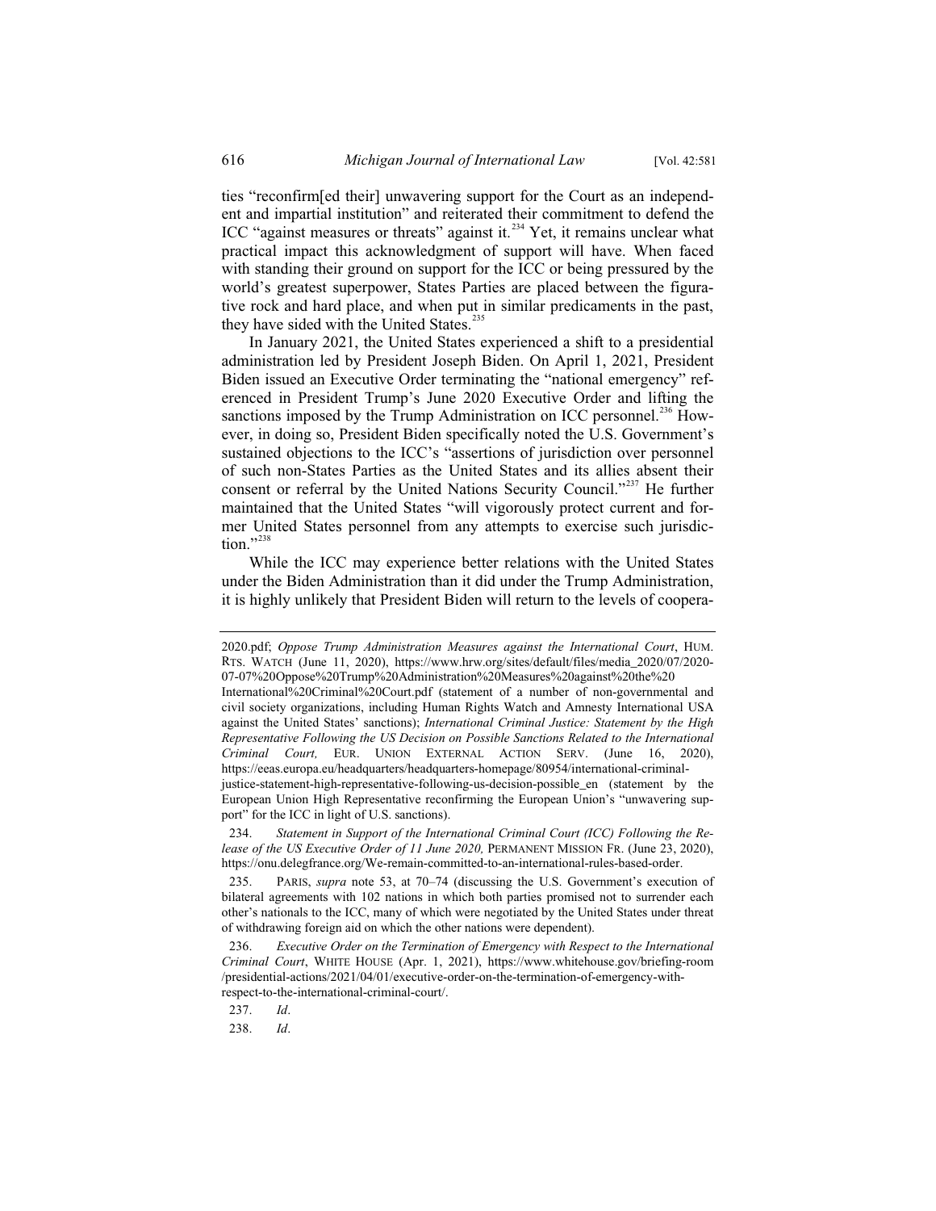ties "reconfirm[ed their] unwavering support for the Court as an independent and impartial institution" and reiterated their commitment to defend the ICC "against measures or threats" against it.[234] Yet, it remains unclear what practical impact this acknowledgment of support will have. When faced with standing their ground on support for the ICC or being pressured by the world's greatest superpower, States Parties are placed between the figurative rock and hard place, and when put in similar predicaments in the past, they have sided with the United States.[235]

In January 2021, the United States experienced a shift to a presidential administration led by President Joseph Biden. On April 1, 2021, President Biden issued an Executive Order terminating the "national emergency" referenced in President Trump's June 2020 Executive Order and lifting the sanctions imposed by the Trump Administration on ICC personnel.[236] However, in doing so, President Biden specifically noted the U.S. Government's sustained objections to the ICC's "assertions of jurisdiction over personnel of such non-States Parties as the United States and its allies absent their consent or referral by the United Nations Security Council."[237] He further maintained that the United States "will vigorously protect current and former United States personnel from any attempts to exercise such jurisdiction."[238]

While the ICC may experience better relations with the United States under the Biden Administration than it did under the Trump Administration, it is highly unlikely that President Biden will return to the levels of coopera-

---

2020.pdf; *Oppose Trump Administration Measures against the International Court*, HUM. RTS. WATCH (June 11, 2020), https://www.hrw.org/sites/default/files/media_2020/07/2020-07-07%20Oppose%20Trump%20Administration%20Measures%20against%20the%20International%20Criminal%20Court.pdf (statement of a number of non-governmental and civil society organizations, including Human Rights Watch and Amnesty International USA against the United States' sanctions); *International Criminal Justice: Statement by the High Representative Following the US Decision on Possible Sanctions Related to the International Criminal Court,* EUR. UNION EXTERNAL ACTION SERV. (June 16, 2020), https://eeas.europa.eu/headquarters/headquarters-homepage/80954/international-criminal-justice-statement-high-representative-following-us-decision-possible_en (statement by the European Union High Representative reconfirming the European Union's "unwavering support" for the ICC in light of U.S. sanctions).

234. *Statement in Support of the International Criminal Court (ICC) Following the Release of the US Executive Order of 11 June 2020,* PERMANENT MISSION FR. (June 23, 2020), https://onu.delegfrance.org/We-remain-committed-to-an-international-rules-based-order.

235. PARIS, *supra* note 53, at 70–74 (discussing the U.S. Government's execution of bilateral agreements with 102 nations in which both parties promised not to surrender each other's nationals to the ICC, many of which were negotiated by the United States under threat of withdrawing foreign aid on which the other nations were dependent).

236. *Executive Order on the Termination of Emergency with Respect to the International Criminal Court*, WHITE HOUSE (Apr. 1, 2021), https://www.whitehouse.gov/briefing-room/presidential-actions/2021/04/01/executive-order-on-the-termination-of-emergency-with-respect-to-the-international-criminal-court/.

237. *Id*.

238. *Id*.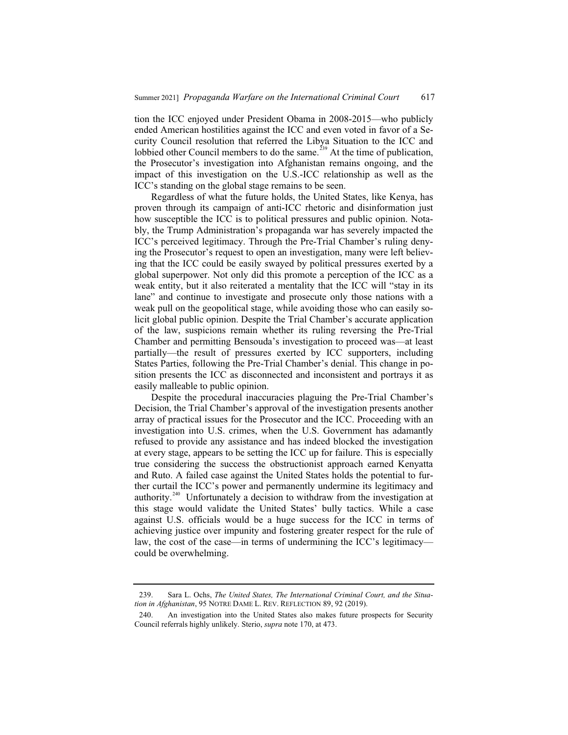tion the ICC enjoyed under President Obama in 2008-2015—who publicly ended American hostilities against the ICC and even voted in favor of a Security Council resolution that referred the Libya Situation to the ICC and lobbied other Council members to do the same.[239] At the time of publication, the Prosecutor's investigation into Afghanistan remains ongoing, and the impact of this investigation on the U.S.-ICC relationship as well as the ICC's standing on the global stage remains to be seen.

Regardless of what the future holds, the United States, like Kenya, has proven through its campaign of anti-ICC rhetoric and disinformation just how susceptible the ICC is to political pressures and public opinion. Notably, the Trump Administration's propaganda war has severely impacted the ICC's perceived legitimacy. Through the Pre-Trial Chamber's ruling denying the Prosecutor's request to open an investigation, many were left believing that the ICC could be easily swayed by political pressures exerted by a global superpower. Not only did this promote a perception of the ICC as a weak entity, but it also reiterated a mentality that the ICC will "stay in its lane" and continue to investigate and prosecute only those nations with a weak pull on the geopolitical stage, while avoiding those who can easily solicit global public opinion. Despite the Trial Chamber's accurate application of the law, suspicions remain whether its ruling reversing the Pre-Trial Chamber and permitting Bensouda's investigation to proceed was—at least partially—the result of pressures exerted by ICC supporters, including States Parties, following the Pre-Trial Chamber's denial. This change in position presents the ICC as disconnected and inconsistent and portrays it as easily malleable to public opinion.

Despite the procedural inaccuracies plaguing the Pre-Trial Chamber's Decision, the Trial Chamber's approval of the investigation presents another array of practical issues for the Prosecutor and the ICC. Proceeding with an investigation into U.S. crimes, when the U.S. Government has adamantly refused to provide any assistance and has indeed blocked the investigation at every stage, appears to be setting the ICC up for failure. This is especially true considering the success the obstructionist approach earned Kenyatta and Ruto. A failed case against the United States holds the potential to further curtail the ICC's power and permanently undermine its legitimacy and authority.[240] Unfortunately a decision to withdraw from the investigation at this stage would validate the United States' bully tactics. While a case against U.S. officials would be a huge success for the ICC in terms of achieving justice over impunity and fostering greater respect for the rule of law, the cost of the case—in terms of undermining the ICC's legitimacy—could be overwhelming.

---

239. Sara L. Ochs, *The United States, The International Criminal Court, and the Situation in Afghanistan*, 95 NOTRE DAME L. REV. REFLECTION 89, 92 (2019).

240. An investigation into the United States also makes future prospects for Security Council referrals highly unlikely. Sterio, *supra* note 170, at 473.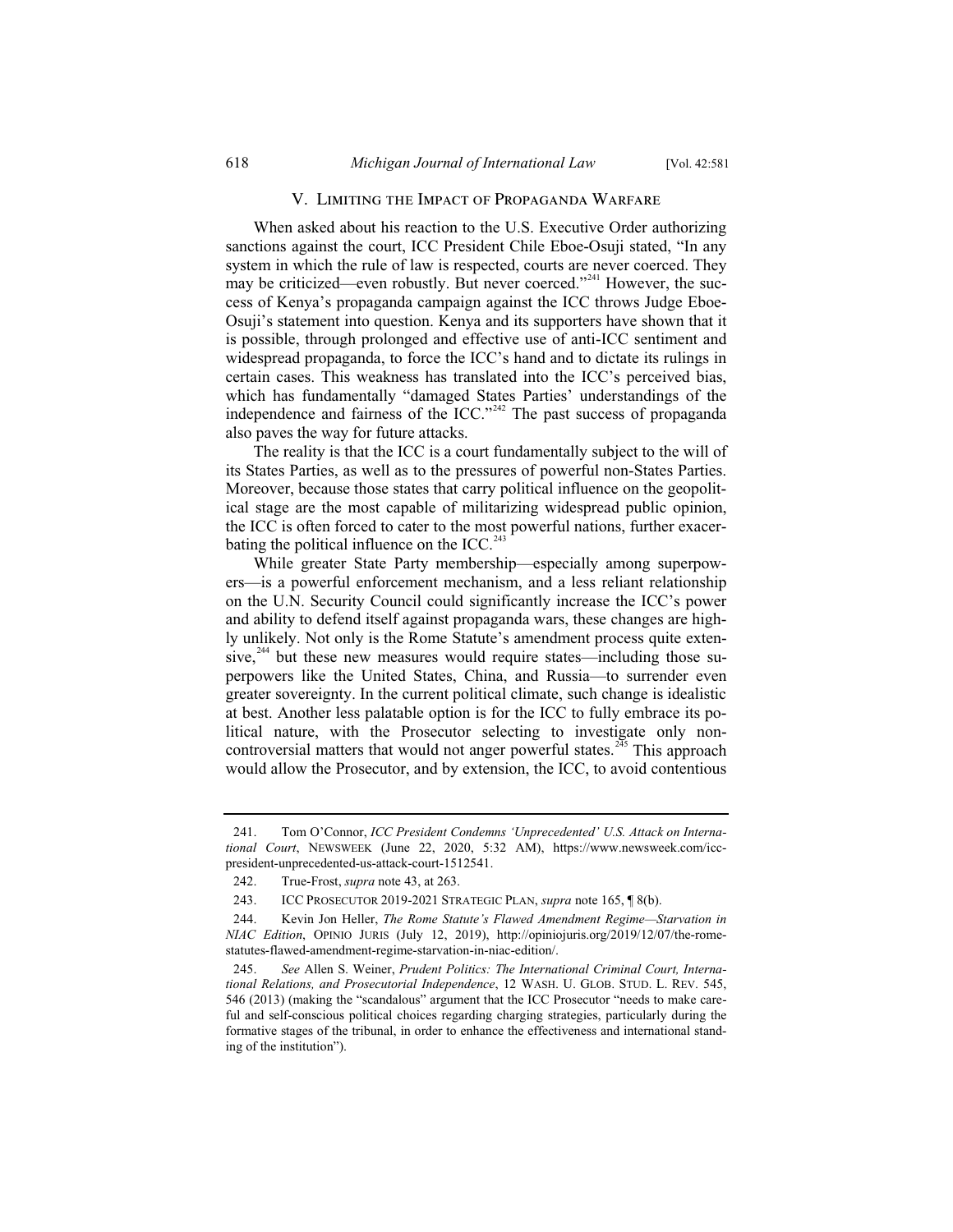## V. Limiting the Impact of Propaganda Warfare

When asked about his reaction to the U.S. Executive Order authorizing sanctions against the court, ICC President Chile Eboe-Osuji stated, "In any system in which the rule of law is respected, courts are never coerced. They may be criticized—even robustly. But never coerced."[241] However, the success of Kenya's propaganda campaign against the ICC throws Judge Eboe-Osuji's statement into question. Kenya and its supporters have shown that it is possible, through prolonged and effective use of anti-ICC sentiment and widespread propaganda, to force the ICC's hand and to dictate its rulings in certain cases. This weakness has translated into the ICC's perceived bias, which has fundamentally "damaged States Parties' understandings of the independence and fairness of the ICC."[242] The past success of propaganda also paves the way for future attacks.

The reality is that the ICC is a court fundamentally subject to the will of its States Parties, as well as to the pressures of powerful non-States Parties. Moreover, because those states that carry political influence on the geopolitical stage are the most capable of militarizing widespread public opinion, the ICC is often forced to cater to the most powerful nations, further exacerbating the political influence on the ICC.[243]

While greater State Party membership—especially among superpowers—is a powerful enforcement mechanism, and a less reliant relationship on the U.N. Security Council could significantly increase the ICC's power and ability to defend itself against propaganda wars, these changes are highly unlikely. Not only is the Rome Statute's amendment process quite extensive,[244] but these new measures would require states—including those superpowers like the United States, China, and Russia—to surrender even greater sovereignty. In the current political climate, such change is idealistic at best. Another less palatable option is for the ICC to fully embrace its political nature, with the Prosecutor selecting to investigate only non-controversial matters that would not anger powerful states.[245] This approach would allow the Prosecutor, and by extension, the ICC, to avoid contentious

---

241. Tom O'Connor, *ICC President Condemns 'Unprecedented' U.S. Attack on International Court*, Newsweek (June 22, 2020, 5:32 AM), https://www.newsweek.com/icc-president-unprecedented-us-attack-court-1512541.

242. True-Frost, *supra* note 43, at 263.

243. ICC Prosecutor 2019-2021 Strategic Plan, *supra* note 165, ¶ 8(b).

244. Kevin Jon Heller, *The Rome Statute's Flawed Amendment Regime—Starvation in NIAC Edition*, Opinio Juris (July 12, 2019), http://opiniojuris.org/2019/12/07/the-rome-statutes-flawed-amendment-regime-starvation-in-niac-edition/.

245. *See* Allen S. Weiner, *Prudent Politics: The International Criminal Court, International Relations, and Prosecutorial Independence*, 12 Wash. U. Glob. Stud. L. Rev. 545, 546 (2013) (making the "scandalous" argument that the ICC Prosecutor "needs to make careful and self-conscious political choices regarding charging strategies, particularly during the formative stages of the tribunal, in order to enhance the effectiveness and international standing of the institution").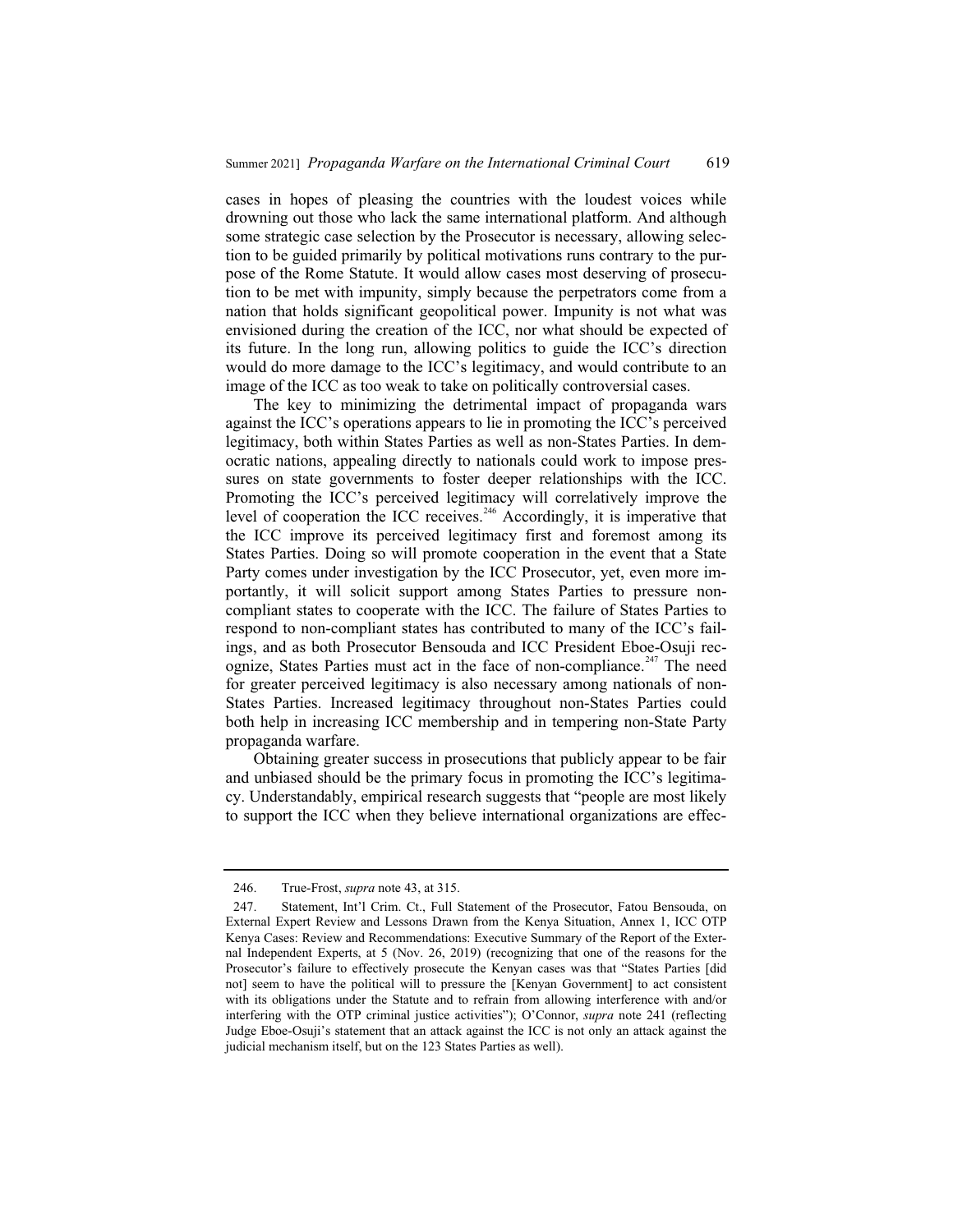cases in hopes of pleasing the countries with the loudest voices while drowning out those who lack the same international platform. And although some strategic case selection by the Prosecutor is necessary, allowing selection to be guided primarily by political motivations runs contrary to the purpose of the Rome Statute. It would allow cases most deserving of prosecution to be met with impunity, simply because the perpetrators come from a nation that holds significant geopolitical power. Impunity is not what was envisioned during the creation of the ICC, nor what should be expected of its future. In the long run, allowing politics to guide the ICC's direction would do more damage to the ICC's legitimacy, and would contribute to an image of the ICC as too weak to take on politically controversial cases.

The key to minimizing the detrimental impact of propaganda wars against the ICC's operations appears to lie in promoting the ICC's perceived legitimacy, both within States Parties as well as non-States Parties. In democratic nations, appealing directly to nationals could work to impose pressures on state governments to foster deeper relationships with the ICC. Promoting the ICC's perceived legitimacy will correlatively improve the level of cooperation the ICC receives.[246] Accordingly, it is imperative that the ICC improve its perceived legitimacy first and foremost among its States Parties. Doing so will promote cooperation in the event that a State Party comes under investigation by the ICC Prosecutor, yet, even more importantly, it will solicit support among States Parties to pressure non-compliant states to cooperate with the ICC. The failure of States Parties to respond to non-compliant states has contributed to many of the ICC's failings, and as both Prosecutor Bensouda and ICC President Eboe-Osuji recognize, States Parties must act in the face of non-compliance.[247] The need for greater perceived legitimacy is also necessary among nationals of non-States Parties. Increased legitimacy throughout non-States Parties could both help in increasing ICC membership and in tempering non-State Party propaganda warfare.

Obtaining greater success in prosecutions that publicly appear to be fair and unbiased should be the primary focus in promoting the ICC's legitimacy. Understandably, empirical research suggests that "people are most likely to support the ICC when they believe international organizations are effec-

---

246. True-Frost, *supra* note 43, at 315.

247. Statement, Int'l Crim. Ct., Full Statement of the Prosecutor, Fatou Bensouda, on External Expert Review and Lessons Drawn from the Kenya Situation, Annex 1, ICC OTP Kenya Cases: Review and Recommendations: Executive Summary of the Report of the External Independent Experts, at 5 (Nov. 26, 2019) (recognizing that one of the reasons for the Prosecutor's failure to effectively prosecute the Kenyan cases was that "States Parties [did not] seem to have the political will to pressure the [Kenyan Government] to act consistent with its obligations under the Statute and to refrain from allowing interference with and/or interfering with the OTP criminal justice activities"); O'Connor, *supra* note 241 (reflecting Judge Eboe-Osuji's statement that an attack against the ICC is not only an attack against the judicial mechanism itself, but on the 123 States Parties as well).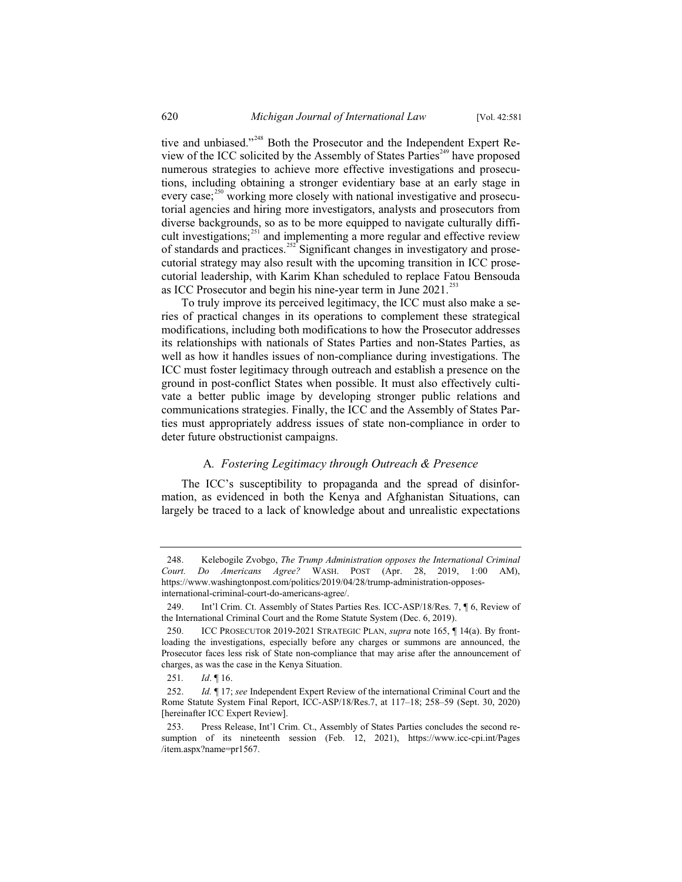tive and unbiased."[248] Both the Prosecutor and the Independent Expert Review of the ICC solicited by the Assembly of States Parties[249] have proposed numerous strategies to achieve more effective investigations and prosecutions, including obtaining a stronger evidentiary base at an early stage in every case;[250] working more closely with national investigative and prosecutorial agencies and hiring more investigators, analysts and prosecutors from diverse backgrounds, so as to be more equipped to navigate culturally difficult investigations;[251] and implementing a more regular and effective review of standards and practices.[252] Significant changes in investigatory and prosecutorial strategy may also result with the upcoming transition in ICC prosecutorial leadership, with Karim Khan scheduled to replace Fatou Bensouda as ICC Prosecutor and begin his nine-year term in June 2021.[253]

To truly improve its perceived legitimacy, the ICC must also make a series of practical changes in its operations to complement these strategical modifications, including both modifications to how the Prosecutor addresses its relationships with nationals of States Parties and non-States Parties, as well as how it handles issues of non-compliance during investigations. The ICC must foster legitimacy through outreach and establish a presence on the ground in post-conflict States when possible. It must also effectively cultivate a better public image by developing stronger public relations and communications strategies. Finally, the ICC and the Assembly of States Parties must appropriately address issues of state non-compliance in order to deter future obstructionist campaigns.

### A. *Fostering Legitimacy through Outreach & Presence*

The ICC's susceptibility to propaganda and the spread of disinformation, as evidenced in both the Kenya and Afghanistan Situations, can largely be traced to a lack of knowledge about and unrealistic expectations

---

248. Kelebogile Zvobgo, *The Trump Administration opposes the International Criminal Court. Do Americans Agree?* WASH. POST (Apr. 28, 2019, 1:00 AM), https://www.washingtonpost.com/politics/2019/04/28/trump-administration-opposes-international-criminal-court-do-americans-agree/.

249. Int'l Crim. Ct. Assembly of States Parties Res. ICC-ASP/18/Res. 7, ¶ 6, Review of the International Criminal Court and the Rome Statute System (Dec. 6, 2019).

250. ICC PROSECUTOR 2019-2021 STRATEGIC PLAN, *supra* note 165, ¶ 14(a). By front-loading the investigations, especially before any charges or summons are announced, the Prosecutor faces less risk of State non-compliance that may arise after the announcement of charges, as was the case in the Kenya Situation.

251. *Id*. ¶ 16.

252. *Id.* ¶ 17; *see* Independent Expert Review of the international Criminal Court and the Rome Statute System Final Report, ICC-ASP/18/Res.7, at 117–18; 258–59 (Sept. 30, 2020) [hereinafter ICC Expert Review].

253. Press Release, Int'l Crim. Ct., Assembly of States Parties concludes the second resumption of its nineteenth session (Feb. 12, 2021), https://www.icc-cpi.int/Pages/item.aspx?name=pr1567.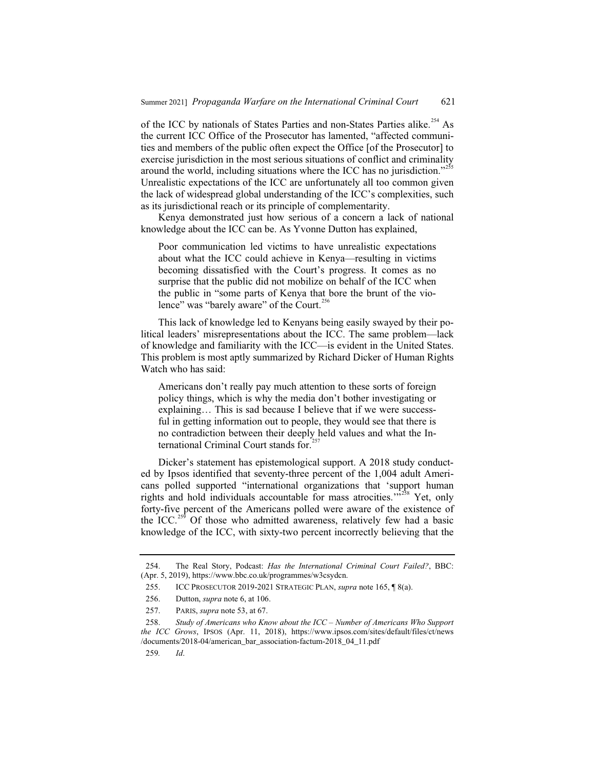of the ICC by nationals of States Parties and non-States Parties alike.[254] As the current ICC Office of the Prosecutor has lamented, "affected communities and members of the public often expect the Office [of the Prosecutor] to exercise jurisdiction in the most serious situations of conflict and criminality around the world, including situations where the ICC has no jurisdiction."[255] Unrealistic expectations of the ICC are unfortunately all too common given the lack of widespread global understanding of the ICC's complexities, such as its jurisdictional reach or its principle of complementarity.

Kenya demonstrated just how serious of a concern a lack of national knowledge about the ICC can be. As Yvonne Dutton has explained,

> Poor communication led victims to have unrealistic expectations about what the ICC could achieve in Kenya—resulting in victims becoming dissatisfied with the Court's progress. It comes as no surprise that the public did not mobilize on behalf of the ICC when the public in "some parts of Kenya that bore the brunt of the violence" was "barely aware" of the Court.[256]

This lack of knowledge led to Kenyans being easily swayed by their political leaders' misrepresentations about the ICC. The same problem—lack of knowledge and familiarity with the ICC—is evident in the United States. This problem is most aptly summarized by Richard Dicker of Human Rights Watch who has said:

> Americans don't really pay much attention to these sorts of foreign policy things, which is why the media don't bother investigating or explaining… This is sad because I believe that if we were successful in getting information out to people, they would see that there is no contradiction between their deeply held values and what the International Criminal Court stands for.[257]

Dicker's statement has epistemological support. A 2018 study conducted by Ipsos identified that seventy-three percent of the 1,004 adult Americans polled supported "international organizations that 'support human rights and hold individuals accountable for mass atrocities.'"[258] Yet, only forty-five percent of the Americans polled were aware of the existence of the ICC.[259] Of those who admitted awareness, relatively few had a basic knowledge of the ICC, with sixty-two percent incorrectly believing that the

---

254. The Real Story, Podcast: *Has the International Criminal Court Failed?*, BBC: (Apr. 5, 2019), https://www.bbc.co.uk/programmes/w3csydcn.

255. ICC PROSECUTOR 2019-2021 STRATEGIC PLAN, *supra* note 165, ¶ 8(a).

256. Dutton, *supra* note 6, at 106.

257. PARIS, *supra* note 53, at 67.

258. *Study of Americans who Know about the ICC – Number of Americans Who Support the ICC Grows*, IPSOS (Apr. 11, 2018), https://www.ipsos.com/sites/default/files/ct/news/documents/2018-04/american_bar_association-factum-2018_04_11.pdf

259. *Id*.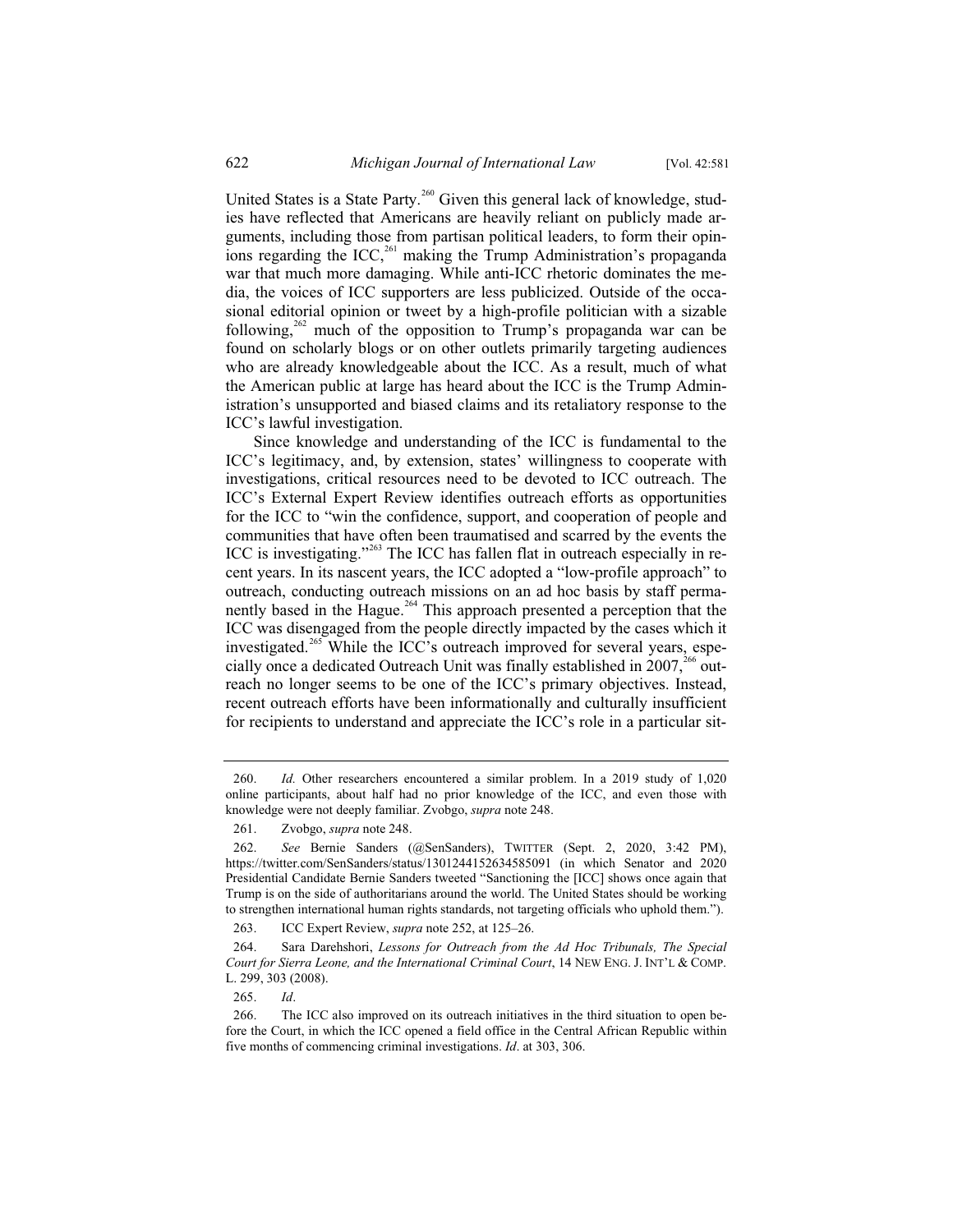United States is a State Party.[260] Given this general lack of knowledge, studies have reflected that Americans are heavily reliant on publicly made arguments, including those from partisan political leaders, to form their opinions regarding the ICC,[261] making the Trump Administration's propaganda war that much more damaging. While anti-ICC rhetoric dominates the media, the voices of ICC supporters are less publicized. Outside of the occasional editorial opinion or tweet by a high-profile politician with a sizable following,[262] much of the opposition to Trump's propaganda war can be found on scholarly blogs or on other outlets primarily targeting audiences who are already knowledgeable about the ICC. As a result, much of what the American public at large has heard about the ICC is the Trump Administration's unsupported and biased claims and its retaliatory response to the ICC's lawful investigation.

Since knowledge and understanding of the ICC is fundamental to the ICC's legitimacy, and, by extension, states' willingness to cooperate with investigations, critical resources need to be devoted to ICC outreach. The ICC's External Expert Review identifies outreach efforts as opportunities for the ICC to "win the confidence, support, and cooperation of people and communities that have often been traumatised and scarred by the events the ICC is investigating."[263] The ICC has fallen flat in outreach especially in recent years. In its nascent years, the ICC adopted a "low-profile approach" to outreach, conducting outreach missions on an ad hoc basis by staff permanently based in the Hague.[264] This approach presented a perception that the ICC was disengaged from the people directly impacted by the cases which it investigated.[265] While the ICC's outreach improved for several years, especially once a dedicated Outreach Unit was finally established in 2007,[266] outreach no longer seems to be one of the ICC's primary objectives. Instead, recent outreach efforts have been informationally and culturally insufficient for recipients to understand and appreciate the ICC's role in a particular sit-

---

260. *Id*. Other researchers encountered a similar problem. In a 2019 study of 1,020 online participants, about half had no prior knowledge of the ICC, and even those with knowledge were not deeply familiar. Zvobgo, *supra* note 248.

261. Zvobgo, *supra* note 248.

262. *See* Bernie Sanders (@SenSanders), TWITTER (Sept. 2, 2020, 3:42 PM), https://twitter.com/SenSanders/status/1301244152634585091 (in which Senator and 2020 Presidential Candidate Bernie Sanders tweeted "Sanctioning the [ICC] shows once again that Trump is on the side of authoritarians around the world. The United States should be working to strengthen international human rights standards, not targeting officials who uphold them.").

263. ICC Expert Review, *supra* note 252, at 125–26.

264. Sara Darehshori, *Lessons for Outreach from the Ad Hoc Tribunals, The Special Court for Sierra Leone, and the International Criminal Court*, 14 NEW ENG. J. INT'L & COMP. L. 299, 303 (2008).

265. *Id*.

266. The ICC also improved on its outreach initiatives in the third situation to open before the Court, in which the ICC opened a field office in the Central African Republic within five months of commencing criminal investigations. *Id*. at 303, 306.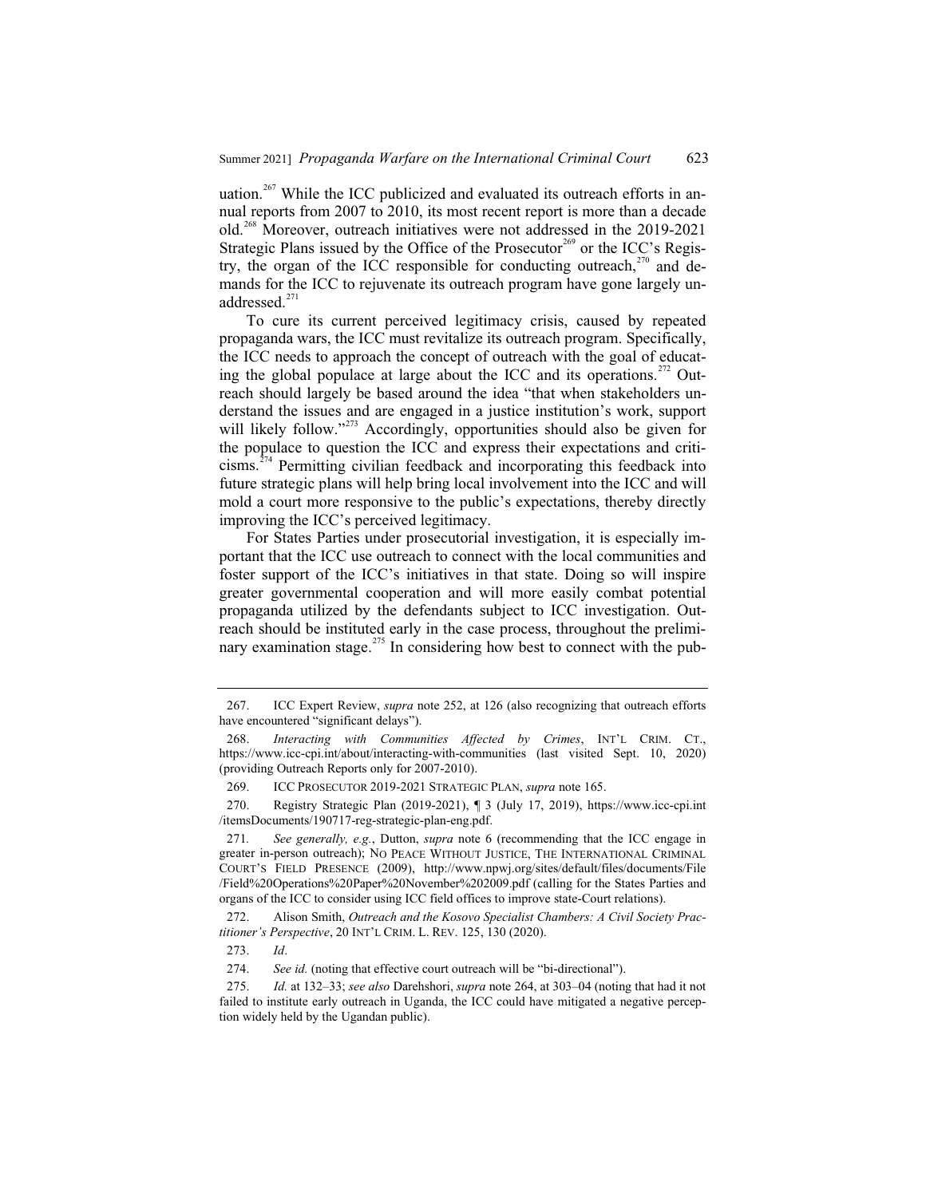uation.[267] While the ICC publicized and evaluated its outreach efforts in annual reports from 2007 to 2010, its most recent report is more than a decade old.[268] Moreover, outreach initiatives were not addressed in the 2019-2021 Strategic Plans issued by the Office of the Prosecutor[269] or the ICC's Registry, the organ of the ICC responsible for conducting outreach,[270] and demands for the ICC to rejuvenate its outreach program have gone largely unaddressed.[271]

To cure its current perceived legitimacy crisis, caused by repeated propaganda wars, the ICC must revitalize its outreach program. Specifically, the ICC needs to approach the concept of outreach with the goal of educating the global populace at large about the ICC and its operations.[272] Outreach should largely be based around the idea "that when stakeholders understand the issues and are engaged in a justice institution's work, support will likely follow."[273] Accordingly, opportunities should also be given for the populace to question the ICC and express their expectations and criticisms.[274] Permitting civilian feedback and incorporating this feedback into future strategic plans will help bring local involvement into the ICC and will mold a court more responsive to the public's expectations, thereby directly improving the ICC's perceived legitimacy.

For States Parties under prosecutorial investigation, it is especially important that the ICC use outreach to connect with the local communities and foster support of the ICC's initiatives in that state. Doing so will inspire greater governmental cooperation and will more easily combat potential propaganda utilized by the defendants subject to ICC investigation. Outreach should be instituted early in the case process, throughout the preliminary examination stage.[275] In considering how best to connect with the pub-

---

267. ICC Expert Review, *supra* note 252, at 126 (also recognizing that outreach efforts have encountered "significant delays").

268. *Interacting with Communities Affected by Crimes*, INT'L CRIM. CT., https://www.icc-cpi.int/about/interacting-with-communities (last visited Sept. 10, 2020) (providing Outreach Reports only for 2007-2010).

269. ICC PROSECUTOR 2019-2021 STRATEGIC PLAN, *supra* note 165.

270. Registry Strategic Plan (2019-2021), ¶ 3 (July 17, 2019), https://www.icc-cpi.int/itemsDocuments/190717-reg-strategic-plan-eng.pdf.

271. *See generally, e.g.*, Dutton, *supra* note 6 (recommending that the ICC engage in greater in-person outreach); NO PEACE WITHOUT JUSTICE, THE INTERNATIONAL CRIMINAL COURT'S FIELD PRESENCE (2009), http://www.npwj.org/sites/default/files/documents/File/Field%20Operations%20Paper%20November%202009.pdf (calling for the States Parties and organs of the ICC to consider using ICC field offices to improve state-Court relations).

272. Alison Smith, *Outreach and the Kosovo Specialist Chambers: A Civil Society Practitioner's Perspective*, 20 INT'L CRIM. L. REV. 125, 130 (2020).

273. *Id*.

274. *See id.* (noting that effective court outreach will be "bi-directional").

275. *Id.* at 132–33; *see also* Darehshori, *supra* note 264, at 303–04 (noting that had it not failed to institute early outreach in Uganda, the ICC could have mitigated a negative perception widely held by the Ugandan public).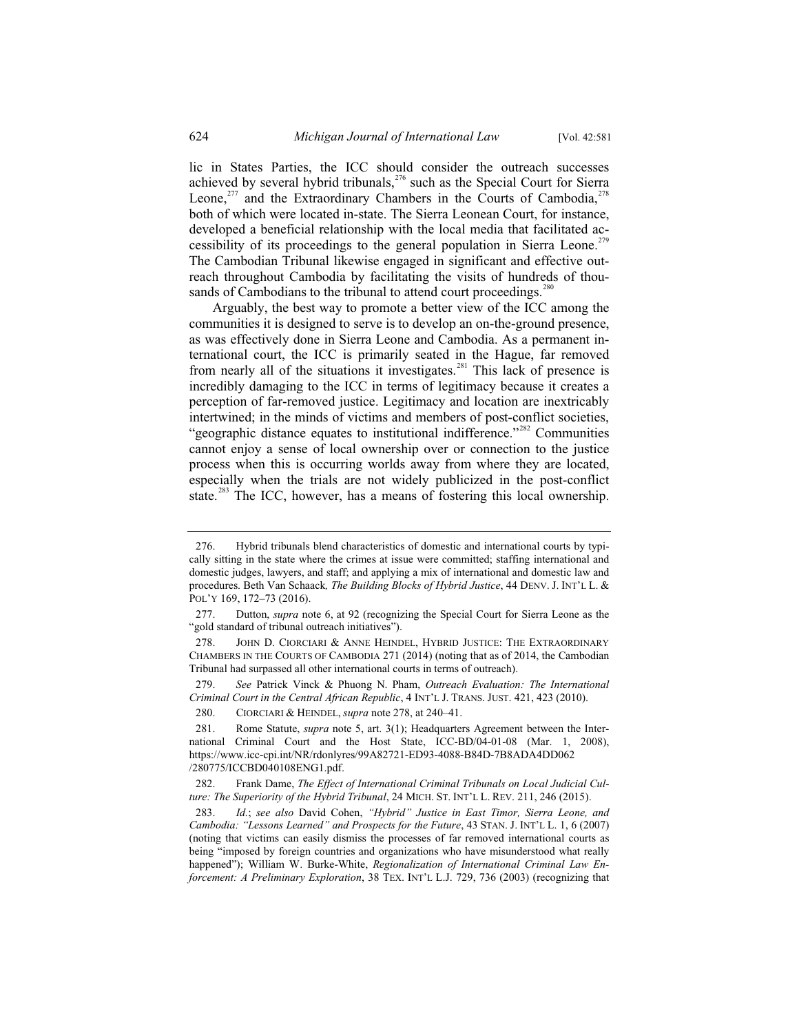lic in States Parties, the ICC should consider the outreach successes achieved by several hybrid tribunals,[276] such as the Special Court for Sierra Leone,[277] and the Extraordinary Chambers in the Courts of Cambodia,[278] both of which were located in-state. The Sierra Leonean Court, for instance, developed a beneficial relationship with the local media that facilitated accessibility of its proceedings to the general population in Sierra Leone.[279] The Cambodian Tribunal likewise engaged in significant and effective outreach throughout Cambodia by facilitating the visits of hundreds of thousands of Cambodians to the tribunal to attend court proceedings.[280]

Arguably, the best way to promote a better view of the ICC among the communities it is designed to serve is to develop an on-the-ground presence, as was effectively done in Sierra Leone and Cambodia. As a permanent international court, the ICC is primarily seated in the Hague, far removed from nearly all of the situations it investigates.[281] This lack of presence is incredibly damaging to the ICC in terms of legitimacy because it creates a perception of far-removed justice. Legitimacy and location are inextricably intertwined; in the minds of victims and members of post-conflict societies, "geographic distance equates to institutional indifference."[282] Communities cannot enjoy a sense of local ownership over or connection to the justice process when this is occurring worlds away from where they are located, especially when the trials are not widely publicized in the post-conflict state.[283] The ICC, however, has a means of fostering this local ownership.

---

276. Hybrid tribunals blend characteristics of domestic and international courts by typically sitting in the state where the crimes at issue were committed; staffing international and domestic judges, lawyers, and staff; and applying a mix of international and domestic law and procedures. Beth Van Schaack, *The Building Blocks of Hybrid Justice*, 44 DENV. J. INT'L L. & POL'Y 169, 172–73 (2016).

277. Dutton, *supra* note 6, at 92 (recognizing the Special Court for Sierra Leone as the "gold standard of tribunal outreach initiatives").

278. JOHN D. CIORCIARI & ANNE HEINDEL, HYBRID JUSTICE: THE EXTRAORDINARY CHAMBERS IN THE COURTS OF CAMBODIA 271 (2014) (noting that as of 2014, the Cambodian Tribunal had surpassed all other international courts in terms of outreach).

279. *See* Patrick Vinck & Phuong N. Pham, *Outreach Evaluation: The International Criminal Court in the Central African Republic*, 4 INT'L J. TRANS. JUST. 421, 423 (2010).

280. CIORCIARI & HEINDEL, *supra* note 278, at 240–41.

281. Rome Statute, *supra* note 5, art. 3(1); Headquarters Agreement between the International Criminal Court and the Host State, ICC-BD/04-01-08 (Mar. 1, 2008), https://www.icc-cpi.int/NR/rdonlyres/99A82721-ED93-4088-B84D-7B8ADA4DD062/280775/ICCBD040108ENG1.pdf.

282. Frank Dame, *The Effect of International Criminal Tribunals on Local Judicial Culture: The Superiority of the Hybrid Tribunal*, 24 MICH. ST. INT'L L. REV. 211, 246 (2015).

283. *Id.*; *see also* David Cohen, *"Hybrid" Justice in East Timor, Sierra Leone, and Cambodia: "Lessons Learned" and Prospects for the Future*, 43 STAN. J. INT'L L. 1, 6 (2007) (noting that victims can easily dismiss the processes of far removed international courts as being "imposed by foreign countries and organizations who have misunderstood what really happened"); William W. Burke-White, *Regionalization of International Criminal Law Enforcement: A Preliminary Exploration*, 38 TEX. INT'L L.J. 729, 736 (2003) (recognizing that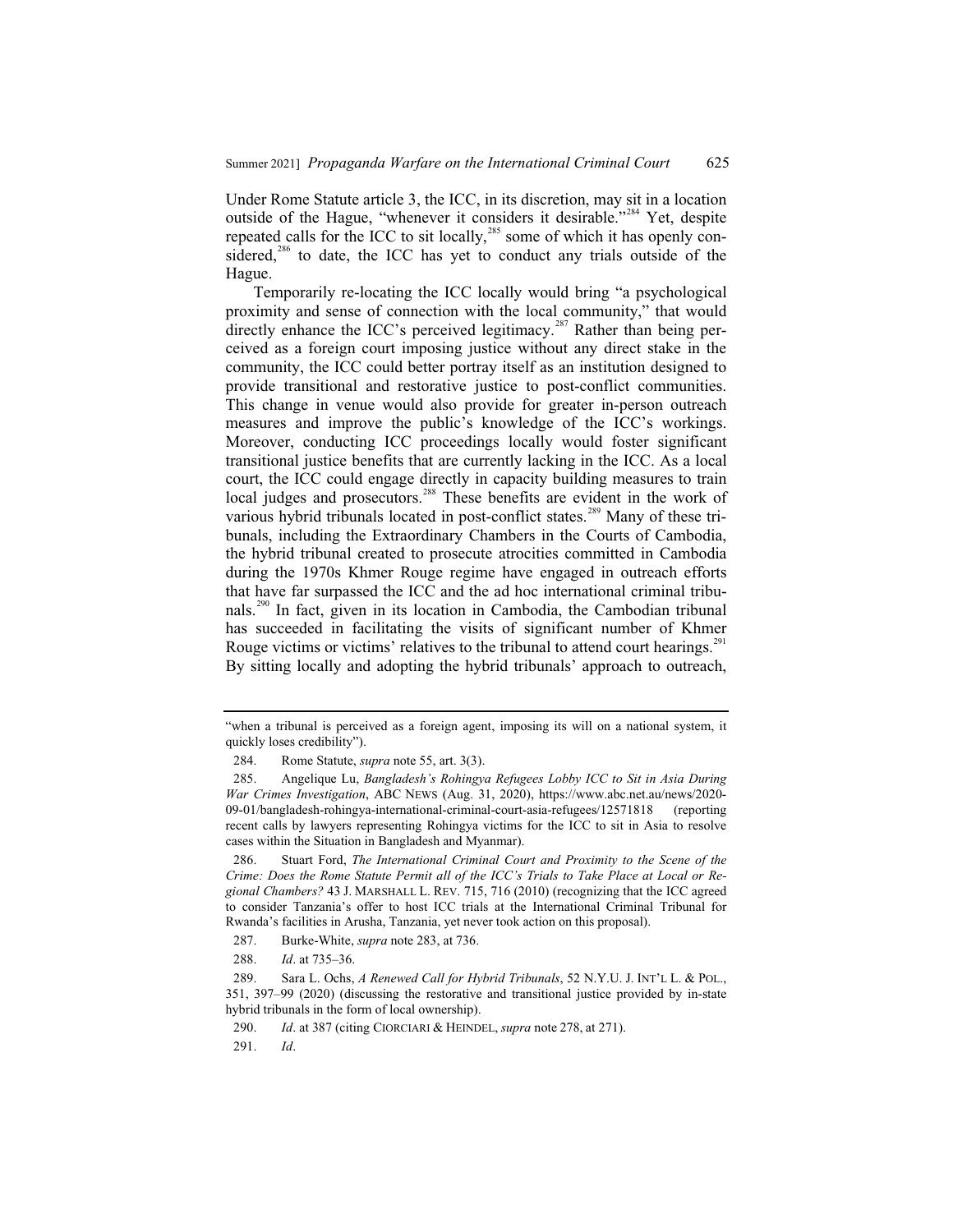Under Rome Statute article 3, the ICC, in its discretion, may sit in a location outside of the Hague, "whenever it considers it desirable."[284] Yet, despite repeated calls for the ICC to sit locally,[285] some of which it has openly considered,[286] to date, the ICC has yet to conduct any trials outside of the Hague.

Temporarily re-locating the ICC locally would bring "a psychological proximity and sense of connection with the local community," that would directly enhance the ICC's perceived legitimacy.[287] Rather than being perceived as a foreign court imposing justice without any direct stake in the community, the ICC could better portray itself as an institution designed to provide transitional and restorative justice to post-conflict communities. This change in venue would also provide for greater in-person outreach measures and improve the public's knowledge of the ICC's workings. Moreover, conducting ICC proceedings locally would foster significant transitional justice benefits that are currently lacking in the ICC. As a local court, the ICC could engage directly in capacity building measures to train local judges and prosecutors.[288] These benefits are evident in the work of various hybrid tribunals located in post-conflict states.[289] Many of these tribunals, including the Extraordinary Chambers in the Courts of Cambodia, the hybrid tribunal created to prosecute atrocities committed in Cambodia during the 1970s Khmer Rouge regime have engaged in outreach efforts that have far surpassed the ICC and the ad hoc international criminal tribunals.[290] In fact, given in its location in Cambodia, the Cambodian tribunal has succeeded in facilitating the visits of significant number of Khmer Rouge victims or victims' relatives to the tribunal to attend court hearings.[291] By sitting locally and adopting the hybrid tribunals' approach to outreach,

---

"when a tribunal is perceived as a foreign agent, imposing its will on a national system, it quickly loses credibility").

284. Rome Statute, *supra* note 55, art. 3(3).

285. Angelique Lu, *Bangladesh's Rohingya Refugees Lobby ICC to Sit in Asia During War Crimes Investigation*, ABC NEWS (Aug. 31, 2020), https://www.abc.net.au/news/2020-09-01/bangladesh-rohingya-international-criminal-court-asia-refugees/12571818 (reporting recent calls by lawyers representing Rohingya victims for the ICC to sit in Asia to resolve cases within the Situation in Bangladesh and Myanmar).

286. Stuart Ford, *The International Criminal Court and Proximity to the Scene of the Crime: Does the Rome Statute Permit all of the ICC's Trials to Take Place at Local or Regional Chambers?* 43 J. MARSHALL L. REV. 715, 716 (2010) (recognizing that the ICC agreed to consider Tanzania's offer to host ICC trials at the International Criminal Tribunal for Rwanda's facilities in Arusha, Tanzania, yet never took action on this proposal).

287. Burke-White, *supra* note 283, at 736.

288. *Id*. at 735–36.

289. Sara L. Ochs, *A Renewed Call for Hybrid Tribunals*, 52 N.Y.U. J. INT'L L. & POL., 351, 397–99 (2020) (discussing the restorative and transitional justice provided by in-state hybrid tribunals in the form of local ownership).

290. *Id*. at 387 (citing CIORCIARI & HEINDEL, *supra* note 278, at 271).

291. *Id*.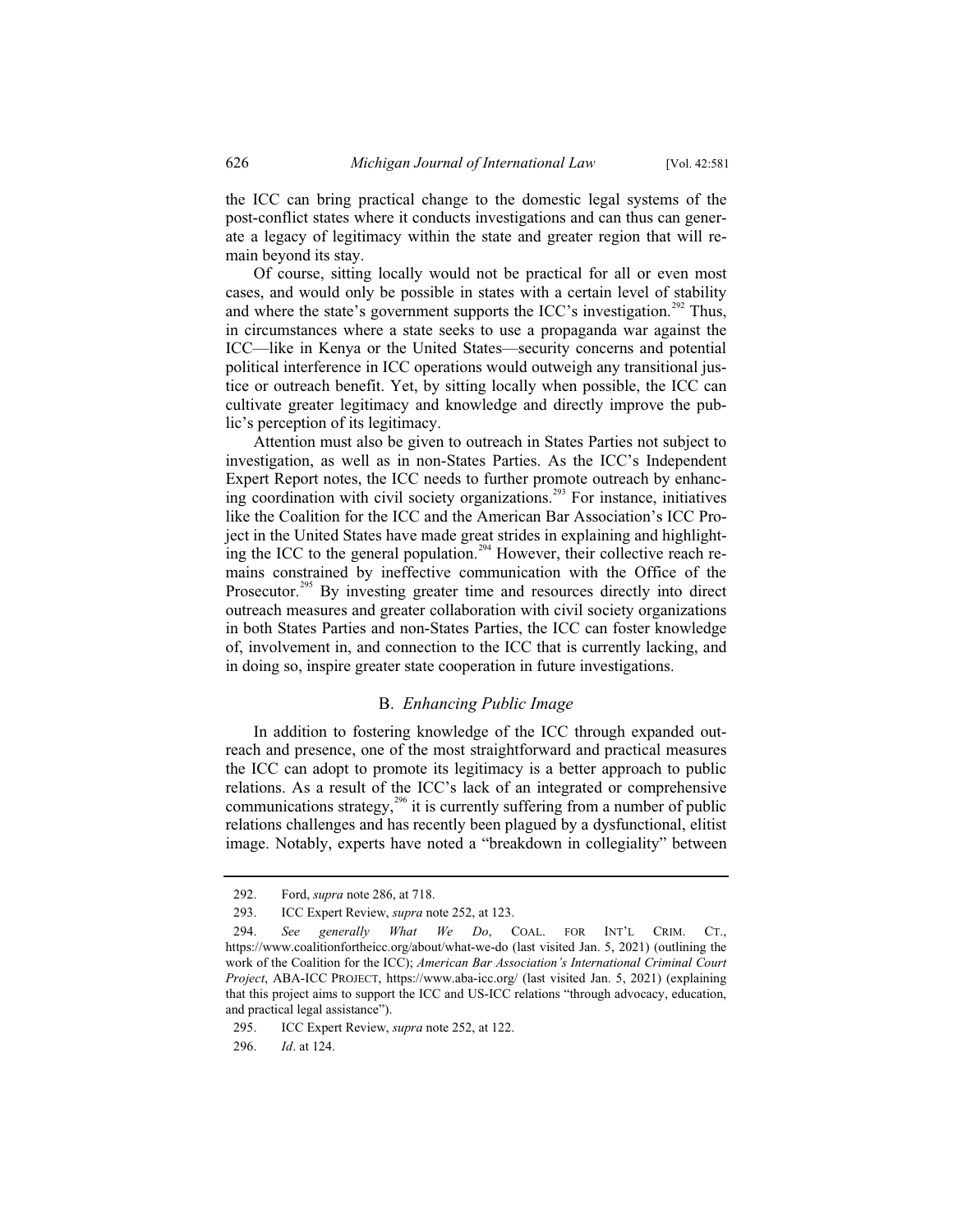the ICC can bring practical change to the domestic legal systems of the post-conflict states where it conducts investigations and can thus can generate a legacy of legitimacy within the state and greater region that will remain beyond its stay.

Of course, sitting locally would not be practical for all or even most cases, and would only be possible in states with a certain level of stability and where the state's government supports the ICC's investigation.[292] Thus, in circumstances where a state seeks to use a propaganda war against the ICC—like in Kenya or the United States—security concerns and potential political interference in ICC operations would outweigh any transitional justice or outreach benefit. Yet, by sitting locally when possible, the ICC can cultivate greater legitimacy and knowledge and directly improve the public's perception of its legitimacy.

Attention must also be given to outreach in States Parties not subject to investigation, as well as in non-States Parties. As the ICC's Independent Expert Report notes, the ICC needs to further promote outreach by enhancing coordination with civil society organizations.[293] For instance, initiatives like the Coalition for the ICC and the American Bar Association's ICC Project in the United States have made great strides in explaining and highlighting the ICC to the general population.[294] However, their collective reach remains constrained by ineffective communication with the Office of the Prosecutor.[295] By investing greater time and resources directly into direct outreach measures and greater collaboration with civil society organizations in both States Parties and non-States Parties, the ICC can foster knowledge of, involvement in, and connection to the ICC that is currently lacking, and in doing so, inspire greater state cooperation in future investigations.

### B. *Enhancing Public Image*

In addition to fostering knowledge of the ICC through expanded outreach and presence, one of the most straightforward and practical measures the ICC can adopt to promote its legitimacy is a better approach to public relations. As a result of the ICC's lack of an integrated or comprehensive communications strategy,[296] it is currently suffering from a number of public relations challenges and has recently been plagued by a dysfunctional, elitist image. Notably, experts have noted a "breakdown in collegiality" between

---

292. Ford, *supra* note 286, at 718.

293. ICC Expert Review, *supra* note 252, at 123.

294. *See generally What We Do*, COAL. FOR INT'L CRIM. CT., https://www.coalitionfortheicc.org/about/what-we-do (last visited Jan. 5, 2021) (outlining the work of the Coalition for the ICC); *American Bar Association's International Criminal Court Project*, ABA-ICC PROJECT, https://www.aba-icc.org/ (last visited Jan. 5, 2021) (explaining that this project aims to support the ICC and US-ICC relations "through advocacy, education, and practical legal assistance").

295. ICC Expert Review, *supra* note 252, at 122.

296. *Id*. at 124.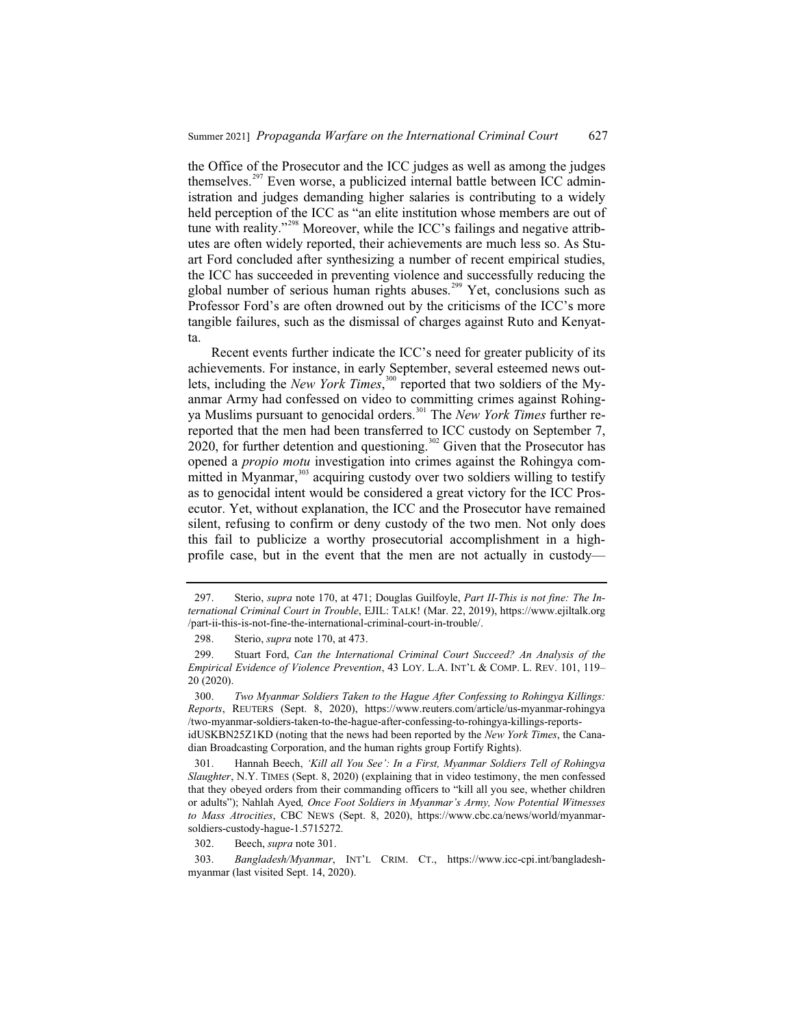the Office of the Prosecutor and the ICC judges as well as among the judges themselves.[297] Even worse, a publicized internal battle between ICC administration and judges demanding higher salaries is contributing to a widely held perception of the ICC as "an elite institution whose members are out of tune with reality."[298] Moreover, while the ICC's failings and negative attributes are often widely reported, their achievements are much less so. As Stuart Ford concluded after synthesizing a number of recent empirical studies, the ICC has succeeded in preventing violence and successfully reducing the global number of serious human rights abuses.[299] Yet, conclusions such as Professor Ford's are often drowned out by the criticisms of the ICC's more tangible failures, such as the dismissal of charges against Ruto and Kenyatta.

Recent events further indicate the ICC's need for greater publicity of its achievements. For instance, in early September, several esteemed news outlets, including the *New York Times*,[300] reported that two soldiers of the Myanmar Army had confessed on video to committing crimes against Rohingya Muslims pursuant to genocidal orders.[301] The *New York Times* further rereported that the men had been transferred to ICC custody on September 7, 2020, for further detention and questioning.[302] Given that the Prosecutor has opened a *propio motu* investigation into crimes against the Rohingya committed in Myanmar,[303] acquiring custody over two soldiers willing to testify as to genocidal intent would be considered a great victory for the ICC Prosecutor. Yet, without explanation, the ICC and the Prosecutor have remained silent, refusing to confirm or deny custody of the two men. Not only does this fail to publicize a worthy prosecutorial accomplishment in a high-profile case, but in the event that the men are not actually in custody—

---

297. Sterio, *supra* note 170, at 471; Douglas Guilfoyle, *Part II-This is not fine: The International Criminal Court in Trouble*, EJIL: TALK! (Mar. 22, 2019), https://www.ejiltalk.org/part-ii-this-is-not-fine-the-international-criminal-court-in-trouble/.

298. Sterio, *supra* note 170, at 473.

299. Stuart Ford, *Can the International Criminal Court Succeed? An Analysis of the Empirical Evidence of Violence Prevention*, 43 LOY. L.A. INT'L & COMP. L. REV. 101, 119–20 (2020).

300. *Two Myanmar Soldiers Taken to the Hague After Confessing to Rohingya Killings: Reports*, REUTERS (Sept. 8, 2020), https://www.reuters.com/article/us-myanmar-rohingya/two-myanmar-soldiers-taken-to-the-hague-after-confessing-to-rohingya-killings-reports-idUSKBN25Z1KD (noting that the news had been reported by the *New York Times*, the Canadian Broadcasting Corporation, and the human rights group Fortify Rights).

301. Hannah Beech, *'Kill all You See': In a First, Myanmar Soldiers Tell of Rohingya Slaughter*, N.Y. TIMES (Sept. 8, 2020) (explaining that in video testimony, the men confessed that they obeyed orders from their commanding officers to "kill all you see, whether children or adults"); Nahlah Ayed*, Once Foot Soldiers in Myanmar's Army, Now Potential Witnesses to Mass Atrocities*, CBC NEWS (Sept. 8, 2020), https://www.cbc.ca/news/world/myanmar-soldiers-custody-hague-1.5715272.

302. Beech, *supra* note 301.

303. *Bangladesh/Myanmar*, INT'L CRIM. CT., https://www.icc-cpi.int/bangladesh-myanmar (last visited Sept. 14, 2020).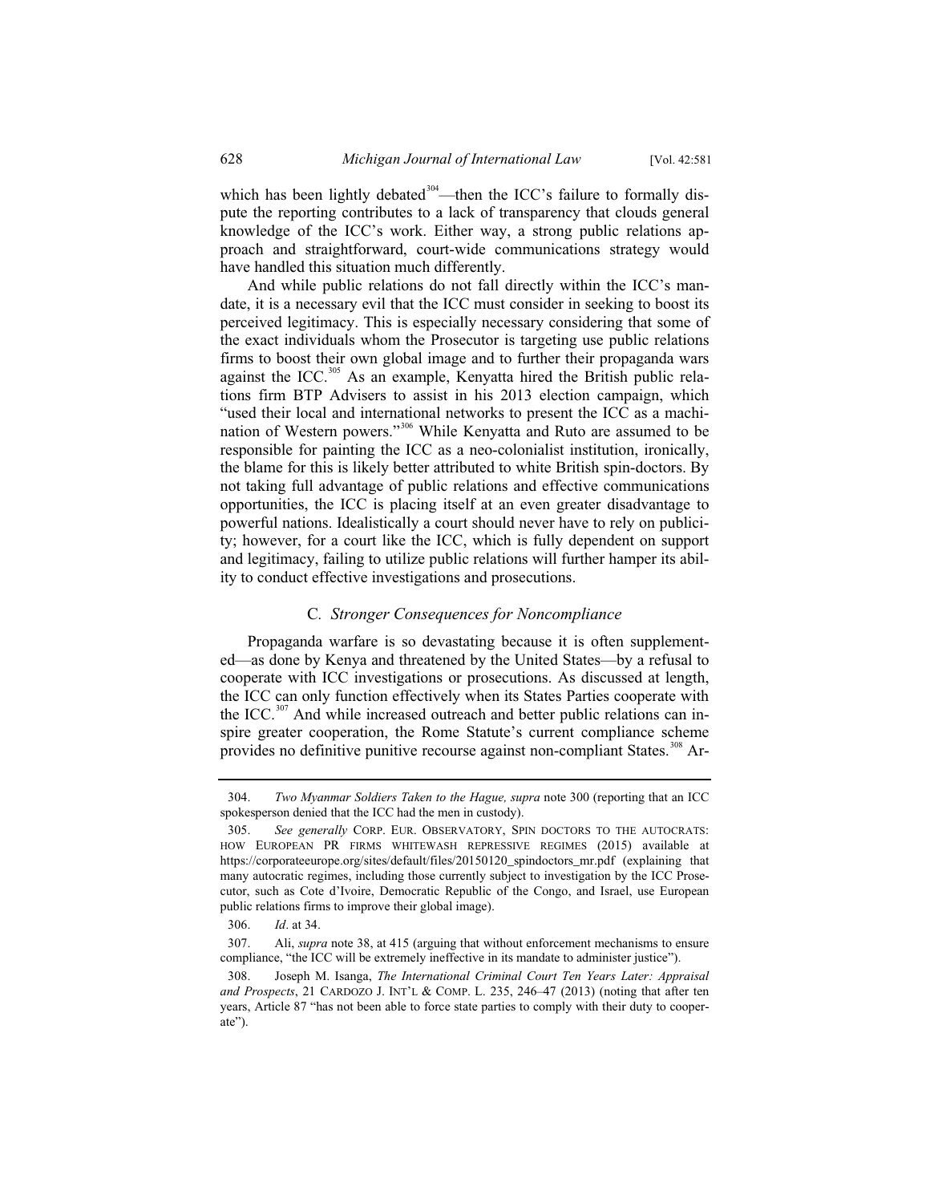which has been lightly debated[304]—then the ICC's failure to formally dispute the reporting contributes to a lack of transparency that clouds general knowledge of the ICC's work. Either way, a strong public relations approach and straightforward, court-wide communications strategy would have handled this situation much differently.

And while public relations do not fall directly within the ICC's mandate, it is a necessary evil that the ICC must consider in seeking to boost its perceived legitimacy. This is especially necessary considering that some of the exact individuals whom the Prosecutor is targeting use public relations firms to boost their own global image and to further their propaganda wars against the ICC.[305] As an example, Kenyatta hired the British public relations firm BTP Advisers to assist in his 2013 election campaign, which "used their local and international networks to present the ICC as a machination of Western powers."[306] While Kenyatta and Ruto are assumed to be responsible for painting the ICC as a neo-colonialist institution, ironically, the blame for this is likely better attributed to white British spin-doctors. By not taking full advantage of public relations and effective communications opportunities, the ICC is placing itself at an even greater disadvantage to powerful nations. Idealistically a court should never have to rely on publicity; however, for a court like the ICC, which is fully dependent on support and legitimacy, failing to utilize public relations will further hamper its ability to conduct effective investigations and prosecutions.

### C. *Stronger Consequences for Noncompliance*

Propaganda warfare is so devastating because it is often supplemented—as done by Kenya and threatened by the United States—by a refusal to cooperate with ICC investigations or prosecutions. As discussed at length, the ICC can only function effectively when its States Parties cooperate with the ICC.[307] And while increased outreach and better public relations can inspire greater cooperation, the Rome Statute's current compliance scheme provides no definitive punitive recourse against non-compliant States.[308] Ar-

---

304. *Two Myanmar Soldiers Taken to the Hague, supra* note 300 (reporting that an ICC spokesperson denied that the ICC had the men in custody).

305. *See generally* CORP. EUR. OBSERVATORY, SPIN DOCTORS TO THE AUTOCRATS: HOW EUROPEAN PR FIRMS WHITEWASH REPRESSIVE REGIMES (2015) available at https://corporateeurope.org/sites/default/files/20150120_spindoctors_mr.pdf (explaining that many autocratic regimes, including those currently subject to investigation by the ICC Prosecutor, such as Cote d'Ivoire, Democratic Republic of the Congo, and Israel, use European public relations firms to improve their global image).

306. *Id*. at 34.

307. Ali, *supra* note 38, at 415 (arguing that without enforcement mechanisms to ensure compliance, "the ICC will be extremely ineffective in its mandate to administer justice").

308. Joseph M. Isanga, *The International Criminal Court Ten Years Later: Appraisal and Prospects*, 21 CARDOZO J. INT'L & COMP. L. 235, 246–47 (2013) (noting that after ten years, Article 87 "has not been able to force state parties to comply with their duty to cooperate").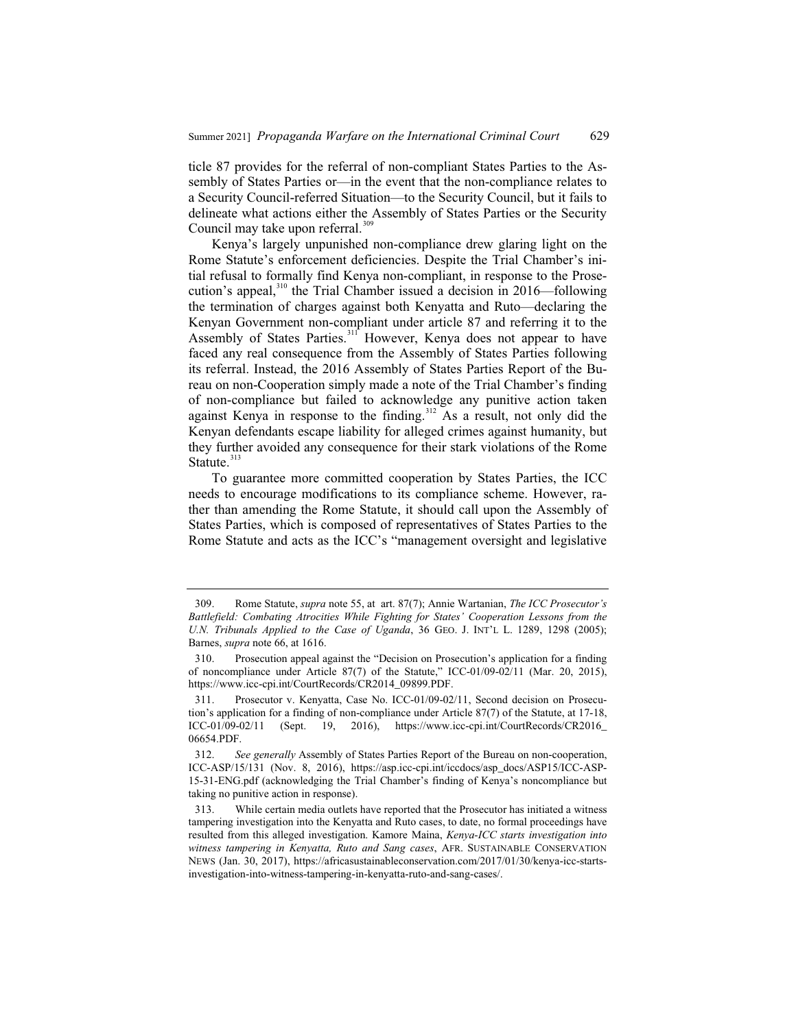ticle 87 provides for the referral of non-compliant States Parties to the Assembly of States Parties or—in the event that the non-compliance relates to a Security Council-referred Situation—to the Security Council, but it fails to delineate what actions either the Assembly of States Parties or the Security Council may take upon referral.[309]

Kenya's largely unpunished non-compliance drew glaring light on the Rome Statute's enforcement deficiencies. Despite the Trial Chamber's initial refusal to formally find Kenya non-compliant, in response to the Prosecution's appeal,[310] the Trial Chamber issued a decision in 2016—following the termination of charges against both Kenyatta and Ruto—declaring the Kenyan Government non-compliant under article 87 and referring it to the Assembly of States Parties.[311] However, Kenya does not appear to have faced any real consequence from the Assembly of States Parties following its referral. Instead, the 2016 Assembly of States Parties Report of the Bureau on non-Cooperation simply made a note of the Trial Chamber's finding of non-compliance but failed to acknowledge any punitive action taken against Kenya in response to the finding.[312] As a result, not only did the Kenyan defendants escape liability for alleged crimes against humanity, but they further avoided any consequence for their stark violations of the Rome Statute.[313]

To guarantee more committed cooperation by States Parties, the ICC needs to encourage modifications to its compliance scheme. However, rather than amending the Rome Statute, it should call upon the Assembly of States Parties, which is composed of representatives of States Parties to the Rome Statute and acts as the ICC's "management oversight and legislative

---

309. Rome Statute, *supra* note 55, at art. 87(7); Annie Wartanian, *The ICC Prosecutor's Battlefield: Combating Atrocities While Fighting for States' Cooperation Lessons from the U.N. Tribunals Applied to the Case of Uganda*, 36 GEO. J. INT'L L. 1289, 1298 (2005); Barnes, *supra* note 66, at 1616.

310. Prosecution appeal against the "Decision on Prosecution's application for a finding of noncompliance under Article 87(7) of the Statute," ICC-01/09-02/11 (Mar. 20, 2015), https://www.icc-cpi.int/CourtRecords/CR2014_09899.PDF.

311. Prosecutor v. Kenyatta, Case No. ICC-01/09-02/11, Second decision on Prosecution's application for a finding of non-compliance under Article 87(7) of the Statute, at 17-18, ICC-01/09-02/11 (Sept. 19, 2016), https://www.icc-cpi.int/CourtRecords/CR2016_06654.PDF.

312. *See generally* Assembly of States Parties Report of the Bureau on non-cooperation, ICC-ASP/15/131 (Nov. 8, 2016), https://asp.icc-cpi.int/iccdocs/asp_docs/ASP15/ICC-ASP-15-31-ENG.pdf (acknowledging the Trial Chamber's finding of Kenya's noncompliance but taking no punitive action in response).

313. While certain media outlets have reported that the Prosecutor has initiated a witness tampering investigation into the Kenyatta and Ruto cases, to date, no formal proceedings have resulted from this alleged investigation. Kamore Maina, *Kenya-ICC starts investigation into witness tampering in Kenyatta, Ruto and Sang cases*, AFR. SUSTAINABLE CONSERVATION NEWS (Jan. 30, 2017), https://africasustainableconservation.com/2017/01/30/kenya-icc-starts-investigation-into-witness-tampering-in-kenyatta-ruto-and-sang-cases/.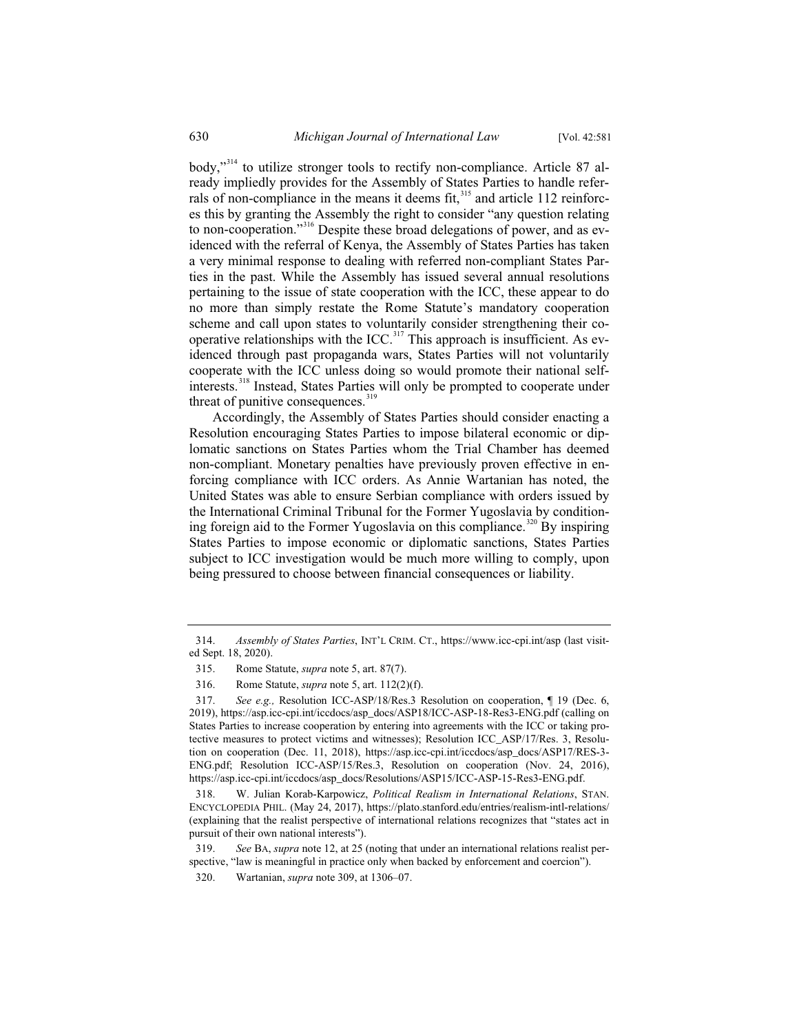body,"[314] to utilize stronger tools to rectify non-compliance. Article 87 already impliedly provides for the Assembly of States Parties to handle referrals of non-compliance in the means it deems fit,[315] and article 112 reinforces this by granting the Assembly the right to consider "any question relating to non-cooperation."[316] Despite these broad delegations of power, and as evidenced with the referral of Kenya, the Assembly of States Parties has taken a very minimal response to dealing with referred non-compliant States Parties in the past. While the Assembly has issued several annual resolutions pertaining to the issue of state cooperation with the ICC, these appear to do no more than simply restate the Rome Statute's mandatory cooperation scheme and call upon states to voluntarily consider strengthening their cooperative relationships with the ICC.[317] This approach is insufficient. As evidenced through past propaganda wars, States Parties will not voluntarily cooperate with the ICC unless doing so would promote their national self-interests.[318] Instead, States Parties will only be prompted to cooperate under threat of punitive consequences.[319]

Accordingly, the Assembly of States Parties should consider enacting a Resolution encouraging States Parties to impose bilateral economic or diplomatic sanctions on States Parties whom the Trial Chamber has deemed non-compliant. Monetary penalties have previously proven effective in enforcing compliance with ICC orders. As Annie Wartanian has noted, the United States was able to ensure Serbian compliance with orders issued by the International Criminal Tribunal for the Former Yugoslavia by conditioning foreign aid to the Former Yugoslavia on this compliance.[320] By inspiring States Parties to impose economic or diplomatic sanctions, States Parties subject to ICC investigation would be much more willing to comply, upon being pressured to choose between financial consequences or liability.

---

314. *Assembly of States Parties*, INT'L CRIM. CT., https://www.icc-cpi.int/asp (last visited Sept. 18, 2020).

315. Rome Statute, *supra* note 5, art. 87(7).

316. Rome Statute, *supra* note 5, art. 112(2)(f).

317. *See e.g.,* Resolution ICC-ASP/18/Res.3 Resolution on cooperation, ¶ 19 (Dec. 6, 2019), https://asp.icc-cpi.int/iccdocs/asp_docs/ASP18/ICC-ASP-18-Res3-ENG.pdf (calling on States Parties to increase cooperation by entering into agreements with the ICC or taking protective measures to protect victims and witnesses); Resolution ICC_ASP/17/Res. 3, Resolution on cooperation (Dec. 11, 2018), https://asp.icc-cpi.int/iccdocs/asp_docs/ASP17/RES-3-ENG.pdf; Resolution ICC-ASP/15/Res.3, Resolution on cooperation (Nov. 24, 2016), https://asp.icc-cpi.int/iccdocs/asp_docs/Resolutions/ASP15/ICC-ASP-15-Res3-ENG.pdf.

318. W. Julian Korab-Karpowicz, *Political Realism in International Relations*, STAN. ENCYCLOPEDIA PHIL. (May 24, 2017), https://plato.stanford.edu/entries/realism-intl-relations/ (explaining that the realist perspective of international relations recognizes that "states act in pursuit of their own national interests").

319. *See* BA, *supra* note 12, at 25 (noting that under an international relations realist perspective, "law is meaningful in practice only when backed by enforcement and coercion").

320. Wartanian, *supra* note 309, at 1306–07.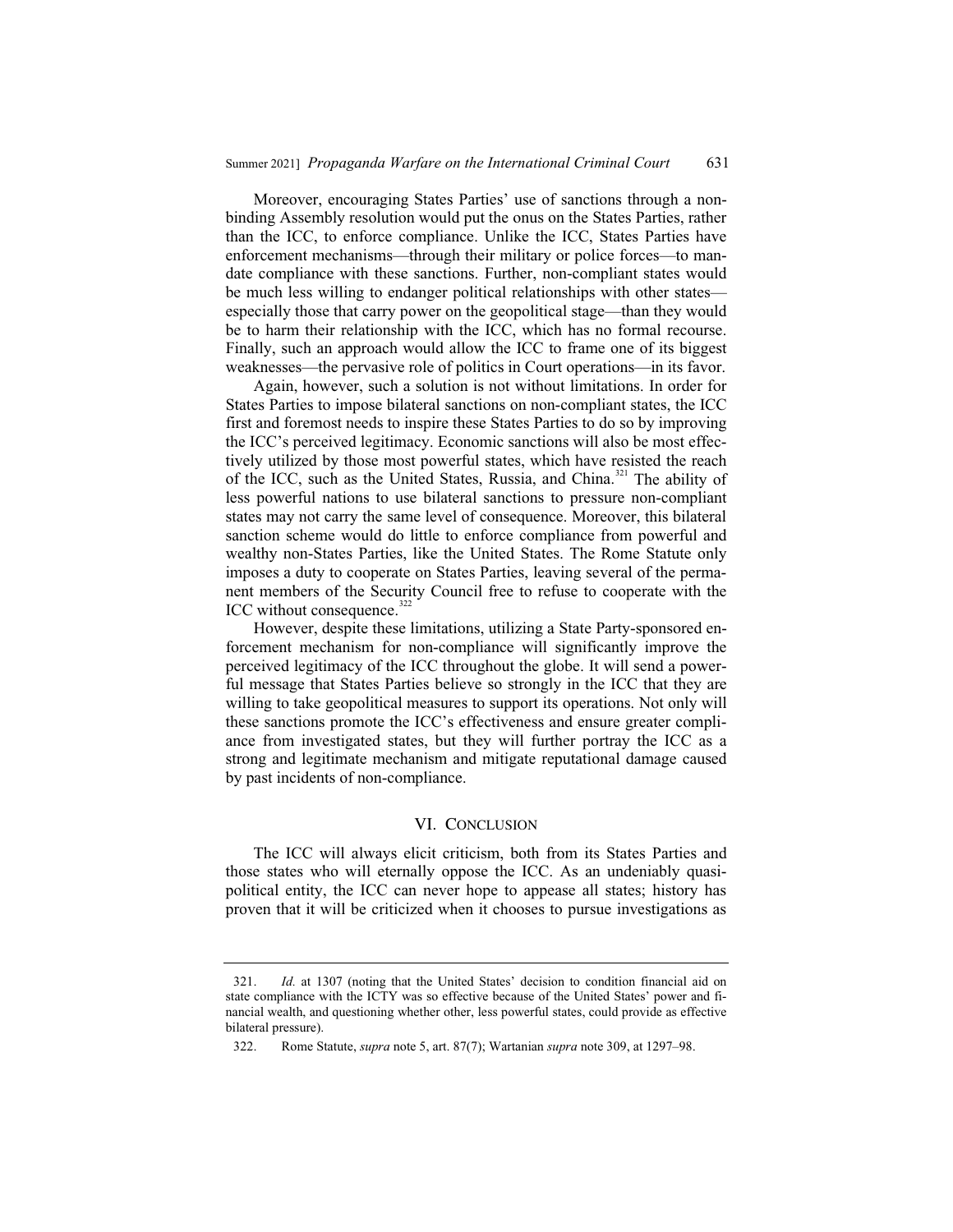Moreover, encouraging States Parties' use of sanctions through a non-binding Assembly resolution would put the onus on the States Parties, rather than the ICC, to enforce compliance. Unlike the ICC, States Parties have enforcement mechanisms—through their military or police forces—to mandate compliance with these sanctions. Further, non-compliant states would be much less willing to endanger political relationships with other states—especially those that carry power on the geopolitical stage—than they would be to harm their relationship with the ICC, which has no formal recourse. Finally, such an approach would allow the ICC to frame one of its biggest weaknesses—the pervasive role of politics in Court operations—in its favor.

Again, however, such a solution is not without limitations. In order for States Parties to impose bilateral sanctions on non-compliant states, the ICC first and foremost needs to inspire these States Parties to do so by improving the ICC's perceived legitimacy. Economic sanctions will also be most effectively utilized by those most powerful states, which have resisted the reach of the ICC, such as the United States, Russia, and China.[321] The ability of less powerful nations to use bilateral sanctions to pressure non-compliant states may not carry the same level of consequence. Moreover, this bilateral sanction scheme would do little to enforce compliance from powerful and wealthy non-States Parties, like the United States. The Rome Statute only imposes a duty to cooperate on States Parties, leaving several of the permanent members of the Security Council free to refuse to cooperate with the ICC without consequence.[322]

However, despite these limitations, utilizing a State Party-sponsored enforcement mechanism for non-compliance will significantly improve the perceived legitimacy of the ICC throughout the globe. It will send a powerful message that States Parties believe so strongly in the ICC that they are willing to take geopolitical measures to support its operations. Not only will these sanctions promote the ICC's effectiveness and ensure greater compliance from investigated states, but they will further portray the ICC as a strong and legitimate mechanism and mitigate reputational damage caused by past incidents of non-compliance.

## VI. Conclusion

The ICC will always elicit criticism, both from its States Parties and those states who will eternally oppose the ICC. As an undeniably quasi-political entity, the ICC can never hope to appease all states; history has proven that it will be criticized when it chooses to pursue investigations as

---

321. *Id.* at 1307 (noting that the United States' decision to condition financial aid on state compliance with the ICTY was so effective because of the United States' power and financial wealth, and questioning whether other, less powerful states, could provide as effective bilateral pressure).

322. Rome Statute, *supra* note 5, art. 87(7); Wartanian *supra* note 309, at 1297–98.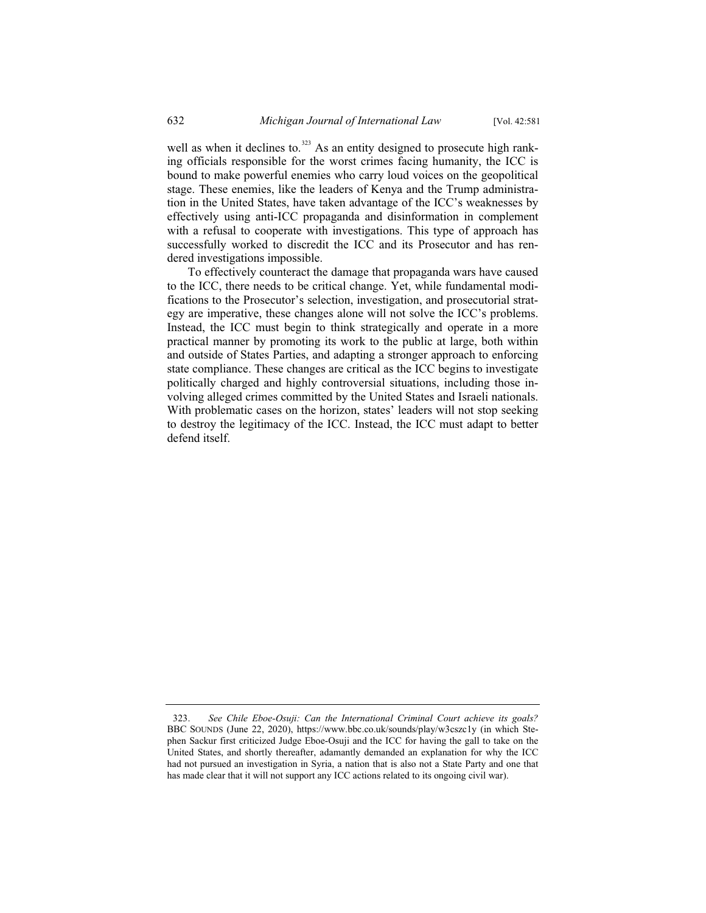well as when it declines to.[323] As an entity designed to prosecute high ranking officials responsible for the worst crimes facing humanity, the ICC is bound to make powerful enemies who carry loud voices on the geopolitical stage. These enemies, like the leaders of Kenya and the Trump administration in the United States, have taken advantage of the ICC's weaknesses by effectively using anti-ICC propaganda and disinformation in complement with a refusal to cooperate with investigations. This type of approach has successfully worked to discredit the ICC and its Prosecutor and has rendered investigations impossible.

To effectively counteract the damage that propaganda wars have caused to the ICC, there needs to be critical change. Yet, while fundamental modifications to the Prosecutor's selection, investigation, and prosecutorial strategy are imperative, these changes alone will not solve the ICC's problems. Instead, the ICC must begin to think strategically and operate in a more practical manner by promoting its work to the public at large, both within and outside of States Parties, and adapting a stronger approach to enforcing state compliance. These changes are critical as the ICC begins to investigate politically charged and highly controversial situations, including those involving alleged crimes committed by the United States and Israeli nationals. With problematic cases on the horizon, states' leaders will not stop seeking to destroy the legitimacy of the ICC. Instead, the ICC must adapt to better defend itself.

---

323. *See Chile Eboe-Osuji: Can the International Criminal Court achieve its goals?* BBC SOUNDS (June 22, 2020), https://www.bbc.co.uk/sounds/play/w3cszc1y (in which Stephen Sackur first criticized Judge Eboe-Osuji and the ICC for having the gall to take on the United States, and shortly thereafter, adamantly demanded an explanation for why the ICC had not pursued an investigation in Syria, a nation that is also not a State Party and one that has made clear that it will not support any ICC actions related to its ongoing civil war).